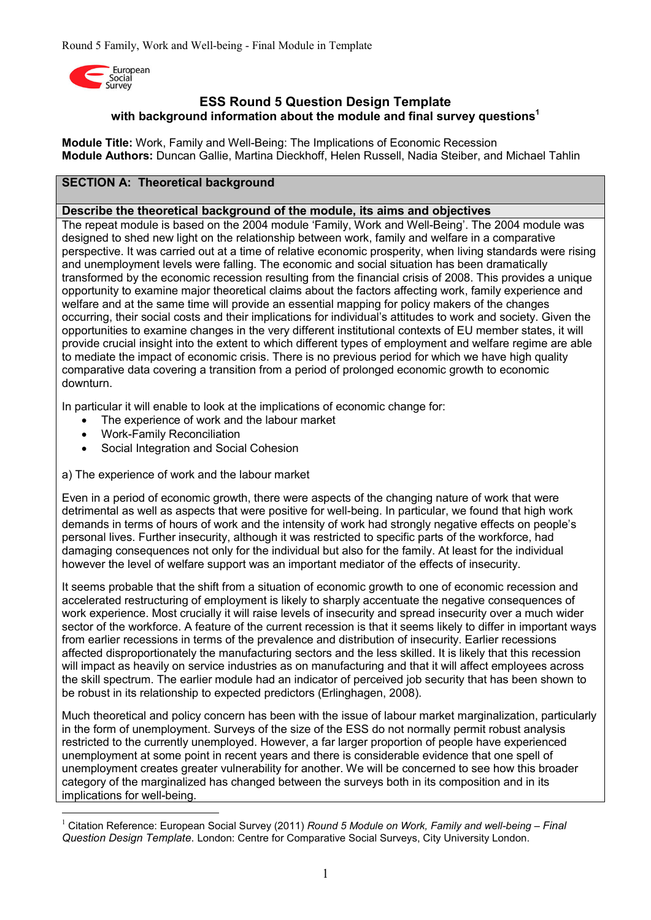# ESS Round 5 Question Design Template
## with background information about the module and final survey questions[1]

**Module Title:** Work, Family and Well-Being: The Implications of Economic Recession
**Module Authors:** Duncan Gallie, Martina Dieckhoff, Helen Russell, Nadia Steiber, and Michael Tahlin

## SECTION A: Theoretical background

### Describe the theoretical background of the module, its aims and objectives

The repeat module is based on the 2004 module 'Family, Work and Well-Being'. The 2004 module was designed to shed new light on the relationship between work, family and welfare in a comparative perspective. It was carried out at a time of relative economic prosperity, when living standards were rising and unemployment levels were falling. The economic and social situation has been dramatically transformed by the economic recession resulting from the financial crisis of 2008. This provides a unique opportunity to examine major theoretical claims about the factors affecting work, family experience and welfare and at the same time will provide an essential mapping for policy makers of the changes occurring, their social costs and their implications for individual's attitudes to work and society. Given the opportunities to examine changes in the very different institutional contexts of EU member states, it will provide crucial insight into the extent to which different types of employment and welfare regime are able to mediate the impact of economic crisis. There is no previous period for which we have high quality comparative data covering a transition from a period of prolonged economic growth to economic downturn.

In particular it will enable to look at the implications of economic change for:

- The experience of work and the labour market
- Work-Family Reconciliation
- Social Integration and Social Cohesion

a) The experience of work and the labour market

Even in a period of economic growth, there were aspects of the changing nature of work that were detrimental as well as aspects that were positive for well-being. In particular, we found that high work demands in terms of hours of work and the intensity of work had strongly negative effects on people's personal lives. Further insecurity, although it was restricted to specific parts of the workforce, had damaging consequences not only for the individual but also for the family. At least for the individual however the level of welfare support was an important mediator of the effects of insecurity.

It seems probable that the shift from a situation of economic growth to one of economic recession and accelerated restructuring of employment is likely to sharply accentuate the negative consequences of work experience. Most crucially it will raise levels of insecurity and spread insecurity over a much wider sector of the workforce. A feature of the current recession is that it seems likely to differ in important ways from earlier recessions in terms of the prevalence and distribution of insecurity. Earlier recessions affected disproportionately the manufacturing sectors and the less skilled. It is likely that this recession will impact as heavily on service industries as on manufacturing and that it will affect employees across the skill spectrum. The earlier module had an indicator of perceived job security that has been shown to be robust in its relationship to expected predictors (Erlinghagen, 2008).

Much theoretical and policy concern has been with the issue of labour market marginalization, particularly in the form of unemployment. Surveys of the size of the ESS do not normally permit robust analysis restricted to the currently unemployed. However, a far larger proportion of people have experienced unemployment at some point in recent years and there is considerable evidence that one spell of unemployment creates greater vulnerability for another. We will be concerned to see how this broader category of the marginalized has changed between the surveys both in its composition and in its implications for well-being.

---

[1] Citation Reference: European Social Survey (2011) *Round 5 Module on Work, Family and well-being – Final Question Design Template*. London: Centre for Comparative Social Surveys, City University London.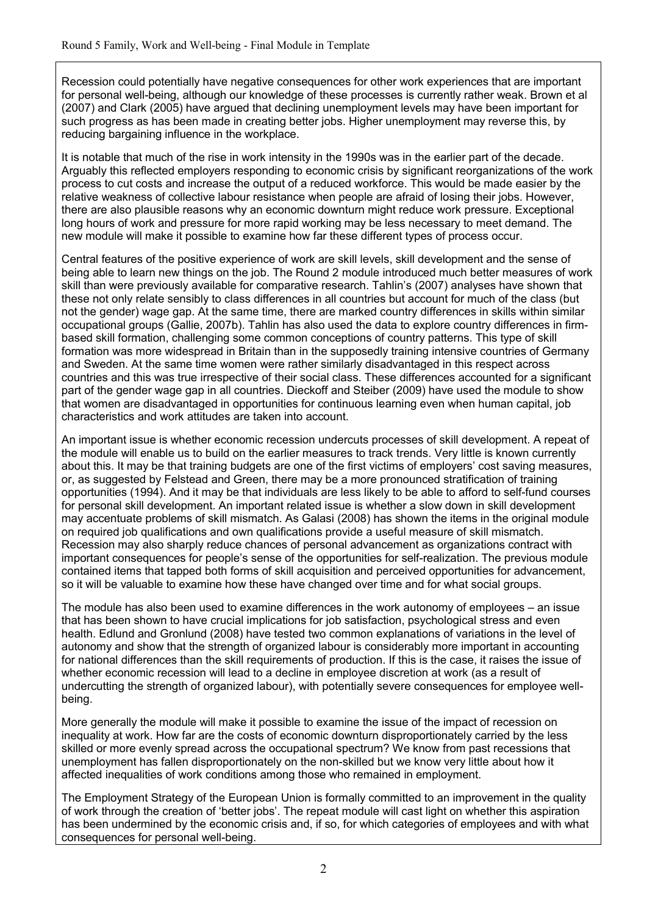Recession could potentially have negative consequences for other work experiences that are important for personal well-being, although our knowledge of these processes is currently rather weak. Brown et al (2007) and Clark (2005) have argued that declining unemployment levels may have been important for such progress as has been made in creating better jobs. Higher unemployment may reverse this, by reducing bargaining influence in the workplace.

It is notable that much of the rise in work intensity in the 1990s was in the earlier part of the decade. Arguably this reflected employers responding to economic crisis by significant reorganizations of the work process to cut costs and increase the output of a reduced workforce. This would be made easier by the relative weakness of collective labour resistance when people are afraid of losing their jobs. However, there are also plausible reasons why an economic downturn might reduce work pressure. Exceptional long hours of work and pressure for more rapid working may be less necessary to meet demand. The new module will make it possible to examine how far these different types of process occur.

Central features of the positive experience of work are skill levels, skill development and the sense of being able to learn new things on the job. The Round 2 module introduced much better measures of work skill than were previously available for comparative research. Tahlin's (2007) analyses have shown that these not only relate sensibly to class differences in all countries but account for much of the class (but not the gender) wage gap. At the same time, there are marked country differences in skills within similar occupational groups (Gallie, 2007b). Tahlin has also used the data to explore country differences in firm-based skill formation, challenging some common conceptions of country patterns. This type of skill formation was more widespread in Britain than in the supposedly training intensive countries of Germany and Sweden. At the same time women were rather similarly disadvantaged in this respect across countries and this was true irrespective of their social class. These differences accounted for a significant part of the gender wage gap in all countries. Dieckoff and Steiber (2009) have used the module to show that women are disadvantaged in opportunities for continuous learning even when human capital, job characteristics and work attitudes are taken into account.

An important issue is whether economic recession undercuts processes of skill development. A repeat of the module will enable us to build on the earlier measures to track trends. Very little is known currently about this. It may be that training budgets are one of the first victims of employers' cost saving measures, or, as suggested by Felstead and Green, there may be a more pronounced stratification of training opportunities (1994). And it may be that individuals are less likely to be able to afford to self-fund courses for personal skill development. An important related issue is whether a slow down in skill development may accentuate problems of skill mismatch. As Galasi (2008) has shown the items in the original module on required job qualifications and own qualifications provide a useful measure of skill mismatch. Recession may also sharply reduce chances of personal advancement as organizations contract with important consequences for people's sense of the opportunities for self-realization. The previous module contained items that tapped both forms of skill acquisition and perceived opportunities for advancement, so it will be valuable to examine how these have changed over time and for what social groups.

The module has also been used to examine differences in the work autonomy of employees – an issue that has been shown to have crucial implications for job satisfaction, psychological stress and even health. Edlund and Gronlund (2008) have tested two common explanations of variations in the level of autonomy and show that the strength of organized labour is considerably more important in accounting for national differences than the skill requirements of production. If this is the case, it raises the issue of whether economic recession will lead to a decline in employee discretion at work (as a result of undercutting the strength of organized labour), with potentially severe consequences for employee well-being.

More generally the module will make it possible to examine the issue of the impact of recession on inequality at work. How far are the costs of economic downturn disproportionately carried by the less skilled or more evenly spread across the occupational spectrum? We know from past recessions that unemployment has fallen disproportionately on the non-skilled but we know very little about how it affected inequalities of work conditions among those who remained in employment.

The Employment Strategy of the European Union is formally committed to an improvement in the quality of work through the creation of 'better jobs'. The repeat module will cast light on whether this aspiration has been undermined by the economic crisis and, if so, for which categories of employees and with what consequences for personal well-being.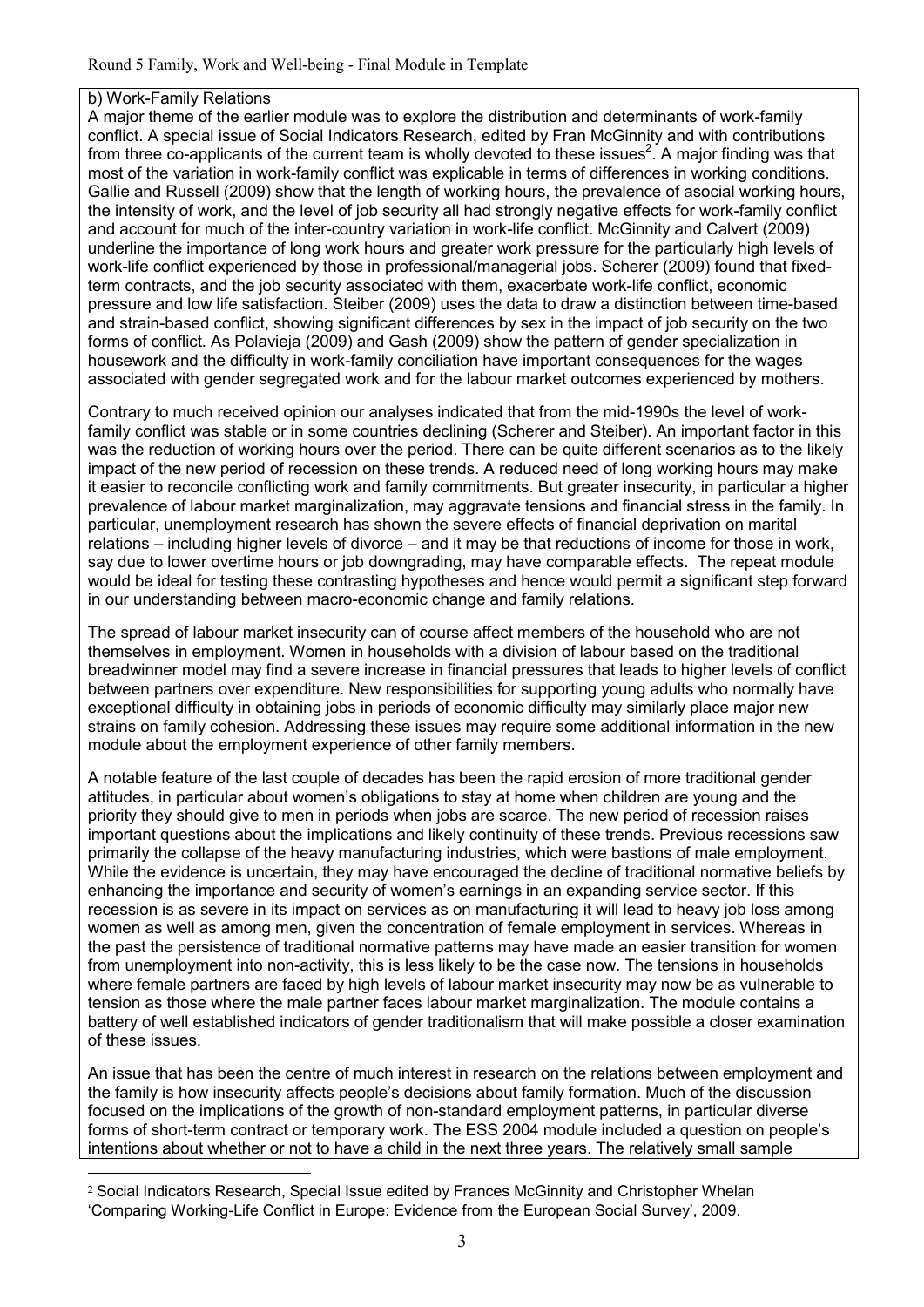b) Work-Family Relations

A major theme of the earlier module was to explore the distribution and determinants of work-family conflict. A special issue of Social Indicators Research, edited by Fran McGinnity and with contributions from three co-applicants of the current team is wholly devoted to these issues[2]. A major finding was that most of the variation in work-family conflict was explicable in terms of differences in working conditions. Gallie and Russell (2009) show that the length of working hours, the prevalence of asocial working hours, the intensity of work, and the level of job security all had strongly negative effects for work-family conflict and account for much of the inter-country variation in work-life conflict. McGinnity and Calvert (2009) underline the importance of long work hours and greater work pressure for the particularly high levels of work-life conflict experienced by those in professional/managerial jobs. Scherer (2009) found that fixed-term contracts, and the job security associated with them, exacerbate work-life conflict, economic pressure and low life satisfaction. Steiber (2009) uses the data to draw a distinction between time-based and strain-based conflict, showing significant differences by sex in the impact of job security on the two forms of conflict. As Polavieja (2009) and Gash (2009) show the pattern of gender specialization in housework and the difficulty in work-family conciliation have important consequences for the wages associated with gender segregated work and for the labour market outcomes experienced by mothers.

Contrary to much received opinion our analyses indicated that from the mid-1990s the level of work-family conflict was stable or in some countries declining (Scherer and Steiber). An important factor in this was the reduction of working hours over the period. There can be quite different scenarios as to the likely impact of the new period of recession on these trends. A reduced need of long working hours may make it easier to reconcile conflicting work and family commitments. But greater insecurity, in particular a higher prevalence of labour market marginalization, may aggravate tensions and financial stress in the family. In particular, unemployment research has shown the severe effects of financial deprivation on marital relations – including higher levels of divorce – and it may be that reductions of income for those in work, say due to lower overtime hours or job downgrading, may have comparable effects. The repeat module would be ideal for testing these contrasting hypotheses and hence would permit a significant step forward in our understanding between macro-economic change and family relations.

The spread of labour market insecurity can of course affect members of the household who are not themselves in employment. Women in households with a division of labour based on the traditional breadwinner model may find a severe increase in financial pressures that leads to higher levels of conflict between partners over expenditure. New responsibilities for supporting young adults who normally have exceptional difficulty in obtaining jobs in periods of economic difficulty may similarly place major new strains on family cohesion. Addressing these issues may require some additional information in the new module about the employment experience of other family members.

A notable feature of the last couple of decades has been the rapid erosion of more traditional gender attitudes, in particular about women's obligations to stay at home when children are young and the priority they should give to men in periods when jobs are scarce. The new period of recession raises important questions about the implications and likely continuity of these trends. Previous recessions saw primarily the collapse of the heavy manufacturing industries, which were bastions of male employment. While the evidence is uncertain, they may have encouraged the decline of traditional normative beliefs by enhancing the importance and security of women's earnings in an expanding service sector. If this recession is as severe in its impact on services as on manufacturing it will lead to heavy job loss among women as well as among men, given the concentration of female employment in services. Whereas in the past the persistence of traditional normative patterns may have made an easier transition for women from unemployment into non-activity, this is less likely to be the case now. The tensions in households where female partners are faced by high levels of labour market insecurity may now be as vulnerable to tension as those where the male partner faces labour market marginalization. The module contains a battery of well established indicators of gender traditionalism that will make possible a closer examination of these issues.

An issue that has been the centre of much interest in research on the relations between employment and the family is how insecurity affects people's decisions about family formation. Much of the discussion focused on the implications of the growth of non-standard employment patterns, in particular diverse forms of short-term contract or temporary work. The ESS 2004 module included a question on people's intentions about whether or not to have a child in the next three years. The relatively small sample

[2] Social Indicators Research, Special Issue edited by Frances McGinnity and Christopher Whelan 'Comparing Working-Life Conflict in Europe: Evidence from the European Social Survey', 2009.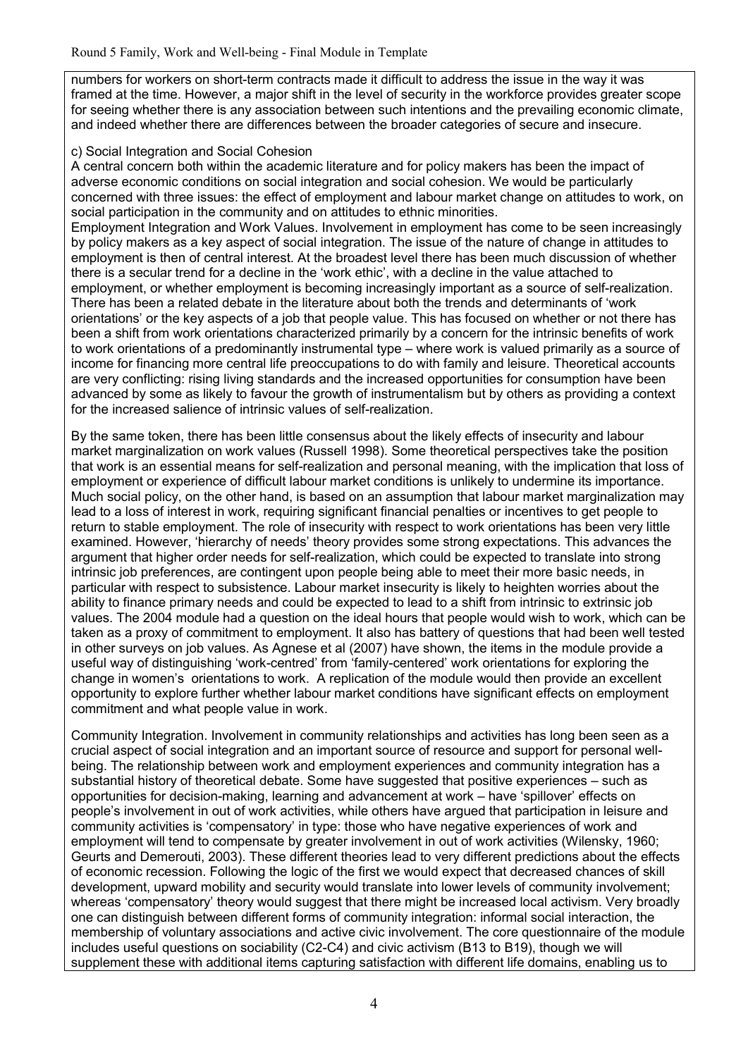numbers for workers on short-term contracts made it difficult to address the issue in the way it was framed at the time. However, a major shift in the level of security in the workforce provides greater scope for seeing whether there is any association between such intentions and the prevailing economic climate, and indeed whether there are differences between the broader categories of secure and insecure.

c) Social Integration and Social Cohesion

A central concern both within the academic literature and for policy makers has been the impact of adverse economic conditions on social integration and social cohesion. We would be particularly concerned with three issues: the effect of employment and labour market change on attitudes to work, on social participation in the community and on attitudes to ethnic minorities.

Employment Integration and Work Values. Involvement in employment has come to be seen increasingly by policy makers as a key aspect of social integration. The issue of the nature of change in attitudes to employment is then of central interest. At the broadest level there has been much discussion of whether there is a secular trend for a decline in the 'work ethic', with a decline in the value attached to employment, or whether employment is becoming increasingly important as a source of self-realization. There has been a related debate in the literature about both the trends and determinants of 'work orientations' or the key aspects of a job that people value. This has focused on whether or not there has been a shift from work orientations characterized primarily by a concern for the intrinsic benefits of work to work orientations of a predominantly instrumental type – where work is valued primarily as a source of income for financing more central life preoccupations to do with family and leisure. Theoretical accounts are very conflicting: rising living standards and the increased opportunities for consumption have been advanced by some as likely to favour the growth of instrumentalism but by others as providing a context for the increased salience of intrinsic values of self-realization.

By the same token, there has been little consensus about the likely effects of insecurity and labour market marginalization on work values (Russell 1998). Some theoretical perspectives take the position that work is an essential means for self-realization and personal meaning, with the implication that loss of employment or experience of difficult labour market conditions is unlikely to undermine its importance. Much social policy, on the other hand, is based on an assumption that labour market marginalization may lead to a loss of interest in work, requiring significant financial penalties or incentives to get people to return to stable employment. The role of insecurity with respect to work orientations has been very little examined. However, 'hierarchy of needs' theory provides some strong expectations. This advances the argument that higher order needs for self-realization, which could be expected to translate into strong intrinsic job preferences, are contingent upon people being able to meet their more basic needs, in particular with respect to subsistence. Labour market insecurity is likely to heighten worries about the ability to finance primary needs and could be expected to lead to a shift from intrinsic to extrinsic job values. The 2004 module had a question on the ideal hours that people would wish to work, which can be taken as a proxy of commitment to employment. It also has battery of questions that had been well tested in other surveys on job values. As Agnese et al (2007) have shown, the items in the module provide a useful way of distinguishing 'work-centred' from 'family-centered' work orientations for exploring the change in women's orientations to work. A replication of the module would then provide an excellent opportunity to explore further whether labour market conditions have significant effects on employment commitment and what people value in work.

Community Integration. Involvement in community relationships and activities has long been seen as a crucial aspect of social integration and an important source of resource and support for personal well-being. The relationship between work and employment experiences and community integration has a substantial history of theoretical debate. Some have suggested that positive experiences – such as opportunities for decision-making, learning and advancement at work – have 'spillover' effects on people's involvement in out of work activities, while others have argued that participation in leisure and community activities is 'compensatory' in type: those who have negative experiences of work and employment will tend to compensate by greater involvement in out of work activities (Wilensky, 1960; Geurts and Demerouti, 2003). These different theories lead to very different predictions about the effects of economic recession. Following the logic of the first we would expect that decreased chances of skill development, upward mobility and security would translate into lower levels of community involvement; whereas 'compensatory' theory would suggest that there might be increased local activism. Very broadly one can distinguish between different forms of community integration: informal social interaction, the membership of voluntary associations and active civic involvement. The core questionnaire of the module includes useful questions on sociability (C2-C4) and civic activism (B13 to B19), though we will supplement these with additional items capturing satisfaction with different life domains, enabling us to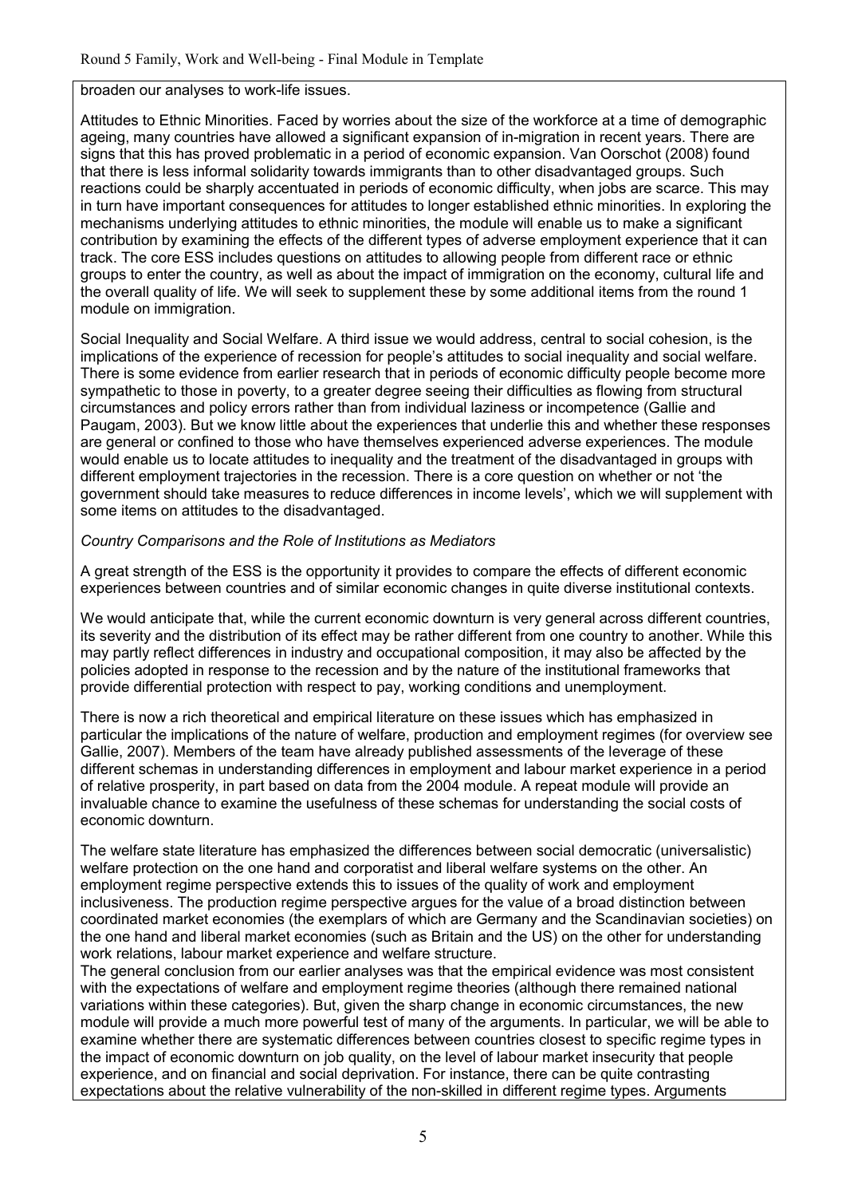broaden our analyses to work-life issues.

Attitudes to Ethnic Minorities. Faced by worries about the size of the workforce at a time of demographic ageing, many countries have allowed a significant expansion of in-migration in recent years. There are signs that this has proved problematic in a period of economic expansion. Van Oorschot (2008) found that there is less informal solidarity towards immigrants than to other disadvantaged groups. Such reactions could be sharply accentuated in periods of economic difficulty, when jobs are scarce. This may in turn have important consequences for attitudes to longer established ethnic minorities. In exploring the mechanisms underlying attitudes to ethnic minorities, the module will enable us to make a significant contribution by examining the effects of the different types of adverse employment experience that it can track. The core ESS includes questions on attitudes to allowing people from different race or ethnic groups to enter the country, as well as about the impact of immigration on the economy, cultural life and the overall quality of life. We will seek to supplement these by some additional items from the round 1 module on immigration.

Social Inequality and Social Welfare. A third issue we would address, central to social cohesion, is the implications of the experience of recession for people's attitudes to social inequality and social welfare. There is some evidence from earlier research that in periods of economic difficulty people become more sympathetic to those in poverty, to a greater degree seeing their difficulties as flowing from structural circumstances and policy errors rather than from individual laziness or incompetence (Gallie and Paugam, 2003). But we know little about the experiences that underlie this and whether these responses are general or confined to those who have themselves experienced adverse experiences. The module would enable us to locate attitudes to inequality and the treatment of the disadvantaged in groups with different employment trajectories in the recession. There is a core question on whether or not 'the government should take measures to reduce differences in income levels', which we will supplement with some items on attitudes to the disadvantaged.

*Country Comparisons and the Role of Institutions as Mediators*

A great strength of the ESS is the opportunity it provides to compare the effects of different economic experiences between countries and of similar economic changes in quite diverse institutional contexts.

We would anticipate that, while the current economic downturn is very general across different countries, its severity and the distribution of its effect may be rather different from one country to another. While this may partly reflect differences in industry and occupational composition, it may also be affected by the policies adopted in response to the recession and by the nature of the institutional frameworks that provide differential protection with respect to pay, working conditions and unemployment.

There is now a rich theoretical and empirical literature on these issues which has emphasized in particular the implications of the nature of welfare, production and employment regimes (for overview see Gallie, 2007). Members of the team have already published assessments of the leverage of these different schemas in understanding differences in employment and labour market experience in a period of relative prosperity, in part based on data from the 2004 module. A repeat module will provide an invaluable chance to examine the usefulness of these schemas for understanding the social costs of economic downturn.

The welfare state literature has emphasized the differences between social democratic (universalistic) welfare protection on the one hand and corporatist and liberal welfare systems on the other. An employment regime perspective extends this to issues of the quality of work and employment inclusiveness. The production regime perspective argues for the value of a broad distinction between coordinated market economies (the exemplars of which are Germany and the Scandinavian societies) on the one hand and liberal market economies (such as Britain and the US) on the other for understanding work relations, labour market experience and welfare structure.

The general conclusion from our earlier analyses was that the empirical evidence was most consistent with the expectations of welfare and employment regime theories (although there remained national variations within these categories). But, given the sharp change in economic circumstances, the new module will provide a much more powerful test of many of the arguments. In particular, we will be able to examine whether there are systematic differences between countries closest to specific regime types in the impact of economic downturn on job quality, on the level of labour market insecurity that people experience, and on financial and social deprivation. For instance, there can be quite contrasting expectations about the relative vulnerability of the non-skilled in different regime types. Arguments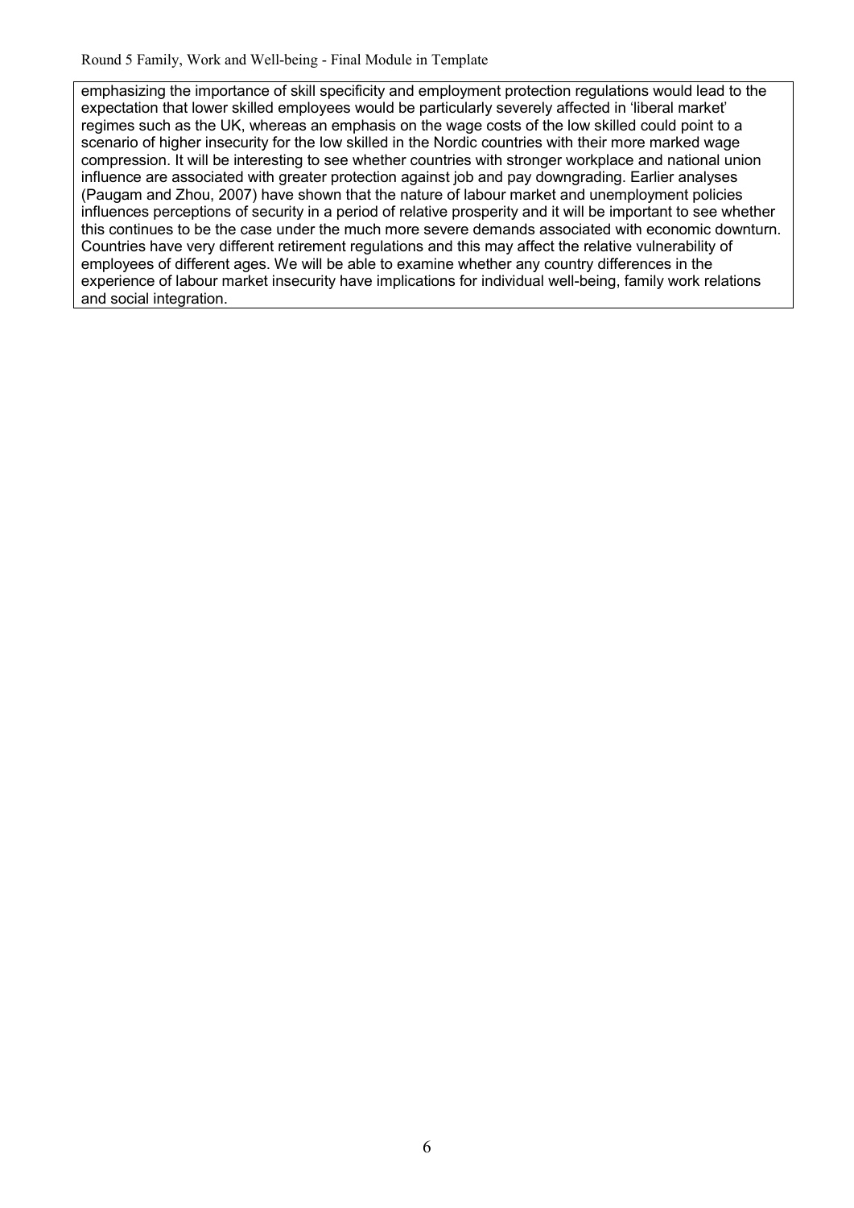emphasizing the importance of skill specificity and employment protection regulations would lead to the expectation that lower skilled employees would be particularly severely affected in 'liberal market' regimes such as the UK, whereas an emphasis on the wage costs of the low skilled could point to a scenario of higher insecurity for the low skilled in the Nordic countries with their more marked wage compression. It will be interesting to see whether countries with stronger workplace and national union influence are associated with greater protection against job and pay downgrading. Earlier analyses (Paugam and Zhou, 2007) have shown that the nature of labour market and unemployment policies influences perceptions of security in a period of relative prosperity and it will be important to see whether this continues to be the case under the much more severe demands associated with economic downturn. Countries have very different retirement regulations and this may affect the relative vulnerability of employees of different ages. We will be able to examine whether any country differences in the experience of labour market insecurity have implications for individual well-being, family work relations and social integration.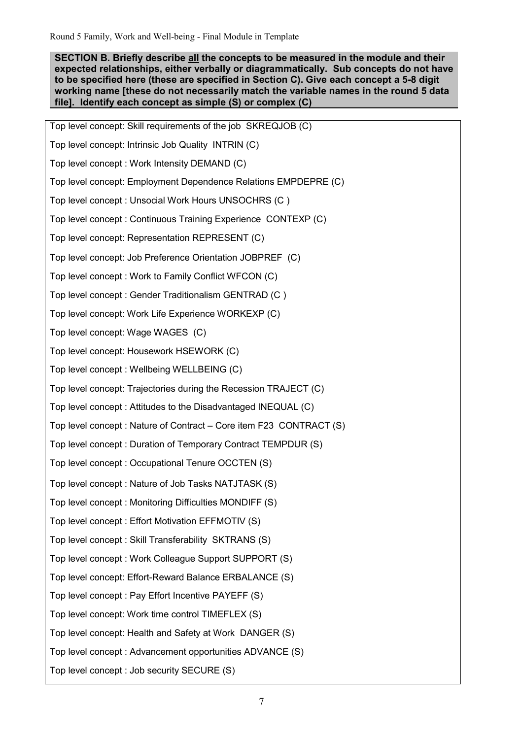**SECTION B. Briefly describe all the concepts to be measured in the module and their expected relationships, either verbally or diagrammatically. Sub concepts do not have to be specified here (these are specified in Section C). Give each concept a 5-8 digit working name [these do not necessarily match the variable names in the round 5 data file]. Identify each concept as simple (S) or complex (C)**

Top level concept: Skill requirements of the job SKREQJOB (C)

Top level concept: Intrinsic Job Quality INTRIN (C)

Top level concept : Work Intensity DEMAND (C)

Top level concept: Employment Dependence Relations EMPDEPRE (C)

Top level concept : Unsocial Work Hours UNSOCHRS (C )

Top level concept : Continuous Training Experience CONTEXP (C)

Top level concept: Representation REPRESENT (C)

Top level concept: Job Preference Orientation JOBPREF (C)

Top level concept : Work to Family Conflict WFCON (C)

Top level concept : Gender Traditionalism GENTRAD (C )

Top level concept: Work Life Experience WORKEXP (C)

Top level concept: Wage WAGES (C)

Top level concept: Housework HSEWORK (C)

Top level concept : Wellbeing WELLBEING (C)

Top level concept: Trajectories during the Recession TRAJECT (C)

Top level concept : Attitudes to the Disadvantaged INEQUAL (C)

Top level concept : Nature of Contract – Core item F23 CONTRACT (S)

Top level concept : Duration of Temporary Contract TEMPDUR (S)

Top level concept : Occupational Tenure OCCTEN (S)

Top level concept : Nature of Job Tasks NATJTASK (S)

Top level concept : Monitoring Difficulties MONDIFF (S)

Top level concept : Effort Motivation EFFMOTIV (S)

Top level concept : Skill Transferability SKTRANS (S)

Top level concept : Work Colleague Support SUPPORT (S)

Top level concept: Effort-Reward Balance ERBALANCE (S)

Top level concept : Pay Effort Incentive PAYEFF (S)

Top level concept: Work time control TIMEFLEX (S)

Top level concept: Health and Safety at Work DANGER (S)

Top level concept : Advancement opportunities ADVANCE (S)

Top level concept : Job security SECURE (S)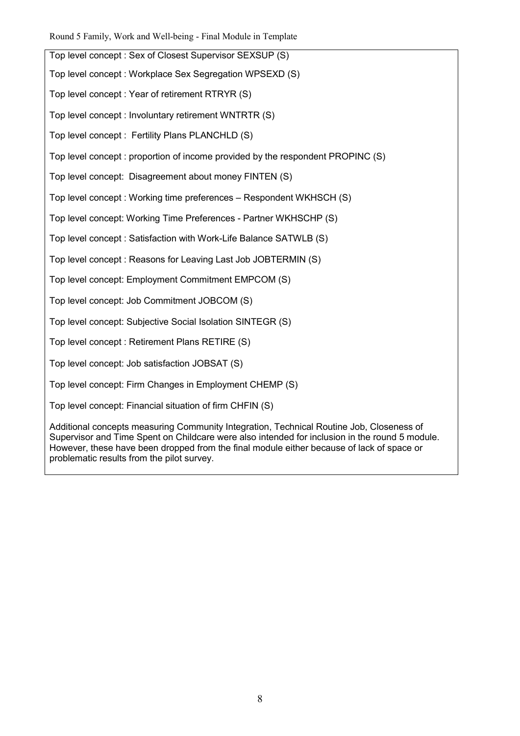Top level concept : Sex of Closest Supervisor SEXSUP (S)

Top level concept : Workplace Sex Segregation WPSEXD (S)

Top level concept : Year of retirement RTRYR (S)

Top level concept : Involuntary retirement WNTRTR (S)

Top level concept : Fertility Plans PLANCHLD (S)

Top level concept : proportion of income provided by the respondent PROPINC (S)

Top level concept: Disagreement about money FINTEN (S)

Top level concept : Working time preferences – Respondent WKHSCH (S)

Top level concept: Working Time Preferences - Partner WKHSCHP (S)

Top level concept : Satisfaction with Work-Life Balance SATWLB (S)

Top level concept : Reasons for Leaving Last Job JOBTERMIN (S)

Top level concept: Employment Commitment EMPCOM (S)

Top level concept: Job Commitment JOBCOM (S)

Top level concept: Subjective Social Isolation SINTEGR (S)

Top level concept : Retirement Plans RETIRE (S)

Top level concept: Job satisfaction JOBSAT (S)

Top level concept: Firm Changes in Employment CHEMP (S)

Top level concept: Financial situation of firm CHFIN (S)

Additional concepts measuring Community Integration, Technical Routine Job, Closeness of Supervisor and Time Spent on Childcare were also intended for inclusion in the round 5 module. However, these have been dropped from the final module either because of lack of space or problematic results from the pilot survey.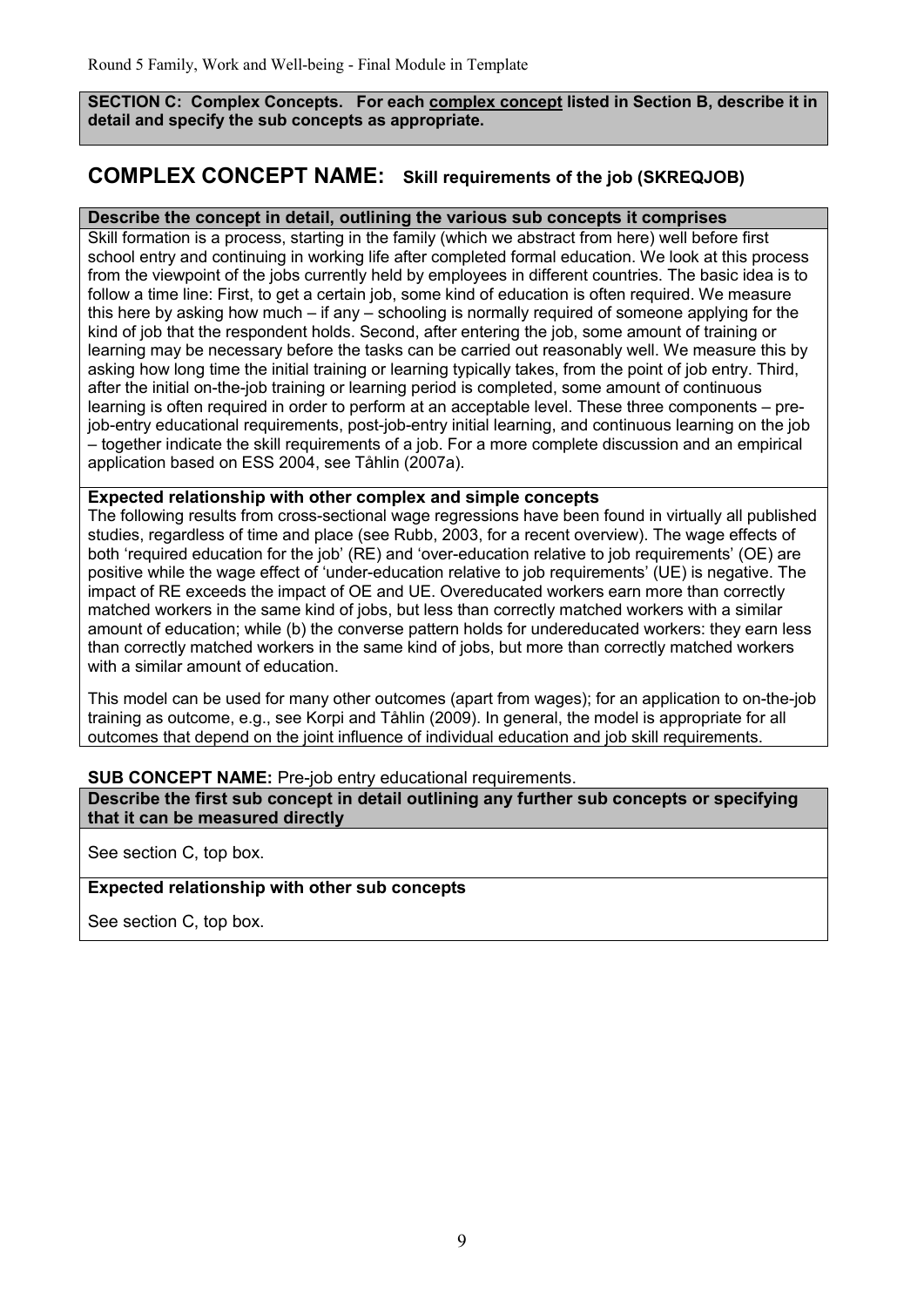**SECTION C: Complex Concepts. For each complex concept listed in Section B, describe it in detail and specify the sub concepts as appropriate.**

## COMPLEX CONCEPT NAME: Skill requirements of the job (SKREQJOB)

**Describe the concept in detail, outlining the various sub concepts it comprises**

Skill formation is a process, starting in the family (which we abstract from here) well before first school entry and continuing in working life after completed formal education. We look at this process from the viewpoint of the jobs currently held by employees in different countries. The basic idea is to follow a time line: First, to get a certain job, some kind of education is often required. We measure this here by asking how much – if any – schooling is normally required of someone applying for the kind of job that the respondent holds. Second, after entering the job, some amount of training or learning may be necessary before the tasks can be carried out reasonably well. We measure this by asking how long time the initial training or learning typically takes, from the point of job entry. Third, after the initial on-the-job training or learning period is completed, some amount of continuous learning is often required in order to perform at an acceptable level. These three components – pre-job-entry educational requirements, post-job-entry initial learning, and continuous learning on the job – together indicate the skill requirements of a job. For a more complete discussion and an empirical application based on ESS 2004, see Tåhlin (2007a).

**Expected relationship with other complex and simple concepts**

The following results from cross-sectional wage regressions have been found in virtually all published studies, regardless of time and place (see Rubb, 2003, for a recent overview). The wage effects of both 'required education for the job' (RE) and 'over-education relative to job requirements' (OE) are positive while the wage effect of 'under-education relative to job requirements' (UE) is negative. The impact of RE exceeds the impact of OE and UE. Overeducated workers earn more than correctly matched workers in the same kind of jobs, but less than correctly matched workers with a similar amount of education; while (b) the converse pattern holds for undereducated workers: they earn less than correctly matched workers in the same kind of jobs, but more than correctly matched workers with a similar amount of education.

This model can be used for many other outcomes (apart from wages); for an application to on-the-job training as outcome, e.g., see Korpi and Tåhlin (2009). In general, the model is appropriate for all outcomes that depend on the joint influence of individual education and job skill requirements.

**SUB CONCEPT NAME:** Pre-job entry educational requirements.

**Describe the first sub concept in detail outlining any further sub concepts or specifying that it can be measured directly**

See section C, top box.

**Expected relationship with other sub concepts**

See section C, top box.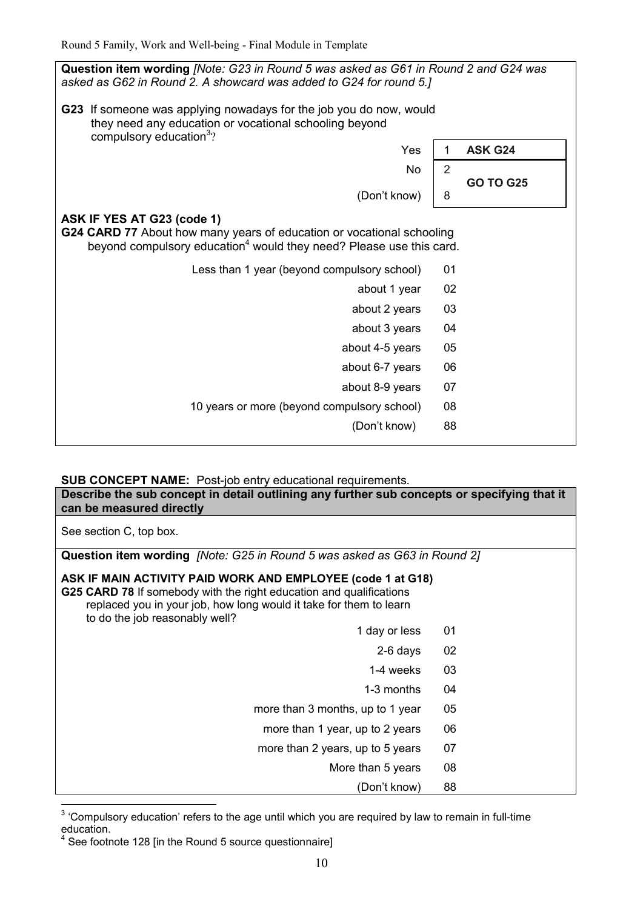**Question item wording** *[Note: G23 in Round 5 was asked as G61 in Round 2 and G24 was asked as G62 in Round 2. A showcard was added to G24 for round 5.]*

**G23** If someone was applying nowadays for the job you do now, would they need any education or vocational schooling beyond compulsory education[3]?

| | | |
|---|---|---|
| Yes | 1 | **ASK G24** |
| No | 2 | **GO TO G25** |
| (Don't know) | 8 | |

**ASK IF YES AT G23 (code 1)**

**G24 CARD 77** About how many years of education or vocational schooling beyond compulsory education[4] would they need? Please use this card.

| | |
|---|---|
| Less than 1 year (beyond compulsory school) | 01 |
| about 1 year | 02 |
| about 2 years | 03 |
| about 3 years | 04 |
| about 4-5 years | 05 |
| about 6-7 years | 06 |
| about 8-9 years | 07 |
| 10 years or more (beyond compulsory school) | 08 |
| (Don't know) | 88 |

**SUB CONCEPT NAME:** Post-job entry educational requirements.

**Describe the sub concept in detail outlining any further sub concepts or specifying that it can be measured directly**

See section C, top box.

**Question item wording** *[Note: G25 in Round 5 was asked as G63 in Round 2]*

**ASK IF MAIN ACTIVITY PAID WORK AND EMPLOYEE (code 1 at G18)**

**G25 CARD 78** If somebody with the right education and qualifications replaced you in your job, how long would it take for them to learn to do the job reasonably well?

| | |
|---|---|
| 1 day or less | 01 |
| 2-6 days | 02 |
| 1-4 weeks | 03 |
| 1-3 months | 04 |
| more than 3 months, up to 1 year | 05 |
| more than 1 year, up to 2 years | 06 |
| more than 2 years, up to 5 years | 07 |
| More than 5 years | 08 |
| (Don't know) | 88 |

[3] 'Compulsory education' refers to the age until which you are required by law to remain in full-time education.

[4] See footnote 128 [in the Round 5 source questionnaire]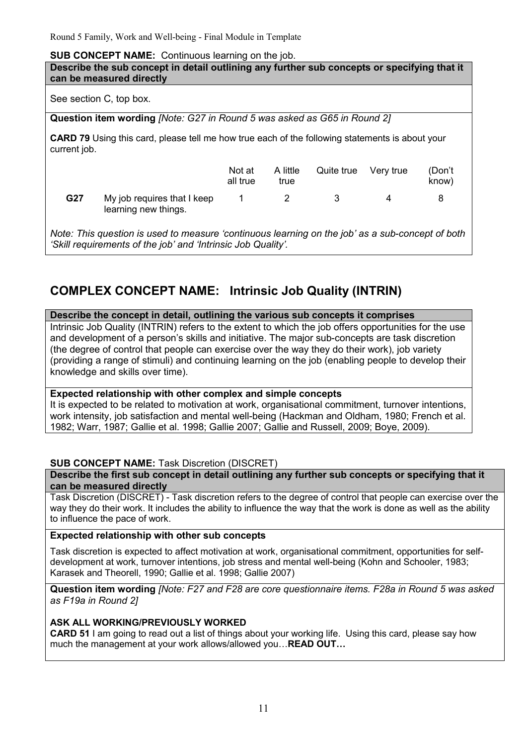**SUB CONCEPT NAME:** Continuous learning on the job.

**Describe the sub concept in detail outlining any further sub concepts or specifying that it can be measured directly**

See section C, top box.

**Question item wording** *[Note: G27 in Round 5 was asked as G65 in Round 2]*

**CARD 79** Using this card, please tell me how true each of the following statements is about your current job.

| | | Not at all true | A little true | Quite true | Very true | (Don't know) |
|---|---|---|---|---|---|---|
| **G27** | My job requires that I keep learning new things. | 1 | 2 | 3 | 4 | 8 |

*Note: This question is used to measure 'continuous learning on the job' as a sub-concept of both 'Skill requirements of the job' and 'Intrinsic Job Quality'.*

## COMPLEX CONCEPT NAME: Intrinsic Job Quality (INTRIN)

**Describe the concept in detail, outlining the various sub concepts it comprises**

Intrinsic Job Quality (INTRIN) refers to the extent to which the job offers opportunities for the use and development of a person's skills and initiative. The major sub-concepts are task discretion (the degree of control that people can exercise over the way they do their work), job variety (providing a range of stimuli) and continuing learning on the job (enabling people to develop their knowledge and skills over time).

**Expected relationship with other complex and simple concepts**

It is expected to be related to motivation at work, organisational commitment, turnover intentions, work intensity, job satisfaction and mental well-being (Hackman and Oldham, 1980; French et al. 1982; Warr, 1987; Gallie et al. 1998; Gallie 2007; Gallie and Russell, 2009; Boye, 2009).

**SUB CONCEPT NAME:** Task Discretion (DISCRET)

**Describe the first sub concept in detail outlining any further sub concepts or specifying that it can be measured directly**

Task Discretion (DISCRET) - Task discretion refers to the degree of control that people can exercise over the way they do their work. It includes the ability to influence the way that the work is done as well as the ability to influence the pace of work.

**Expected relationship with other sub concepts**

Task discretion is expected to affect motivation at work, organisational commitment, opportunities for self-development at work, turnover intentions, job stress and mental well-being (Kohn and Schooler, 1983; Karasek and Theorell, 1990; Gallie et al. 1998; Gallie 2007)

**Question item wording** *[Note: F27 and F28 are core questionnaire items. F28a in Round 5 was asked as F19a in Round 2]*

**ASK ALL WORKING/PREVIOUSLY WORKED**

**CARD 51** I am going to read out a list of things about your working life. Using this card, please say how much the management at your work allows/allowed you…**READ OUT…**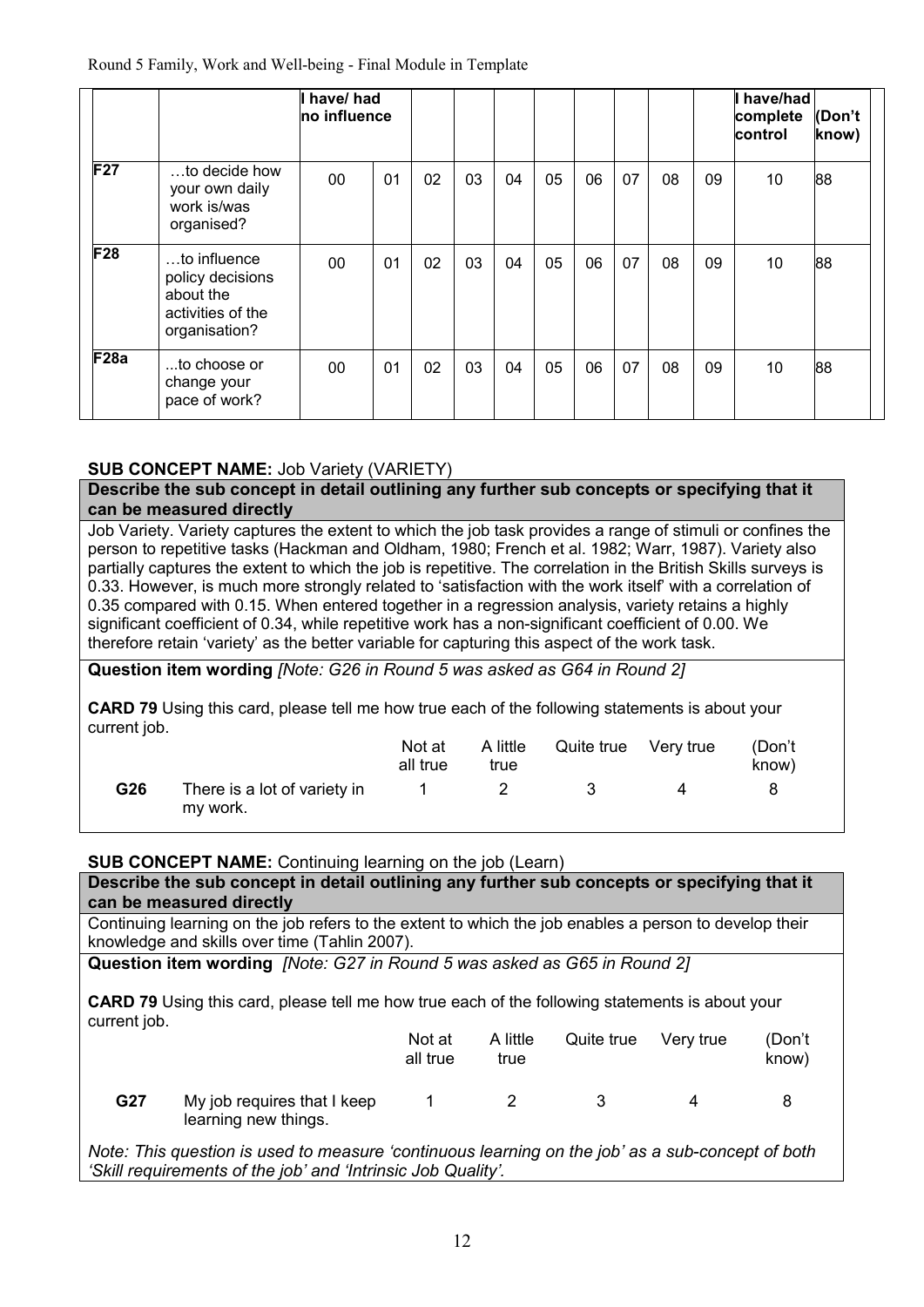| | | I have/ had no influence | | | | | | | | | | I have/had complete control | (Don't know) |
|---|---|---|---|---|---|---|---|---|---|---|---|---|---|
| **F27** | …to decide how your own daily work is/was organised? | 00 | 01 | 02 | 03 | 04 | 05 | 06 | 07 | 08 | 09 | 10 | 88 |
| **F28** | …to influence policy decisions about the activities of the organisation? | 00 | 01 | 02 | 03 | 04 | 05 | 06 | 07 | 08 | 09 | 10 | 88 |
| **F28a** | ...to choose or change your pace of work? | 00 | 01 | 02 | 03 | 04 | 05 | 06 | 07 | 08 | 09 | 10 | 88 |

**SUB CONCEPT NAME:** Job Variety (VARIETY)

**Describe the sub concept in detail outlining any further sub concepts or specifying that it can be measured directly**

Job Variety. Variety captures the extent to which the job task provides a range of stimuli or confines the person to repetitive tasks (Hackman and Oldham, 1980; French et al. 1982; Warr, 1987). Variety also partially captures the extent to which the job is repetitive. The correlation in the British Skills surveys is 0.33. However, is much more strongly related to 'satisfaction with the work itself' with a correlation of 0.35 compared with 0.15. When entered together in a regression analysis, variety retains a highly significant coefficient of 0.34, while repetitive work has a non-significant coefficient of 0.00. We therefore retain 'variety' as the better variable for capturing this aspect of the work task.

**Question item wording** *[Note: G26 in Round 5 was asked as G64 in Round 2]*

**CARD 79** Using this card, please tell me how true each of the following statements is about your current job.

| | | Not at all true | A little true | Quite true | Very true | (Don't know) |
|---|---|---|---|---|---|---|
| **G26** | There is a lot of variety in my work. | 1 | 2 | 3 | 4 | 8 |

**SUB CONCEPT NAME:** Continuing learning on the job (Learn)

**Describe the sub concept in detail outlining any further sub concepts or specifying that it can be measured directly**

Continuing learning on the job refers to the extent to which the job enables a person to develop their knowledge and skills over time (Tahlin 2007).

**Question item wording** *[Note: G27 in Round 5 was asked as G65 in Round 2]*

**CARD 79** Using this card, please tell me how true each of the following statements is about your current job.

| | | Not at all true | A little true | Quite true | Very true | (Don't know) |
|---|---|---|---|---|---|---|
| **G27** | My job requires that I keep learning new things. | 1 | 2 | 3 | 4 | 8 |

*Note: This question is used to measure 'continuous learning on the job' as a sub-concept of both 'Skill requirements of the job' and 'Intrinsic Job Quality'.*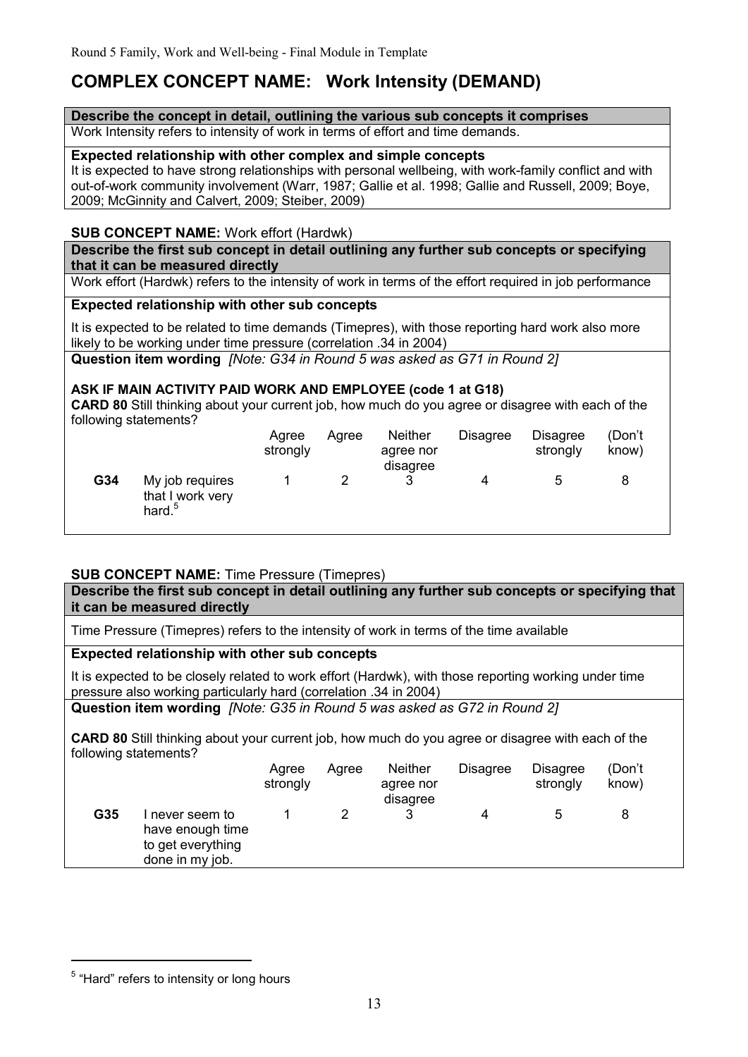# COMPLEX CONCEPT NAME: Work Intensity (DEMAND)

**Describe the concept in detail, outlining the various sub concepts it comprises**

Work Intensity refers to intensity of work in terms of effort and time demands.

**Expected relationship with other complex and simple concepts**

It is expected to have strong relationships with personal wellbeing, with work-family conflict and with out-of-work community involvement (Warr, 1987; Gallie et al. 1998; Gallie and Russell, 2009; Boye, 2009; McGinnity and Calvert, 2009; Steiber, 2009)

**SUB CONCEPT NAME:** Work effort (Hardwk)

**Describe the first sub concept in detail outlining any further sub concepts or specifying that it can be measured directly**

Work effort (Hardwk) refers to the intensity of work in terms of the effort required in job performance

**Expected relationship with other sub concepts**

It is expected to be related to time demands (Timepres), with those reporting hard work also more likely to be working under time pressure (correlation .34 in 2004)

**Question item wording** *[Note: G34 in Round 5 was asked as G71 in Round 2]*

**ASK IF MAIN ACTIVITY PAID WORK AND EMPLOYEE (code 1 at G18)**

**CARD 80** Still thinking about your current job, how much do you agree or disagree with each of the following statements?

| | | Agree strongly | Agree | Neither agree nor disagree | Disagree | Disagree strongly | (Don't know) |
|---|---|---|---|---|---|---|---|
| **G34** | My job requires that I work very hard.[5] | 1 | 2 | 3 | 4 | 5 | 8 |

**SUB CONCEPT NAME:** Time Pressure (Timepres)

**Describe the first sub concept in detail outlining any further sub concepts or specifying that it can be measured directly**

Time Pressure (Timepres) refers to the intensity of work in terms of the time available

**Expected relationship with other sub concepts**

It is expected to be closely related to work effort (Hardwk), with those reporting working under time pressure also working particularly hard (correlation .34 in 2004)

**Question item wording** *[Note: G35 in Round 5 was asked as G72 in Round 2]*

**CARD 80** Still thinking about your current job, how much do you agree or disagree with each of the following statements?

| | | Agree strongly | Agree | Neither agree nor disagree | Disagree | Disagree strongly | (Don't know) |
|---|---|---|---|---|---|---|---|
| **G35** | I never seem to have enough time to get everything done in my job. | 1 | 2 | 3 | 4 | 5 | 8 |

[5] "Hard" refers to intensity or long hours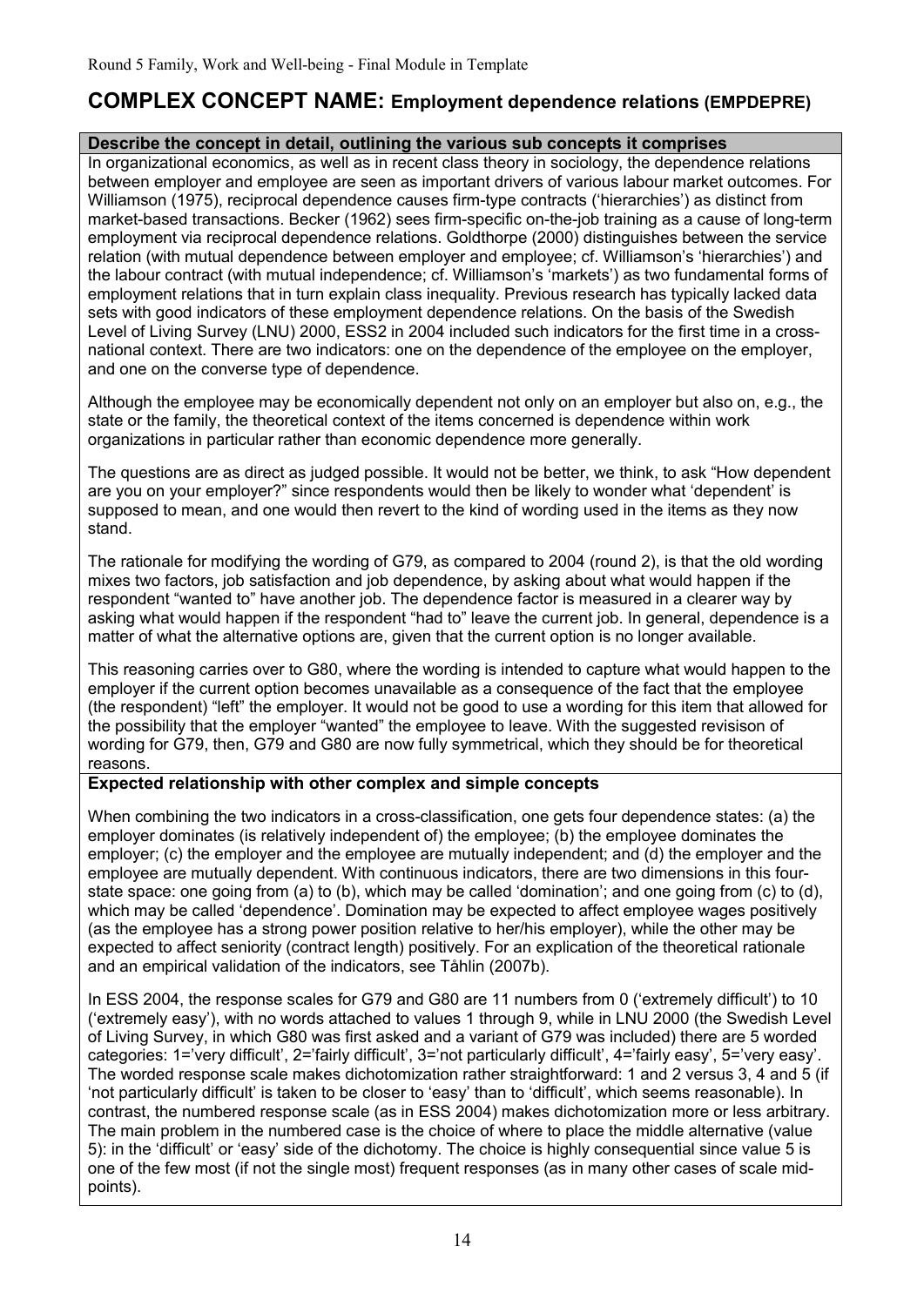## COMPLEX CONCEPT NAME: Employment dependence relations (EMPDEPRE)

**Describe the concept in detail, outlining the various sub concepts it comprises**

In organizational economics, as well as in recent class theory in sociology, the dependence relations between employer and employee are seen as important drivers of various labour market outcomes. For Williamson (1975), reciprocal dependence causes firm-type contracts ('hierarchies') as distinct from market-based transactions. Becker (1962) sees firm-specific on-the-job training as a cause of long-term employment via reciprocal dependence relations. Goldthorpe (2000) distinguishes between the service relation (with mutual dependence between employer and employee; cf. Williamson's 'hierarchies') and the labour contract (with mutual independence; cf. Williamson's 'markets') as two fundamental forms of employment relations that in turn explain class inequality. Previous research has typically lacked data sets with good indicators of these employment dependence relations. On the basis of the Swedish Level of Living Survey (LNU) 2000, ESS2 in 2004 included such indicators for the first time in a cross-national context. There are two indicators: one on the dependence of the employee on the employer, and one on the converse type of dependence.

Although the employee may be economically dependent not only on an employer but also on, e.g., the state or the family, the theoretical context of the items concerned is dependence within work organizations in particular rather than economic dependence more generally.

The questions are as direct as judged possible. It would not be better, we think, to ask "How dependent are you on your employer?" since respondents would then be likely to wonder what 'dependent' is supposed to mean, and one would then revert to the kind of wording used in the items as they now stand.

The rationale for modifying the wording of G79, as compared to 2004 (round 2), is that the old wording mixes two factors, job satisfaction and job dependence, by asking about what would happen if the respondent "wanted to" have another job. The dependence factor is measured in a clearer way by asking what would happen if the respondent "had to" leave the current job. In general, dependence is a matter of what the alternative options are, given that the current option is no longer available.

This reasoning carries over to G80, where the wording is intended to capture what would happen to the employer if the current option becomes unavailable as a consequence of the fact that the employee (the respondent) "left" the employer. It would not be good to use a wording for this item that allowed for the possibility that the employer "wanted" the employee to leave. With the suggested revisison of wording for G79, then, G79 and G80 are now fully symmetrical, which they should be for theoretical reasons.

**Expected relationship with other complex and simple concepts**

When combining the two indicators in a cross-classification, one gets four dependence states: (a) the employer dominates (is relatively independent of) the employee; (b) the employee dominates the employer; (c) the employer and the employee are mutually independent; and (d) the employer and the employee are mutually dependent. With continuous indicators, there are two dimensions in this four-state space: one going from (a) to (b), which may be called 'domination'; and one going from (c) to (d), which may be called 'dependence'. Domination may be expected to affect employee wages positively (as the employee has a strong power position relative to her/his employer), while the other may be expected to affect seniority (contract length) positively. For an explication of the theoretical rationale and an empirical validation of the indicators, see Tåhlin (2007b).

In ESS 2004, the response scales for G79 and G80 are 11 numbers from 0 ('extremely difficult') to 10 ('extremely easy'), with no words attached to values 1 through 9, while in LNU 2000 (the Swedish Level of Living Survey, in which G80 was first asked and a variant of G79 was included) there are 5 worded categories: 1='very difficult', 2='fairly difficult', 3='not particularly difficult', 4='fairly easy', 5='very easy'. The worded response scale makes dichotomization rather straightforward: 1 and 2 versus 3, 4 and 5 (if 'not particularly difficult' is taken to be closer to 'easy' than to 'difficult', which seems reasonable). In contrast, the numbered response scale (as in ESS 2004) makes dichotomization more or less arbitrary. The main problem in the numbered case is the choice of where to place the middle alternative (value 5): in the 'difficult' or 'easy' side of the dichotomy. The choice is highly consequential since value 5 is one of the few most (if not the single most) frequent responses (as in many other cases of scale mid-points).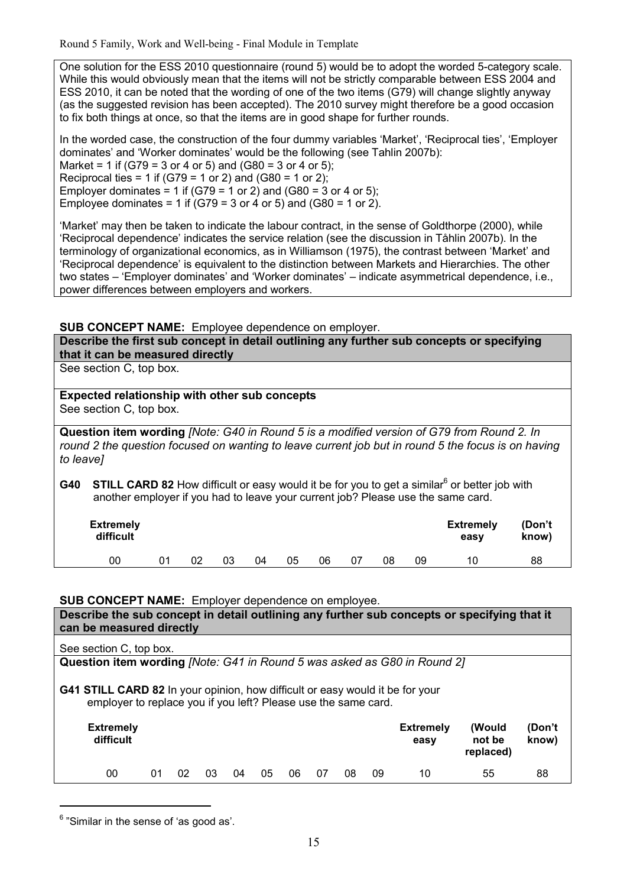One solution for the ESS 2010 questionnaire (round 5) would be to adopt the worded 5-category scale. While this would obviously mean that the items will not be strictly comparable between ESS 2004 and ESS 2010, it can be noted that the wording of one of the two items (G79) will change slightly anyway (as the suggested revision has been accepted). The 2010 survey might therefore be a good occasion to fix both things at once, so that the items are in good shape for further rounds.

In the worded case, the construction of the four dummy variables 'Market', 'Reciprocal ties', 'Employer dominates' and 'Worker dominates' would be the following (see Tahlin 2007b):
Market = 1 if (G79 = 3 or 4 or 5) and (G80 = 3 or 4 or 5);
Reciprocal ties = 1 if (G79 = 1 or 2) and (G80 = 1 or 2);
Employer dominates = 1 if (G79 = 1 or 2) and (G80 = 3 or 4 or 5);
Employee dominates = 1 if (G79 = 3 or 4 or 5) and (G80 = 1 or 2).

'Market' may then be taken to indicate the labour contract, in the sense of Goldthorpe (2000), while 'Reciprocal dependence' indicates the service relation (see the discussion in Tåhlin 2007b). In the terminology of organizational economics, as in Williamson (1975), the contrast between 'Market' and 'Reciprocal dependence' is equivalent to the distinction between Markets and Hierarchies. The other two states – 'Employer dominates' and 'Worker dominates' – indicate asymmetrical dependence, i.e., power differences between employers and workers.

**SUB CONCEPT NAME:** Employee dependence on employer.

**Describe the first sub concept in detail outlining any further sub concepts or specifying that it can be measured directly**

See section C, top box.

**Expected relationship with other sub concepts**

See section C, top box.

**Question item wording** *[Note: G40 in Round 5 is a modified version of G79 from Round 2. In round 2 the question focused on wanting to leave current job but in round 5 the focus is on having to leave]*

**G40 STILL CARD 82** How difficult or easy would it be for you to get a similar[6] or better job with another employer if you had to leave your current job? Please use the same card.

| Extremely difficult | | | | | | | | | | Extremely easy | (Don't know) |
|---|---|---|---|---|---|---|---|---|---|---|---|
| 00 | 01 | 02 | 03 | 04 | 05 | 06 | 07 | 08 | 09 | 10 | 88 |

**SUB CONCEPT NAME:** Employer dependence on employee.

**Describe the sub concept in detail outlining any further sub concepts or specifying that it can be measured directly**

See section C, top box.

**Question item wording** *[Note: G41 in Round 5 was asked as G80 in Round 2]*

**G41 STILL CARD 82** In your opinion, how difficult or easy would it be for your employer to replace you if you left? Please use the same card.

| Extremely difficult | | | | | | | | | | Extremely easy | (Would not be replaced) | (Don't know) |
|---|---|---|---|---|---|---|---|---|---|---|---|---|
| 00 | 01 | 02 | 03 | 04 | 05 | 06 | 07 | 08 | 09 | 10 | 55 | 88 |

[6] "Similar in the sense of 'as good as'.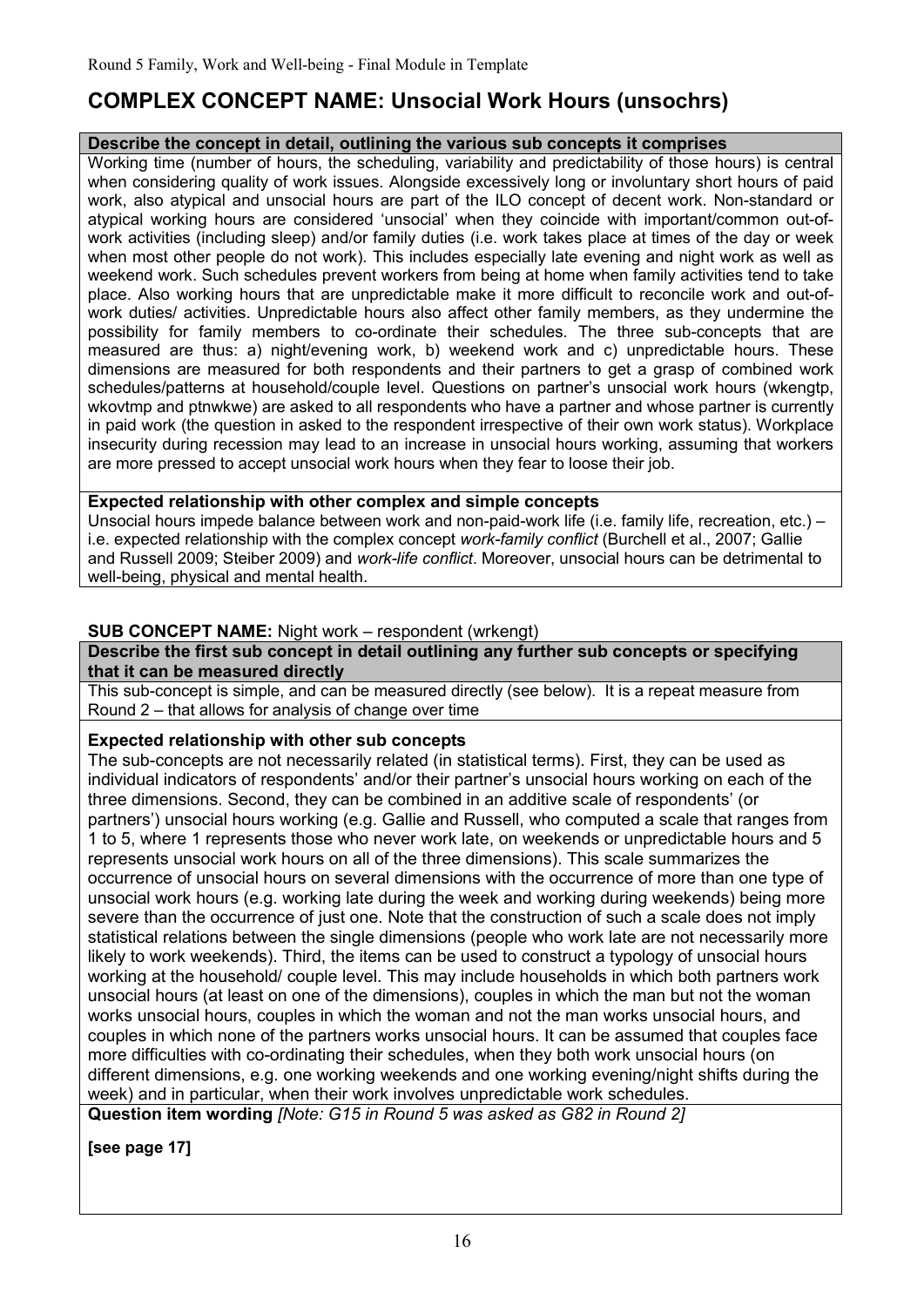## COMPLEX CONCEPT NAME: Unsocial Work Hours (unsochrs)

**Describe the concept in detail, outlining the various sub concepts it comprises**

Working time (number of hours, the scheduling, variability and predictability of those hours) is central when considering quality of work issues. Alongside excessively long or involuntary short hours of paid work, also atypical and unsocial hours are part of the ILO concept of decent work. Non-standard or atypical working hours are considered 'unsocial' when they coincide with important/common out-of-work activities (including sleep) and/or family duties (i.e. work takes place at times of the day or week when most other people do not work). This includes especially late evening and night work as well as weekend work. Such schedules prevent workers from being at home when family activities tend to take place. Also working hours that are unpredictable make it more difficult to reconcile work and out-of-work duties/ activities. Unpredictable hours also affect other family members, as they undermine the possibility for family members to co-ordinate their schedules. The three sub-concepts that are measured are thus: a) night/evening work, b) weekend work and c) unpredictable hours. These dimensions are measured for both respondents and their partners to get a grasp of combined work schedules/patterns at household/couple level. Questions on partner's unsocial work hours (wkengtp, wkovtmp and ptnwkwe) are asked to all respondents who have a partner and whose partner is currently in paid work (the question in asked to the respondent irrespective of their own work status). Workplace insecurity during recession may lead to an increase in unsocial hours working, assuming that workers are more pressed to accept unsocial work hours when they fear to loose their job.

**Expected relationship with other complex and simple concepts**

Unsocial hours impede balance between work and non-paid-work life (i.e. family life, recreation, etc.) – i.e. expected relationship with the complex concept *work-family conflict* (Burchell et al., 2007; Gallie and Russell 2009; Steiber 2009) and *work-life conflict*. Moreover, unsocial hours can be detrimental to well-being, physical and mental health.

**SUB CONCEPT NAME:** Night work – respondent (wrkengt)

**Describe the first sub concept in detail outlining any further sub concepts or specifying that it can be measured directly**

This sub-concept is simple, and can be measured directly (see below). It is a repeat measure from Round 2 – that allows for analysis of change over time

**Expected relationship with other sub concepts**

The sub-concepts are not necessarily related (in statistical terms). First, they can be used as individual indicators of respondents' and/or their partner's unsocial hours working on each of the three dimensions. Second, they can be combined in an additive scale of respondents' (or partners') unsocial hours working (e.g. Gallie and Russell, who computed a scale that ranges from 1 to 5, where 1 represents those who never work late, on weekends or unpredictable hours and 5 represents unsocial work hours on all of the three dimensions). This scale summarizes the occurrence of unsocial hours on several dimensions with the occurrence of more than one type of unsocial work hours (e.g. working late during the week and working during weekends) being more severe than the occurrence of just one. Note that the construction of such a scale does not imply statistical relations between the single dimensions (people who work late are not necessarily more likely to work weekends). Third, the items can be used to construct a typology of unsocial hours working at the household/ couple level. This may include households in which both partners work unsocial hours (at least on one of the dimensions), couples in which the man but not the woman works unsocial hours, couples in which the woman and not the man works unsocial hours, and couples in which none of the partners works unsocial hours. It can be assumed that couples face more difficulties with co-ordinating their schedules, when they both work unsocial hours (on different dimensions, e.g. one working weekends and one working evening/night shifts during the week) and in particular, when their work involves unpredictable work schedules.

**Question item wording** *[Note: G15 in Round 5 was asked as G82 in Round 2]*

**[see page 17]**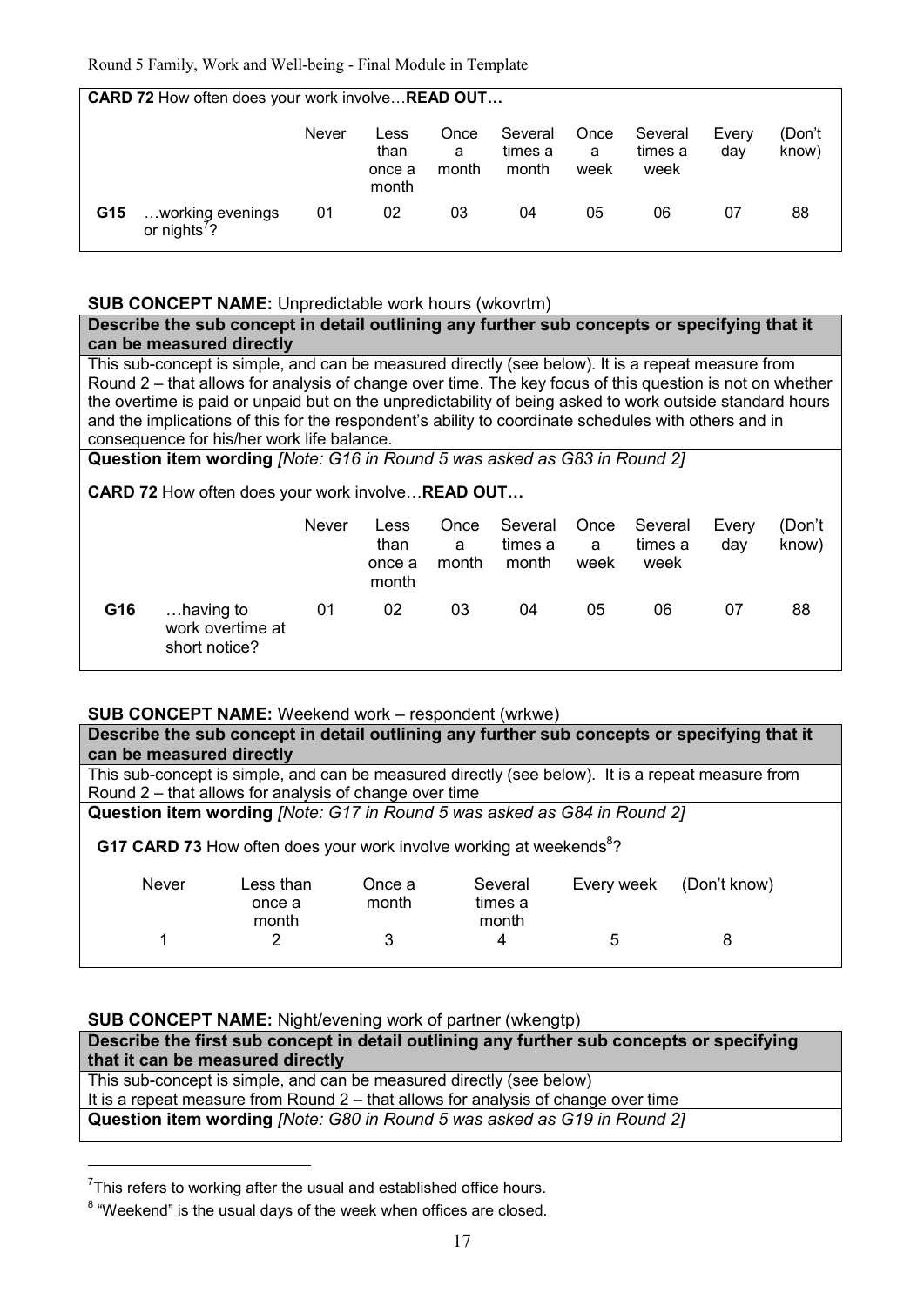**CARD 72** How often does your work involve…**READ OUT…**

| | | Never | Less than once a month | Once a month | Several times a month | Once a week | Several times a week | Every day | (Don't know) |
|---|---|---|---|---|---|---|---|---|---|
| **G15** | …working evenings or nights[7]? | 01 | 02 | 03 | 04 | 05 | 06 | 07 | 88 |

**SUB CONCEPT NAME:** Unpredictable work hours (wkovrtm)

**Describe the sub concept in detail outlining any further sub concepts or specifying that it can be measured directly**

This sub-concept is simple, and can be measured directly (see below). It is a repeat measure from Round 2 – that allows for analysis of change over time. The key focus of this question is not on whether the overtime is paid or unpaid but on the unpredictability of being asked to work outside standard hours and the implications of this for the respondent's ability to coordinate schedules with others and in consequence for his/her work life balance.

**Question item wording** *[Note: G16 in Round 5 was asked as G83 in Round 2]*

**CARD 72** How often does your work involve…**READ OUT…**

| | | Never | Less than once a month | Once a month | Several times a month | Once a week | Several times a week | Every day | (Don't know) |
|---|---|---|---|---|---|---|---|---|---|
| **G16** | …having to work overtime at short notice? | 01 | 02 | 03 | 04 | 05 | 06 | 07 | 88 |

**SUB CONCEPT NAME:** Weekend work – respondent (wrkwe)

**Describe the sub concept in detail outlining any further sub concepts or specifying that it can be measured directly**

This sub-concept is simple, and can be measured directly (see below). It is a repeat measure from Round 2 – that allows for analysis of change over time

**Question item wording** *[Note: G17 in Round 5 was asked as G84 in Round 2]*

**G17 CARD 73** How often does your work involve working at weekends[8]?

| Never | Less than once a month | Once a month | Several times a month | Every week | (Don't know) |
|---|---|---|---|---|---|
| 1 | 2 | 3 | 4 | 5 | 8 |

**SUB CONCEPT NAME:** Night/evening work of partner (wkengtp)

**Describe the first sub concept in detail outlining any further sub concepts or specifying that it can be measured directly**

This sub-concept is simple, and can be measured directly (see below)
It is a repeat measure from Round 2 – that allows for analysis of change over time

**Question item wording** *[Note: G80 in Round 5 was asked as G19 in Round 2]*

---

[7] This refers to working after the usual and established office hours.

[8] "Weekend" is the usual days of the week when offices are closed.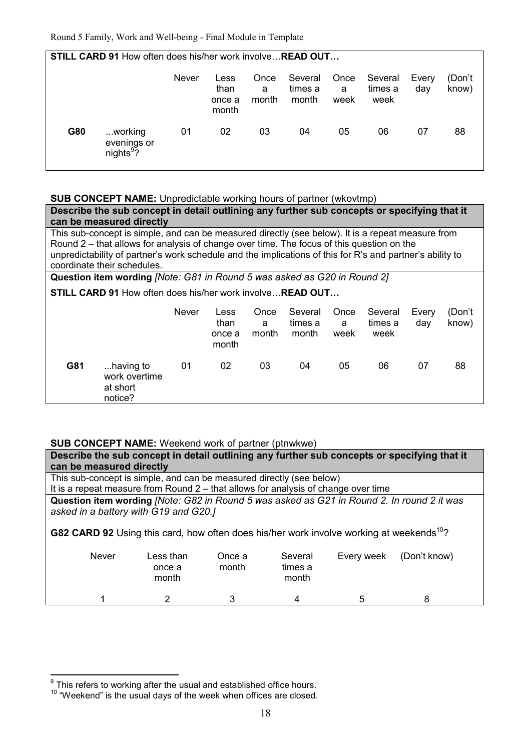**STILL CARD 91** How often does his/her work involve…**READ OUT…**

| | | Never | Less than once a month | Once a month | Several times a month | Once a week | Several times a week | Every day | (Don't know) |
|---|---|---|---|---|---|---|---|---|---|
| **G80** | ...working evenings or nights[9]? | 01 | 02 | 03 | 04 | 05 | 06 | 07 | 88 |

**SUB CONCEPT NAME:** Unpredictable working hours of partner (wkovtmp)

**Describe the sub concept in detail outlining any further sub concepts or specifying that it can be measured directly**

This sub-concept is simple, and can be measured directly (see below). It is a repeat measure from Round 2 – that allows for analysis of change over time. The focus of this question on the unpredictability of partner's work schedule and the implications of this for R's and partner's ability to coordinate their schedules.

**Question item wording** *[Note: G81 in Round 5 was asked as G20 in Round 2]*

**STILL CARD 91** How often does his/her work involve…**READ OUT…**

| | | Never | Less than once a month | Once a month | Several times a month | Once a week | Several times a week | Every day | (Don't know) |
|---|---|---|---|---|---|---|---|---|---|
| **G81** | ...having to work overtime at short notice? | 01 | 02 | 03 | 04 | 05 | 06 | 07 | 88 |

**SUB CONCEPT NAME:** Weekend work of partner (ptnwkwe)

**Describe the sub concept in detail outlining any further sub concepts or specifying that it can be measured directly**

This sub-concept is simple, and can be measured directly (see below)
It is a repeat measure from Round 2 – that allows for analysis of change over time

**Question item wording** *[Note: G82 in Round 5 was asked as G21 in Round 2. In round 2 it was asked in a battery with G19 and G20.]*

**G82 CARD 92** Using this card, how often does his/her work involve working at weekends[10]?

| Never | Less than once a month | Once a month | Several times a month | Every week | (Don't know) |
|---|---|---|---|---|---|
| 1 | 2 | 3 | 4 | 5 | 8 |

---

[9] This refers to working after the usual and established office hours.

[10] "Weekend" is the usual days of the week when offices are closed.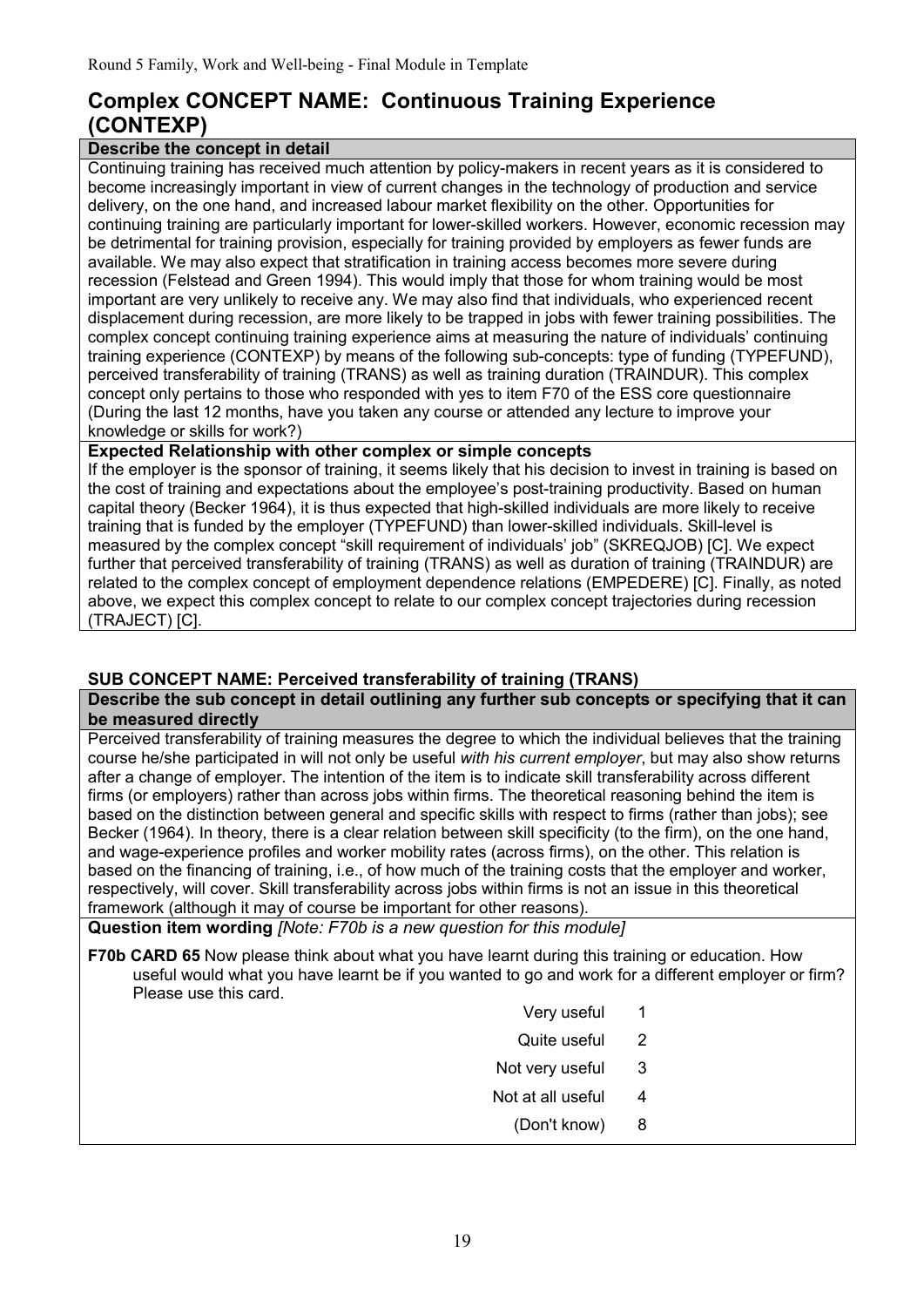## Complex CONCEPT NAME: Continuous Training Experience (CONTEXP)

**Describe the concept in detail**

Continuing training has received much attention by policy-makers in recent years as it is considered to become increasingly important in view of current changes in the technology of production and service delivery, on the one hand, and increased labour market flexibility on the other. Opportunities for continuing training are particularly important for lower-skilled workers. However, economic recession may be detrimental for training provision, especially for training provided by employers as fewer funds are available. We may also expect that stratification in training access becomes more severe during recession (Felstead and Green 1994). This would imply that those for whom training would be most important are very unlikely to receive any. We may also find that individuals, who experienced recent displacement during recession, are more likely to be trapped in jobs with fewer training possibilities. The complex concept continuing training experience aims at measuring the nature of individuals' continuing training experience (CONTEXP) by means of the following sub-concepts: type of funding (TYPEFUND), perceived transferability of training (TRANS) as well as training duration (TRAINDUR). This complex concept only pertains to those who responded with yes to item F70 of the ESS core questionnaire (During the last 12 months, have you taken any course or attended any lecture to improve your knowledge or skills for work?)

**Expected Relationship with other complex or simple concepts**

If the employer is the sponsor of training, it seems likely that his decision to invest in training is based on the cost of training and expectations about the employee's post-training productivity. Based on human capital theory (Becker 1964), it is thus expected that high-skilled individuals are more likely to receive training that is funded by the employer (TYPEFUND) than lower-skilled individuals. Skill-level is measured by the complex concept "skill requirement of individuals' job" (SKREQJOB) [C]. We expect further that perceived transferability of training (TRANS) as well as duration of training (TRAINDUR) are related to the complex concept of employment dependence relations (EMPEDERE) [C]. Finally, as noted above, we expect this complex concept to relate to our complex concept trajectories during recession (TRAJECT) [C].

### SUB CONCEPT NAME: Perceived transferability of training (TRANS)

**Describe the sub concept in detail outlining any further sub concepts or specifying that it can be measured directly**

Perceived transferability of training measures the degree to which the individual believes that the training course he/she participated in will not only be useful *with his current employer*, but may also show returns after a change of employer. The intention of the item is to indicate skill transferability across different firms (or employers) rather than across jobs within firms. The theoretical reasoning behind the item is based on the distinction between general and specific skills with respect to firms (rather than jobs); see Becker (1964). In theory, there is a clear relation between skill specificity (to the firm), on the one hand, and wage-experience profiles and worker mobility rates (across firms), on the other. This relation is based on the financing of training, i.e., of how much of the training costs that the employer and worker, respectively, will cover. Skill transferability across jobs within firms is not an issue in this theoretical framework (although it may of course be important for other reasons).

**Question item wording** *[Note: F70b is a new question for this module]*

**F70b CARD 65** Now please think about what you have learnt during this training or education. How useful would what you have learnt be if you wanted to go and work for a different employer or firm? Please use this card.

| | |
|---|---|
| Very useful | 1 |
| Quite useful | 2 |
| Not very useful | 3 |
| Not at all useful | 4 |
| (Don't know) | 8 |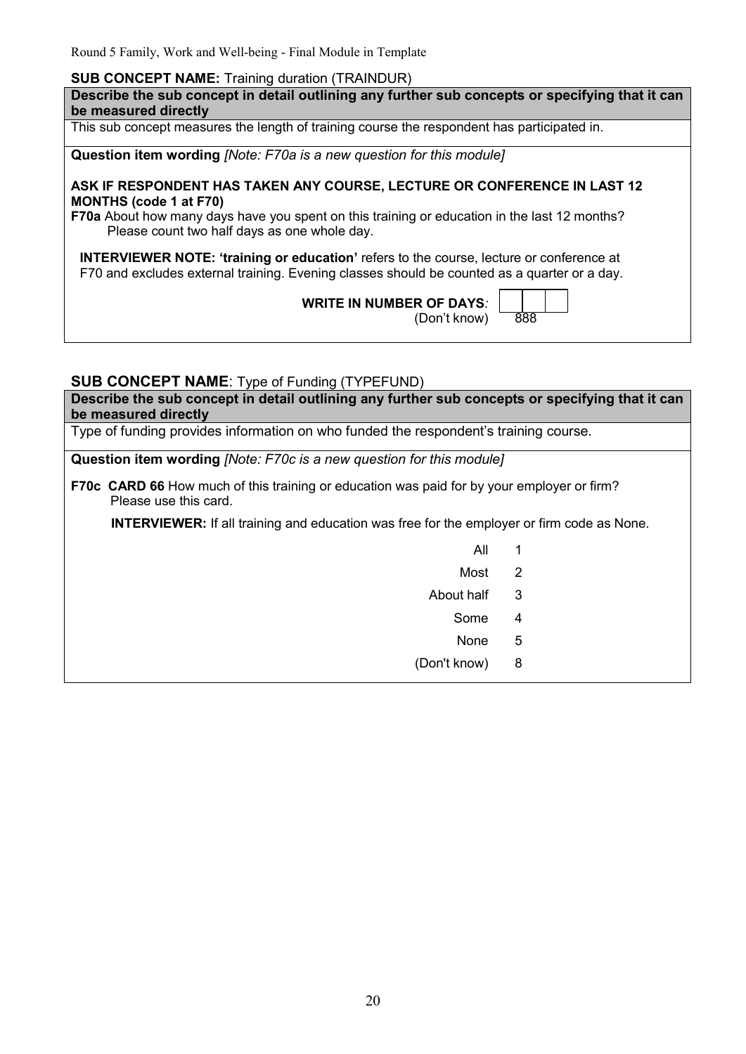**SUB CONCEPT NAME:** Training duration (TRAINDUR)

**Describe the sub concept in detail outlining any further sub concepts or specifying that it can be measured directly**

This sub concept measures the length of training course the respondent has participated in.

**Question item wording** *[Note: F70a is a new question for this module]*

**ASK IF RESPONDENT HAS TAKEN ANY COURSE, LECTURE OR CONFERENCE IN LAST 12 MONTHS (code 1 at F70)**

**F70a** About how many days have you spent on this training or education in the last 12 months? Please count two half days as one whole day.

**INTERVIEWER NOTE: 'training or education'** refers to the course, lecture or conference at F70 and excludes external training. Evening classes should be counted as a quarter or a day.

**WRITE IN NUMBER OF DAYS***:* | | | |

(Don't know) 888

## **SUB CONCEPT NAME**: Type of Funding (TYPEFUND)

**Describe the sub concept in detail outlining any further sub concepts or specifying that it can be measured directly**

Type of funding provides information on who funded the respondent's training course.

**Question item wording** *[Note: F70c is a new question for this module]*

**F70c CARD 66** How much of this training or education was paid for by your employer or firm? Please use this card.

**INTERVIEWER:** If all training and education was free for the employer or firm code as None.

| | |
|---|---|
| All | 1 |
| Most | 2 |
| About half | 3 |
| Some | 4 |
| None | 5 |
| (Don't know) | 8 |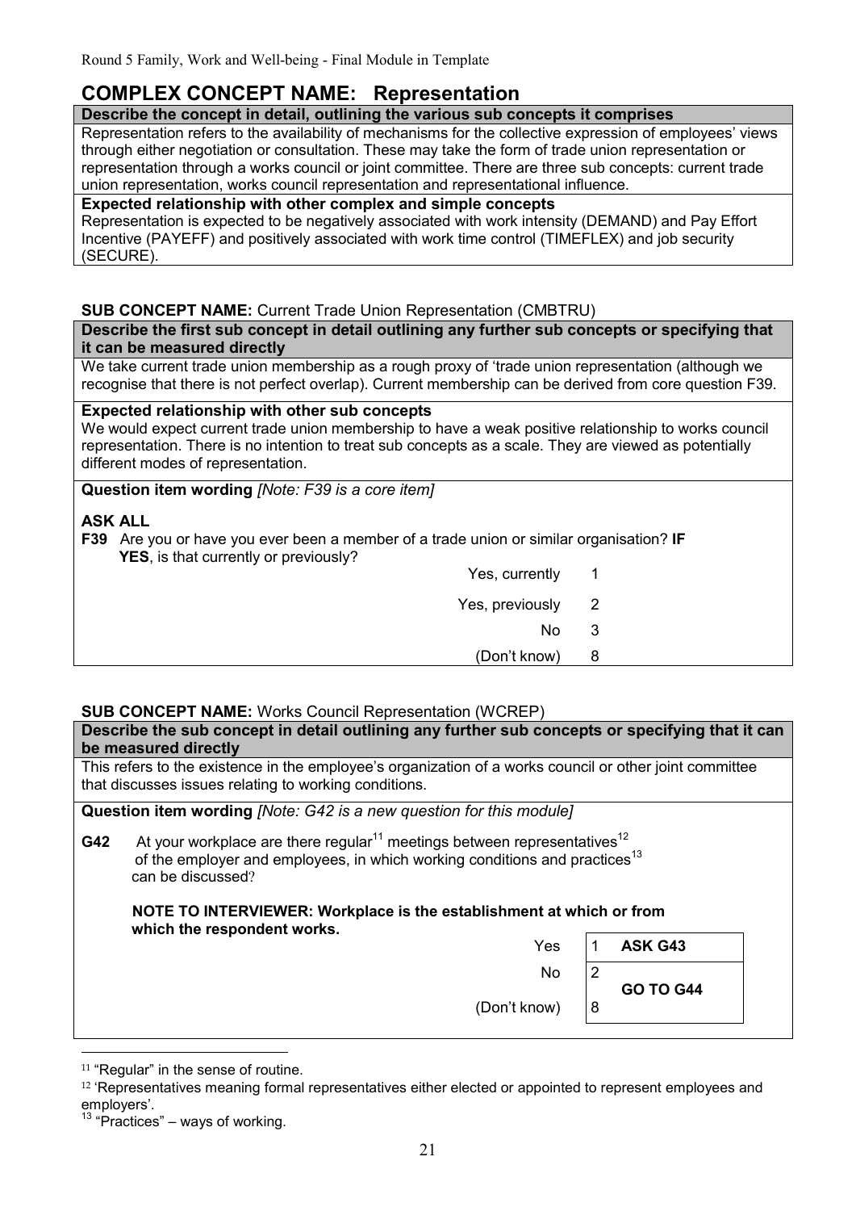# COMPLEX CONCEPT NAME: Representation

**Describe the concept in detail, outlining the various sub concepts it comprises**

Representation refers to the availability of mechanisms for the collective expression of employees' views through either negotiation or consultation. These may take the form of trade union representation or representation through a works council or joint committee. There are three sub concepts: current trade union representation, works council representation and representational influence.

**Expected relationship with other complex and simple concepts**

Representation is expected to be negatively associated with work intensity (DEMAND) and Pay Effort Incentive (PAYEFF) and positively associated with work time control (TIMEFLEX) and job security (SECURE).

**SUB CONCEPT NAME:** Current Trade Union Representation (CMBTRU)

**Describe the first sub concept in detail outlining any further sub concepts or specifying that it can be measured directly**

We take current trade union membership as a rough proxy of 'trade union representation (although we recognise that there is not perfect overlap). Current membership can be derived from core question F39.

**Expected relationship with other sub concepts**

We would expect current trade union membership to have a weak positive relationship to works council representation. There is no intention to treat sub concepts as a scale. They are viewed as potentially different modes of representation.

**Question item wording** *[Note: F39 is a core item]*

**ASK ALL**

**F39** Are you or have you ever been a member of a trade union or similar organisation? **IF YES**, is that currently or previously?

| | |
|---|---|
| Yes, currently | 1 |
| Yes, previously | 2 |
| No | 3 |
| (Don't know) | 8 |

**SUB CONCEPT NAME:** Works Council Representation (WCREP)

**Describe the sub concept in detail outlining any further sub concepts or specifying that it can be measured directly**

This refers to the existence in the employee's organization of a works council or other joint committee that discusses issues relating to working conditions.

**Question item wording** *[Note: G42 is a new question for this module]*

**G42** At your workplace are there regular[11] meetings between representatives[12] of the employer and employees, in which working conditions and practices[13] can be discussed?

**NOTE TO INTERVIEWER: Workplace is the establishment at which or from which the respondent works.**

| | | |
|---|---|---|
| Yes | 1 | **ASK G43** |
| No | 2 | **GO TO G44** |
| (Don't know) | 8 | |

---

[11] "Regular" in the sense of routine.

[12] 'Representatives meaning formal representatives either elected or appointed to represent employees and employers'.

[13] "Practices" – ways of working.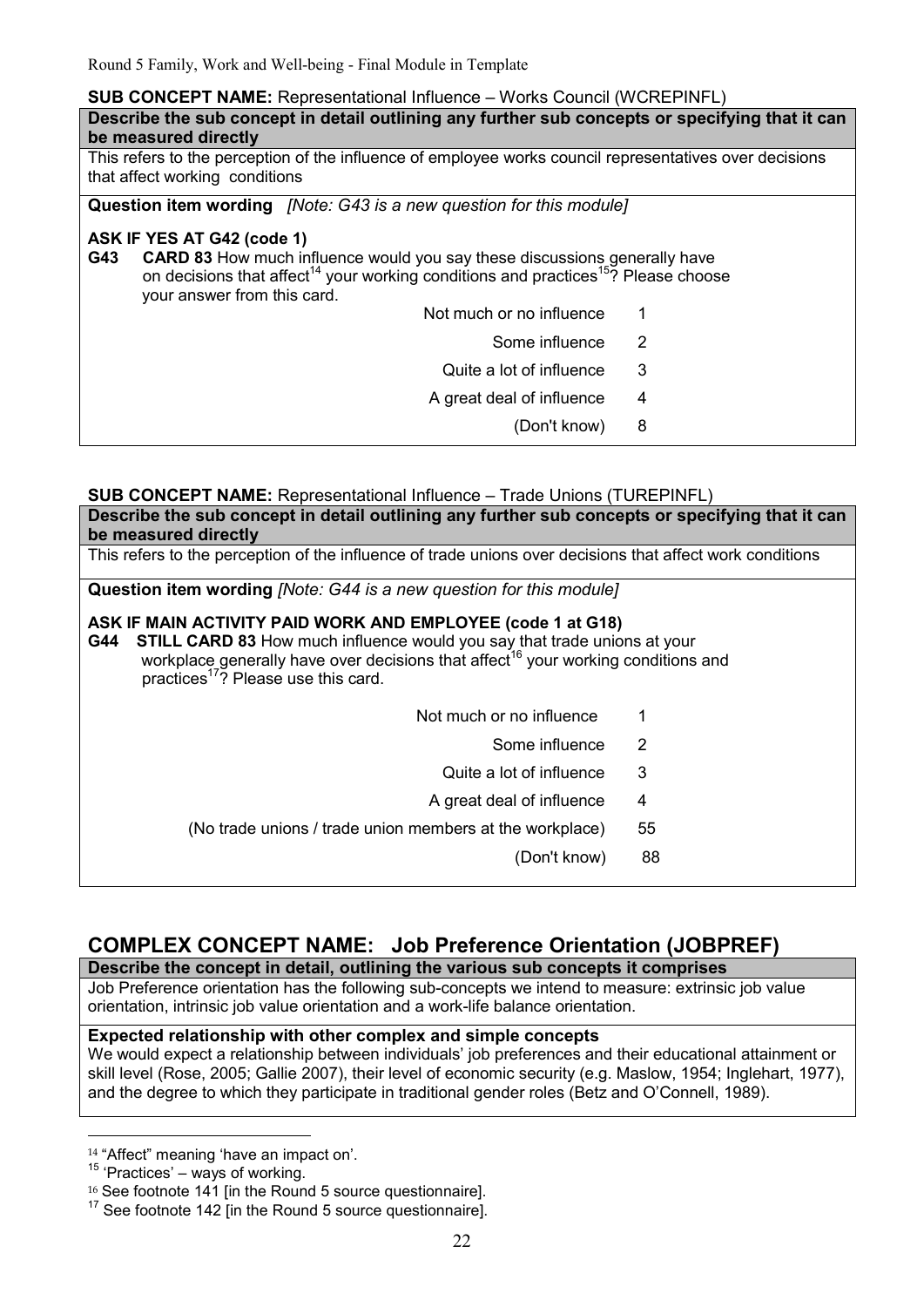**SUB CONCEPT NAME:** Representational Influence – Works Council (WCREPINFL)

**Describe the sub concept in detail outlining any further sub concepts or specifying that it can be measured directly**

This refers to the perception of the influence of employee works council representatives over decisions that affect working conditions

**Question item wording** *[Note: G43 is a new question for this module]*

**ASK IF YES AT G42 (code 1)**

**G43** **CARD 83** How much influence would you say these discussions generally have on decisions that affect[14] your working conditions and practices[15]? Please choose your answer from this card.

| | |
|---|---|
| Not much or no influence | 1 |
| Some influence | 2 |
| Quite a lot of influence | 3 |
| A great deal of influence | 4 |
| (Don't know) | 8 |

**SUB CONCEPT NAME:** Representational Influence – Trade Unions (TUREPINFL)

**Describe the sub concept in detail outlining any further sub concepts or specifying that it can be measured directly**

This refers to the perception of the influence of trade unions over decisions that affect work conditions

**Question item wording** *[Note: G44 is a new question for this module]*

**ASK IF MAIN ACTIVITY PAID WORK AND EMPLOYEE (code 1 at G18)**

**G44** **STILL CARD 83** How much influence would you say that trade unions at your workplace generally have over decisions that affect[16] your working conditions and practices[17]? Please use this card.

| | |
|---|---|
| Not much or no influence | 1 |
| Some influence | 2 |
| Quite a lot of influence | 3 |
| A great deal of influence | 4 |
| (No trade unions / trade union members at the workplace) | 55 |
| (Don't know) | 88 |

## COMPLEX CONCEPT NAME: Job Preference Orientation (JOBPREF)

**Describe the concept in detail, outlining the various sub concepts it comprises**

Job Preference orientation has the following sub-concepts we intend to measure: extrinsic job value orientation, intrinsic job value orientation and a work-life balance orientation.

**Expected relationship with other complex and simple concepts**

We would expect a relationship between individuals' job preferences and their educational attainment or skill level (Rose, 2005; Gallie 2007), their level of economic security (e.g. Maslow, 1954; Inglehart, 1977), and the degree to which they participate in traditional gender roles (Betz and O'Connell, 1989).

---

[14] "Affect" meaning 'have an impact on'.

[15] 'Practices' – ways of working.

[16] See footnote 141 [in the Round 5 source questionnaire].

[17] See footnote 142 [in the Round 5 source questionnaire].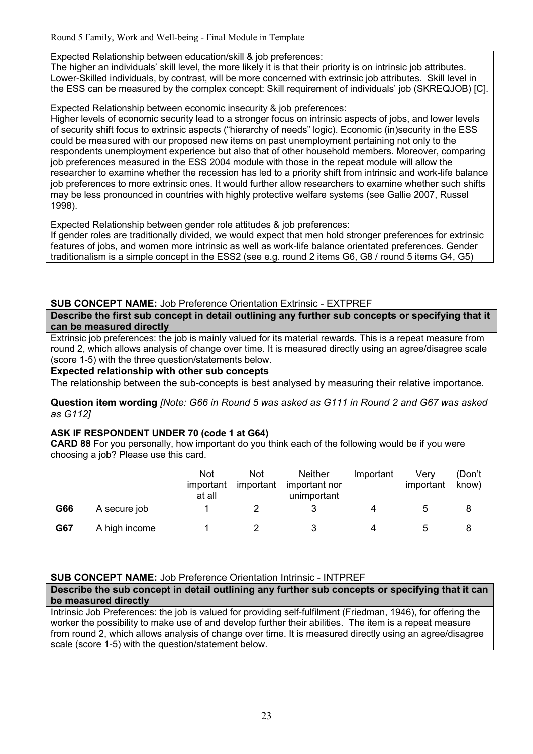Expected Relationship between education/skill & job preferences:
The higher an individuals' skill level, the more likely it is that their priority is on intrinsic job attributes. Lower-Skilled individuals, by contrast, will be more concerned with extrinsic job attributes. Skill level in the ESS can be measured by the complex concept: Skill requirement of individuals' job (SKREQJOB) [C].

Expected Relationship between economic insecurity & job preferences:
Higher levels of economic security lead to a stronger focus on intrinsic aspects of jobs, and lower levels of security shift focus to extrinsic aspects ("hierarchy of needs" logic). Economic (in)security in the ESS could be measured with our proposed new items on past unemployment pertaining not only to the respondents unemployment experience but also that of other household members. Moreover, comparing job preferences measured in the ESS 2004 module with those in the repeat module will allow the researcher to examine whether the recession has led to a priority shift from intrinsic and work-life balance job preferences to more extrinsic ones. It would further allow researchers to examine whether such shifts may be less pronounced in countries with highly protective welfare systems (see Gallie 2007, Russel 1998).

Expected Relationship between gender role attitudes & job preferences:
If gender roles are traditionally divided, we would expect that men hold stronger preferences for extrinsic features of jobs, and women more intrinsic as well as work-life balance orientated preferences. Gender traditionalism is a simple concept in the ESS2 (see e.g. round 2 items G6, G8 / round 5 items G4, G5)

**SUB CONCEPT NAME:** Job Preference Orientation Extrinsic - EXTPREF

**Describe the first sub concept in detail outlining any further sub concepts or specifying that it can be measured directly**

Extrinsic job preferences: the job is mainly valued for its material rewards. This is a repeat measure from round 2, which allows analysis of change over time. It is measured directly using an agree/disagree scale (score 1-5) with the three question/statements below.

**Expected relationship with other sub concepts**

The relationship between the sub-concepts is best analysed by measuring their relative importance.

**Question item wording** *[Note: G66 in Round 5 was asked as G111 in Round 2 and G67 was asked as G112]*

**ASK IF RESPONDENT UNDER 70 (code 1 at G64)**
**CARD 88** For you personally, how important do you think each of the following would be if you were choosing a job? Please use this card.

| | | Not important at all | Not important | Neither important nor unimportant | Important | Very important | (Don't know) |
|---|---|---|---|---|---|---|---|
| **G66** | A secure job | 1 | 2 | 3 | 4 | 5 | 8 |
| **G67** | A high income | 1 | 2 | 3 | 4 | 5 | 8 |

**SUB CONCEPT NAME:** Job Preference Orientation Intrinsic - INTPREF

**Describe the sub concept in detail outlining any further sub concepts or specifying that it can be measured directly**

Intrinsic Job Preferences: the job is valued for providing self-fulfilment (Friedman, 1946), for offering the worker the possibility to make use of and develop further their abilities. The item is a repeat measure from round 2, which allows analysis of change over time. It is measured directly using an agree/disagree scale (score 1-5) with the question/statement below.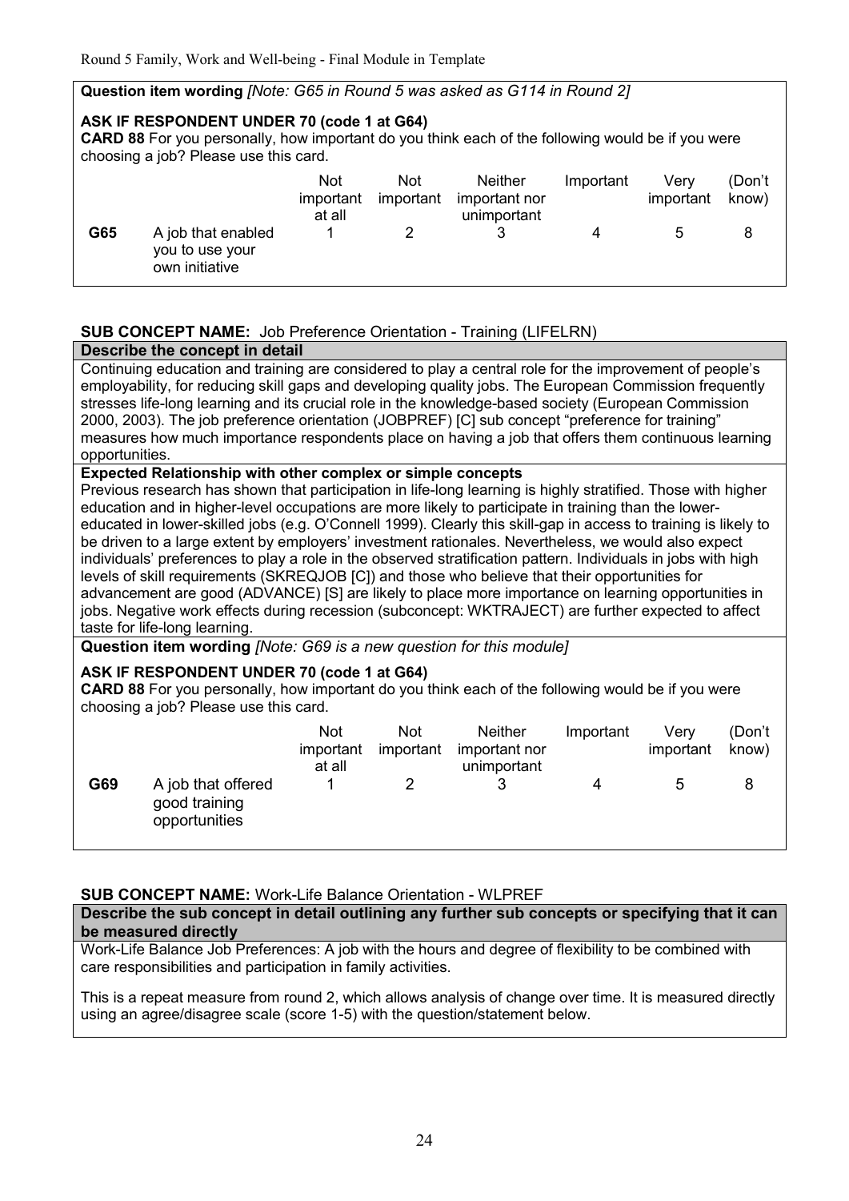**Question item wording** *[Note: G65 in Round 5 was asked as G114 in Round 2]*

**ASK IF RESPONDENT UNDER 70 (code 1 at G64)**
**CARD 88** For you personally, how important do you think each of the following would be if you were choosing a job? Please use this card.

| | | Not important at all | Not important | Neither important nor unimportant | Important | Very important | (Don't know) |
|---|---|---|---|---|---|---|---|
| **G65** | A job that enabled you to use your own initiative | 1 | 2 | 3 | 4 | 5 | 8 |

**SUB CONCEPT NAME:** Job Preference Orientation - Training (LIFELRN)

**Describe the concept in detail**

Continuing education and training are considered to play a central role for the improvement of people's employability, for reducing skill gaps and developing quality jobs. The European Commission frequently stresses life-long learning and its crucial role in the knowledge-based society (European Commission 2000, 2003). The job preference orientation (JOBPREF) [C] sub concept "preference for training" measures how much importance respondents place on having a job that offers them continuous learning opportunities.

**Expected Relationship with other complex or simple concepts**

Previous research has shown that participation in life-long learning is highly stratified. Those with higher education and in higher-level occupations are more likely to participate in training than the lower-educated in lower-skilled jobs (e.g. O'Connell 1999). Clearly this skill-gap in access to training is likely to be driven to a large extent by employers' investment rationales. Nevertheless, we would also expect individuals' preferences to play a role in the observed stratification pattern. Individuals in jobs with high levels of skill requirements (SKREQJOB [C]) and those who believe that their opportunities for advancement are good (ADVANCE) [S] are likely to place more importance on learning opportunities in jobs. Negative work effects during recession (subconcept: WKTRAJECT) are further expected to affect taste for life-long learning.

**Question item wording** *[Note: G69 is a new question for this module]*

**ASK IF RESPONDENT UNDER 70 (code 1 at G64)**
**CARD 88** For you personally, how important do you think each of the following would be if you were choosing a job? Please use this card.

| | | Not important at all | Not important | Neither important nor unimportant | Important | Very important | (Don't know) |
|---|---|---|---|---|---|---|---|
| **G69** | A job that offered good training opportunities | 1 | 2 | 3 | 4 | 5 | 8 |

**SUB CONCEPT NAME:** Work-Life Balance Orientation - WLPREF

**Describe the sub concept in detail outlining any further sub concepts or specifying that it can be measured directly**

Work-Life Balance Job Preferences: A job with the hours and degree of flexibility to be combined with care responsibilities and participation in family activities.

This is a repeat measure from round 2, which allows analysis of change over time. It is measured directly using an agree/disagree scale (score 1-5) with the question/statement below.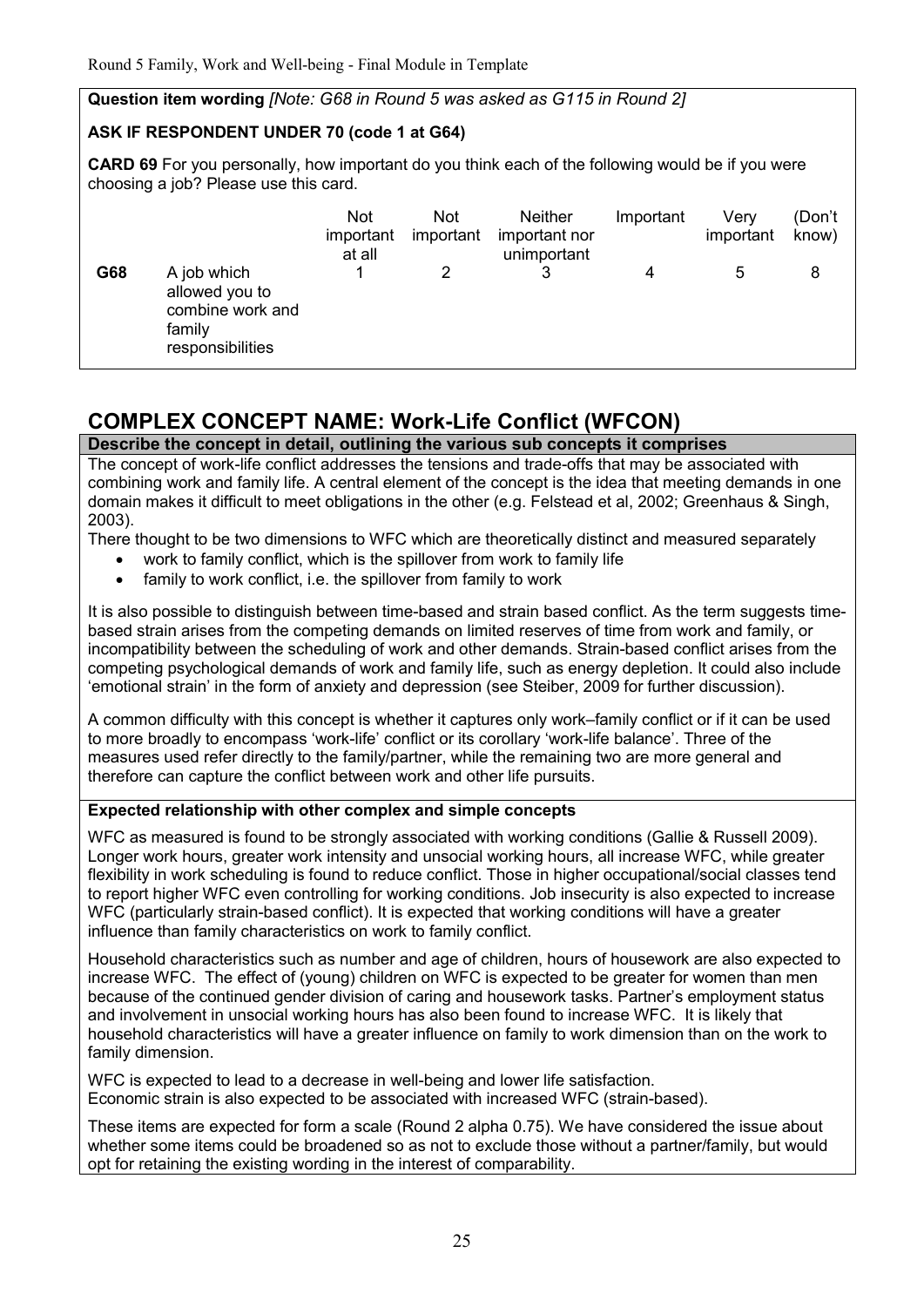**Question item wording** *[Note: G68 in Round 5 was asked as G115 in Round 2]*

**ASK IF RESPONDENT UNDER 70 (code 1 at G64)**

**CARD 69** For you personally, how important do you think each of the following would be if you were choosing a job? Please use this card.

| | | Not important at all | Not important | Neither important nor unimportant | Important | Very important | (Don't know) |
|---|---|---|---|---|---|---|---|
| **G68** | A job which allowed you to combine work and family responsibilities | 1 | 2 | 3 | 4 | 5 | 8 |

## COMPLEX CONCEPT NAME: Work-Life Conflict (WFCON)

**Describe the concept in detail, outlining the various sub concepts it comprises**

The concept of work-life conflict addresses the tensions and trade-offs that may be associated with combining work and family life. A central element of the concept is the idea that meeting demands in one domain makes it difficult to meet obligations in the other (e.g. Felstead et al, 2002; Greenhaus & Singh, 2003).

There thought to be two dimensions to WFC which are theoretically distinct and measured separately

- work to family conflict, which is the spillover from work to family life
- family to work conflict, i.e. the spillover from family to work

It is also possible to distinguish between time-based and strain based conflict. As the term suggests time-based strain arises from the competing demands on limited reserves of time from work and family, or incompatibility between the scheduling of work and other demands. Strain-based conflict arises from the competing psychological demands of work and family life, such as energy depletion. It could also include 'emotional strain' in the form of anxiety and depression (see Steiber, 2009 for further discussion).

A common difficulty with this concept is whether it captures only work–family conflict or if it can be used to more broadly to encompass 'work-life' conflict or its corollary 'work-life balance'. Three of the measures used refer directly to the family/partner, while the remaining two are more general and therefore can capture the conflict between work and other life pursuits.

**Expected relationship with other complex and simple concepts**

WFC as measured is found to be strongly associated with working conditions (Gallie & Russell 2009). Longer work hours, greater work intensity and unsocial working hours, all increase WFC, while greater flexibility in work scheduling is found to reduce conflict. Those in higher occupational/social classes tend to report higher WFC even controlling for working conditions. Job insecurity is also expected to increase WFC (particularly strain-based conflict). It is expected that working conditions will have a greater influence than family characteristics on work to family conflict.

Household characteristics such as number and age of children, hours of housework are also expected to increase WFC. The effect of (young) children on WFC is expected to be greater for women than men because of the continued gender division of caring and housework tasks. Partner's employment status and involvement in unsocial working hours has also been found to increase WFC. It is likely that household characteristics will have a greater influence on family to work dimension than on the work to family dimension.

WFC is expected to lead to a decrease in well-being and lower life satisfaction.
Economic strain is also expected to be associated with increased WFC (strain-based).

These items are expected for form a scale (Round 2 alpha 0.75). We have considered the issue about whether some items could be broadened so as not to exclude those without a partner/family, but would opt for retaining the existing wording in the interest of comparability.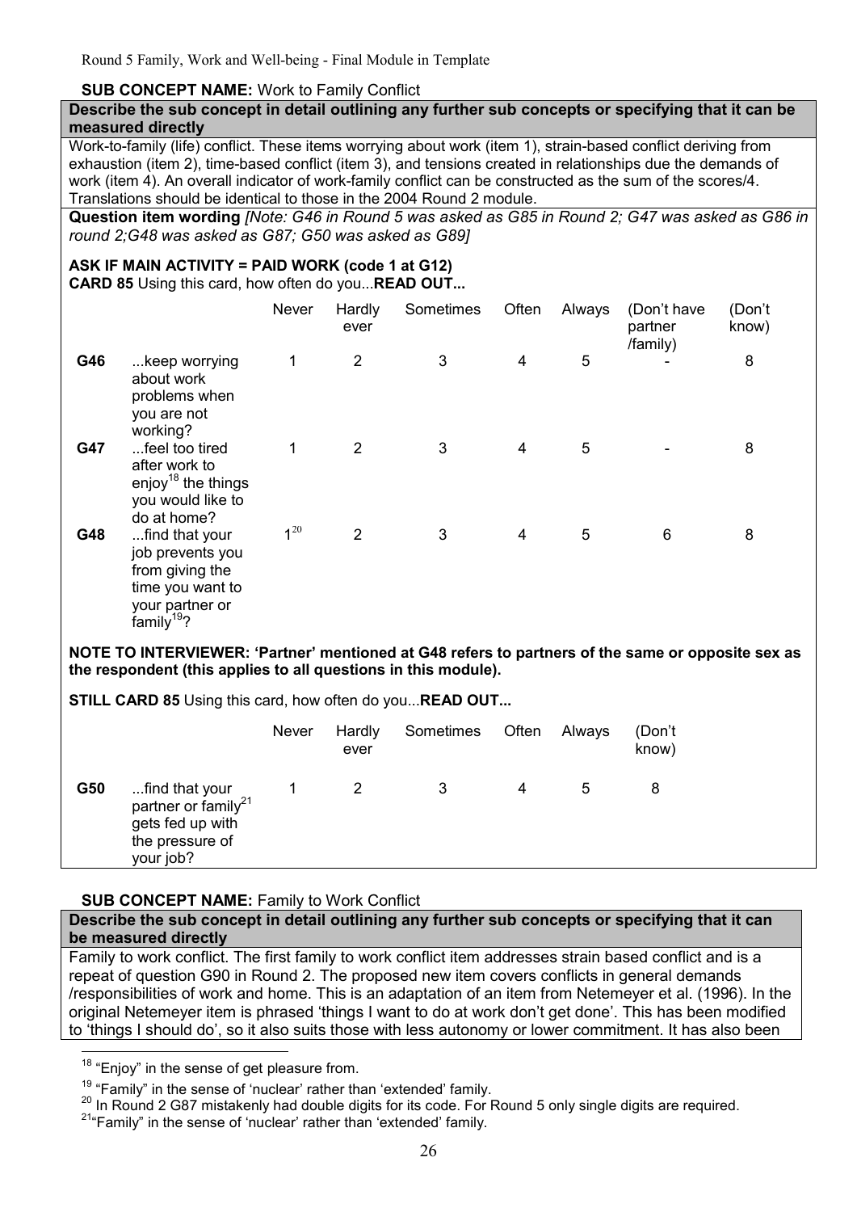**SUB CONCEPT NAME:** Work to Family Conflict

**Describe the sub concept in detail outlining any further sub concepts or specifying that it can be measured directly**

Work-to-family (life) conflict. These items worrying about work (item 1), strain-based conflict deriving from exhaustion (item 2), time-based conflict (item 3), and tensions created in relationships due the demands of work (item 4). An overall indicator of work-family conflict can be constructed as the sum of the scores/4. Translations should be identical to those in the 2004 Round 2 module.

**Question item wording** *[Note: G46 in Round 5 was asked as G85 in Round 2; G47 was asked as G86 in round 2;G48 was asked as G87; G50 was asked as G89]*

**ASK IF MAIN ACTIVITY = PAID WORK (code 1 at G12)**
**CARD 85** Using this card, how often do you...**READ OUT...**

| | | Never | Hardly ever | Sometimes | Often | Always | (Don't have partner /family) | (Don't know) |
|---|---|---|---|---|---|---|---|---|
| **G46** | ...keep worrying about work problems when you are not working? | 1 | 2 | 3 | 4 | 5 | - | 8 |
| **G47** | ...feel too tired after work to enjoy[18] the things you would like to do at home? | 1 | 2 | 3 | 4 | 5 | - | 8 |
| **G48** | ...find that your job prevents you from giving the time you want to your partner or family[19]? | 1[20] | 2 | 3 | 4 | 5 | 6 | 8 |

**NOTE TO INTERVIEWER: 'Partner' mentioned at G48 refers to partners of the same or opposite sex as the respondent (this applies to all questions in this module).**

**STILL CARD 85** Using this card, how often do you...**READ OUT...**

| | | Never | Hardly ever | Sometimes | Often | Always | (Don't know) |
|---|---|---|---|---|---|---|---|
| **G50** | ...find that your partner or family[21] gets fed up with the pressure of your job? | 1 | 2 | 3 | 4 | 5 | 8 |

**SUB CONCEPT NAME:** Family to Work Conflict

**Describe the sub concept in detail outlining any further sub concepts or specifying that it can be measured directly**

Family to work conflict. The first family to work conflict item addresses strain based conflict and is a repeat of question G90 in Round 2. The proposed new item covers conflicts in general demands /responsibilities of work and home. This is an adaptation of an item from Netemeyer et al. (1996). In the original Netemeyer item is phrased 'things I want to do at work don't get done'. This has been modified to 'things I should do', so it also suits those with less autonomy or lower commitment. It has also been

---

[18] "Enjoy" in the sense of get pleasure from.

[19] "Family" in the sense of 'nuclear' rather than 'extended' family.

[20] In Round 2 G87 mistakenly had double digits for its code. For Round 5 only single digits are required.

[21] "Family" in the sense of 'nuclear' rather than 'extended' family.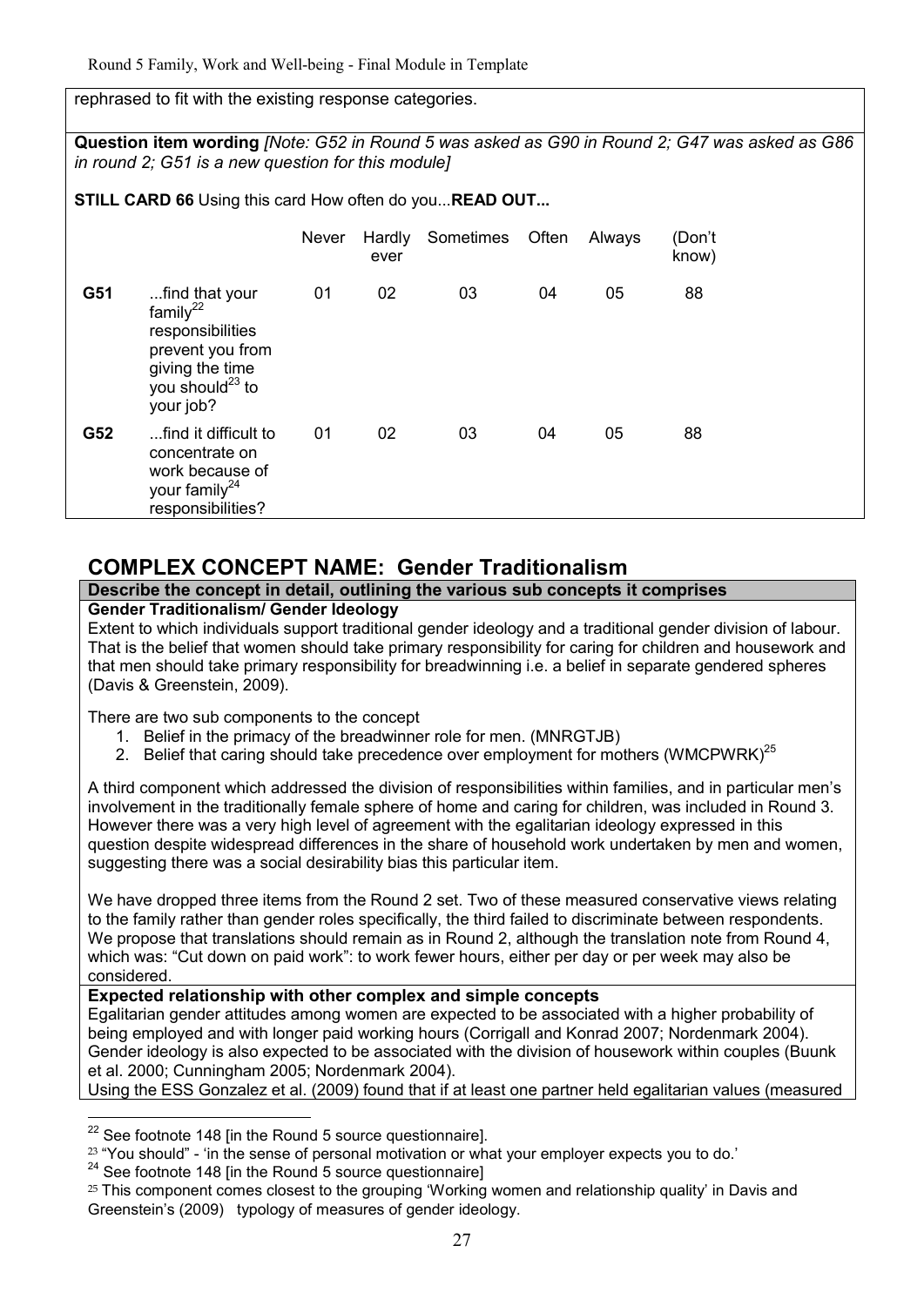rephrased to fit with the existing response categories.

**Question item wording** *[Note: G52 in Round 5 was asked as G90 in Round 2; G47 was asked as G86 in round 2; G51 is a new question for this module]*

**STILL CARD 66** Using this card How often do you...**READ OUT...**

| | | Never | Hardly ever | Sometimes | Often | Always | (Don't know) |
|---|---|---|---|---|---|---|---|
| **G51** | ...find that your family[22] responsibilities prevent you from giving the time you should[23] to your job? | 01 | 02 | 03 | 04 | 05 | 88 |
| **G52** | ...find it difficult to concentrate on work because of your family[24] responsibilities? | 01 | 02 | 03 | 04 | 05 | 88 |

## COMPLEX CONCEPT NAME: Gender Traditionalism

**Describe the concept in detail, outlining the various sub concepts it comprises**

**Gender Traditionalism/ Gender Ideology**

Extent to which individuals support traditional gender ideology and a traditional gender division of labour. That is the belief that women should take primary responsibility for caring for children and housework and that men should take primary responsibility for breadwinning i.e. a belief in separate gendered spheres (Davis & Greenstein, 2009).

There are two sub components to the concept

1. Belief in the primacy of the breadwinner role for men. (MNRGTJB)
2. Belief that caring should take precedence over employment for mothers (WMCPWRK)[25]

A third component which addressed the division of responsibilities within families, and in particular men's involvement in the traditionally female sphere of home and caring for children, was included in Round 3. However there was a very high level of agreement with the egalitarian ideology expressed in this question despite widespread differences in the share of household work undertaken by men and women, suggesting there was a social desirability bias this particular item.

We have dropped three items from the Round 2 set. Two of these measured conservative views relating to the family rather than gender roles specifically, the third failed to discriminate between respondents. We propose that translations should remain as in Round 2, although the translation note from Round 4, which was: "Cut down on paid work": to work fewer hours, either per day or per week may also be considered.

**Expected relationship with other complex and simple concepts**

Egalitarian gender attitudes among women are expected to be associated with a higher probability of being employed and with longer paid working hours (Corrigall and Konrad 2007; Nordenmark 2004). Gender ideology is also expected to be associated with the division of housework within couples (Buunk et al. 2000; Cunningham 2005; Nordenmark 2004).

Using the ESS Gonzalez et al. (2009) found that if at least one partner held egalitarian values (measured

---

[22] See footnote 148 [in the Round 5 source questionnaire].

[23] "You should" - 'in the sense of personal motivation or what your employer expects you to do.'

[24] See footnote 148 [in the Round 5 source questionnaire]

[25] This component comes closest to the grouping 'Working women and relationship quality' in Davis and Greenstein's (2009) typology of measures of gender ideology.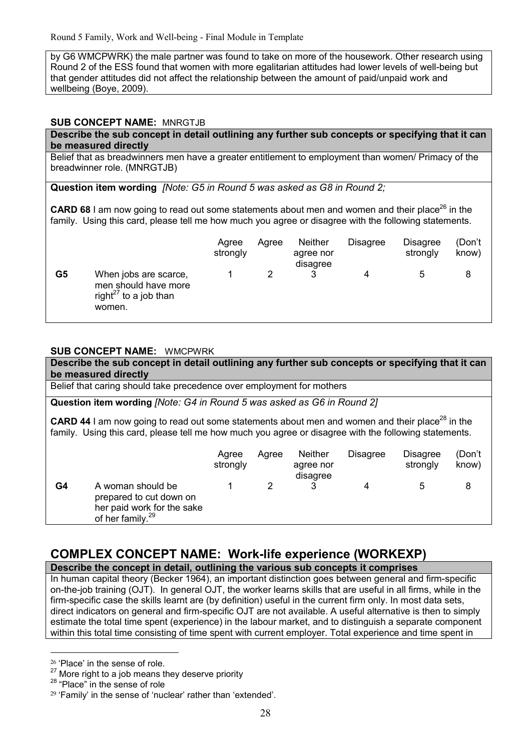by G6 WMCPWRK) the male partner was found to take on more of the housework. Other research using Round 2 of the ESS found that women with more egalitarian attitudes had lower levels of well-being but that gender attitudes did not affect the relationship between the amount of paid/unpaid work and wellbeing (Boye, 2009).

**SUB CONCEPT NAME:** MNRGTJB

**Describe the sub concept in detail outlining any further sub concepts or specifying that it can be measured directly**

Belief that as breadwinners men have a greater entitlement to employment than women/ Primacy of the breadwinner role. (MNRGTJB)

**Question item wording** *[Note: G5 in Round 5 was asked as G8 in Round 2;*

**CARD 68** I am now going to read out some statements about men and women and their place[26] in the family. Using this card, please tell me how much you agree or disagree with the following statements.

| | | Agree strongly | Agree | Neither agree nor disagree | Disagree | Disagree strongly | (Don't know) |
|---|---|---|---|---|---|---|---|
| **G5** | When jobs are scarce, men should have more right[27] to a job than women. | 1 | 2 | 3 | 4 | 5 | 8 |

**SUB CONCEPT NAME:** WMCPWRK

**Describe the sub concept in detail outlining any further sub concepts or specifying that it can be measured directly**

Belief that caring should take precedence over employment for mothers

**Question item wording** *[Note: G4 in Round 5 was asked as G6 in Round 2]*

**CARD 44** I am now going to read out some statements about men and women and their place[28] in the family. Using this card, please tell me how much you agree or disagree with the following statements.

| | | Agree strongly | Agree | Neither agree nor disagree | Disagree | Disagree strongly | (Don't know) |
|---|---|---|---|---|---|---|---|
| **G4** | A woman should be prepared to cut down on her paid work for the sake of her family.[29] | 1 | 2 | 3 | 4 | 5 | 8 |

## COMPLEX CONCEPT NAME: Work-life experience (WORKEXP)

**Describe the concept in detail, outlining the various sub concepts it comprises**

In human capital theory (Becker 1964), an important distinction goes between general and firm-specific on-the-job training (OJT). In general OJT, the worker learns skills that are useful in all firms, while in the firm-specific case the skills learnt are (by definition) useful in the current firm only. In most data sets, direct indicators on general and firm-specific OJT are not available. A useful alternative is then to simply estimate the total time spent (experience) in the labour market, and to distinguish a separate component within this total time consisting of time spent with current employer. Total experience and time spent in

---

[26] 'Place' in the sense of role.

[27] More right to a job means they deserve priority

[28] "Place" in the sense of role

[29] 'Family' in the sense of 'nuclear' rather than 'extended'.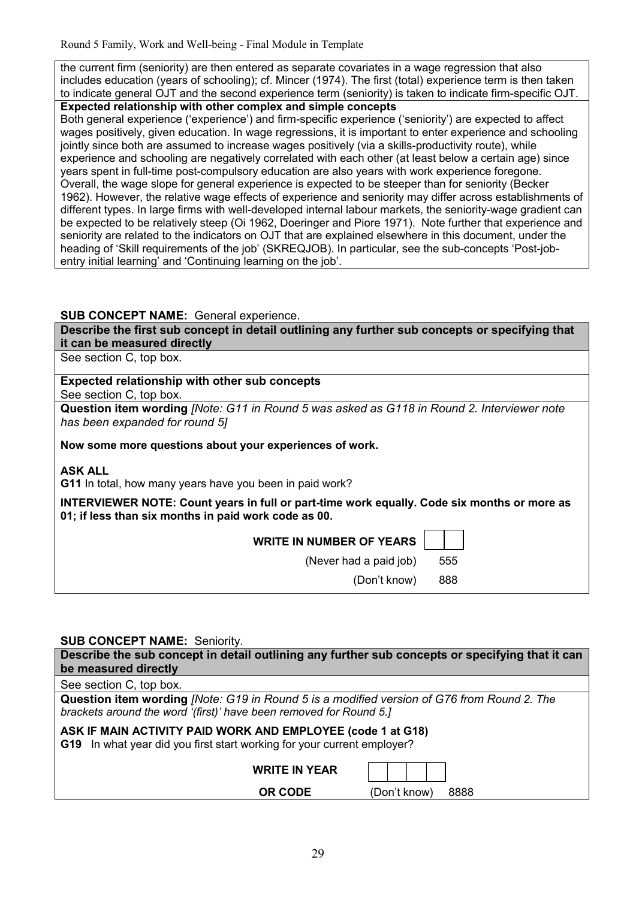the current firm (seniority) are then entered as separate covariates in a wage regression that also includes education (years of schooling); cf. Mincer (1974). The first (total) experience term is then taken to indicate general OJT and the second experience term (seniority) is taken to indicate firm-specific OJT.

**Expected relationship with other complex and simple concepts**

Both general experience ('experience') and firm-specific experience ('seniority') are expected to affect wages positively, given education. In wage regressions, it is important to enter experience and schooling jointly since both are assumed to increase wages positively (via a skills-productivity route), while experience and schooling are negatively correlated with each other (at least below a certain age) since years spent in full-time post-compulsory education are also years with work experience foregone. Overall, the wage slope for general experience is expected to be steeper than for seniority (Becker 1962). However, the relative wage effects of experience and seniority may differ across establishments of different types. In large firms with well-developed internal labour markets, the seniority-wage gradient can be expected to be relatively steep (Oi 1962, Doeringer and Piore 1971). Note further that experience and seniority are related to the indicators on OJT that are explained elsewhere in this document, under the heading of 'Skill requirements of the job' (SKREQJOB). In particular, see the sub-concepts 'Post-job-entry initial learning' and 'Continuing learning on the job'.

**SUB CONCEPT NAME:** General experience.

**Describe the first sub concept in detail outlining any further sub concepts or specifying that it can be measured directly**

See section C, top box.

**Expected relationship with other sub concepts**

See section C, top box.

**Question item wording** *[Note: G11 in Round 5 was asked as G118 in Round 2. Interviewer note has been expanded for round 5]*

**Now some more questions about your experiences of work.**

**ASK ALL**

**G11** In total, how many years have you been in paid work?

**INTERVIEWER NOTE: Count years in full or part-time work equally. Code six months or more as 01; if less than six months in paid work code as 00.**

**WRITE IN NUMBER OF YEARS** [ | ]

(Never had a paid job) 555

(Don't know) 888

**SUB CONCEPT NAME:** Seniority.

**Describe the sub concept in detail outlining any further sub concepts or specifying that it can be measured directly**

See section C, top box.

**Question item wording** *[Note: G19 in Round 5 is a modified version of G76 from Round 2. The brackets around the word '(first)' have been removed for Round 5.]*

**ASK IF MAIN ACTIVITY PAID WORK AND EMPLOYEE (code 1 at G18)**

**G19** In what year did you first start working for your current employer?

**WRITE IN YEAR** [ | | | ]

**OR CODE** (Don't know) 8888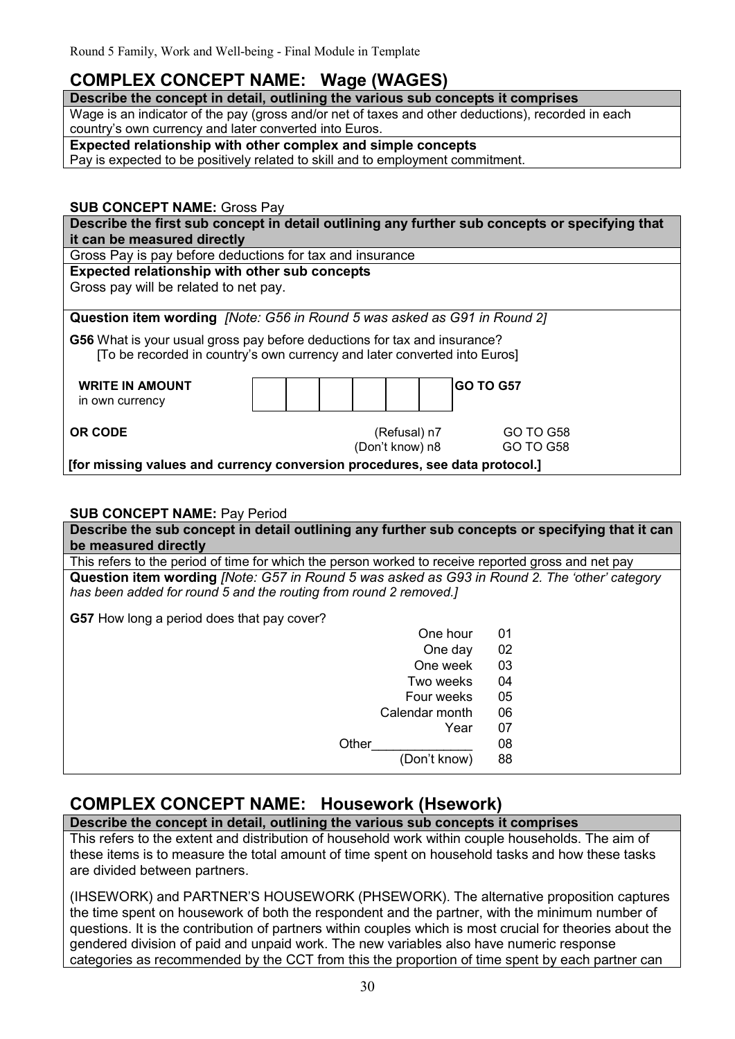## COMPLEX CONCEPT NAME: Wage (WAGES)

**Describe the concept in detail, outlining the various sub concepts it comprises**

Wage is an indicator of the pay (gross and/or net of taxes and other deductions), recorded in each country's own currency and later converted into Euros.

**Expected relationship with other complex and simple concepts**

Pay is expected to be positively related to skill and to employment commitment.

**SUB CONCEPT NAME:** Gross Pay

**Describe the first sub concept in detail outlining any further sub concepts or specifying that it can be measured directly**

Gross Pay is pay before deductions for tax and insurance

**Expected relationship with other sub concepts**

Gross pay will be related to net pay.

**Question item wording** *[Note: G56 in Round 5 was asked as G91 in Round 2]*

**G56** What is your usual gross pay before deductions for tax and insurance?
[To be recorded in country's own currency and later converted into Euros]

**WRITE IN AMOUNT** in own currency | | | | | | | **GO TO G57**

| **OR CODE** | | |
|---|---|---|
| | (Refusal) n7 | GO TO G58 |
| | (Don't know) n8 | GO TO G58 |

**[for missing values and currency conversion procedures, see data protocol.]**

**SUB CONCEPT NAME:** Pay Period

**Describe the sub concept in detail outlining any further sub concepts or specifying that it can be measured directly**

This refers to the period of time for which the person worked to receive reported gross and net pay

**Question item wording** *[Note: G57 in Round 5 was asked as G93 in Round 2. The 'other' category has been added for round 5 and the routing from round 2 removed.]*

**G57** How long a period does that pay cover?

| | |
|---|---|
| One hour | 01 |
| One day | 02 |
| One week | 03 |
| Two weeks | 04 |
| Four weeks | 05 |
| Calendar month | 06 |
| Year | 07 |
| Other______________ | 08 |
| (Don't know) | 88 |

## COMPLEX CONCEPT NAME: Housework (Hsework)

**Describe the concept in detail, outlining the various sub concepts it comprises**

This refers to the extent and distribution of household work within couple households. The aim of these items is to measure the total amount of time spent on household tasks and how these tasks are divided between partners.

(IHSEWORK) and PARTNER'S HOUSEWORK (PHSEWORK). The alternative proposition captures the time spent on housework of both the respondent and the partner, with the minimum number of questions. It is the contribution of partners within couples which is most crucial for theories about the gendered division of paid and unpaid work. The new variables also have numeric response categories as recommended by the CCT from this the proportion of time spent by each partner can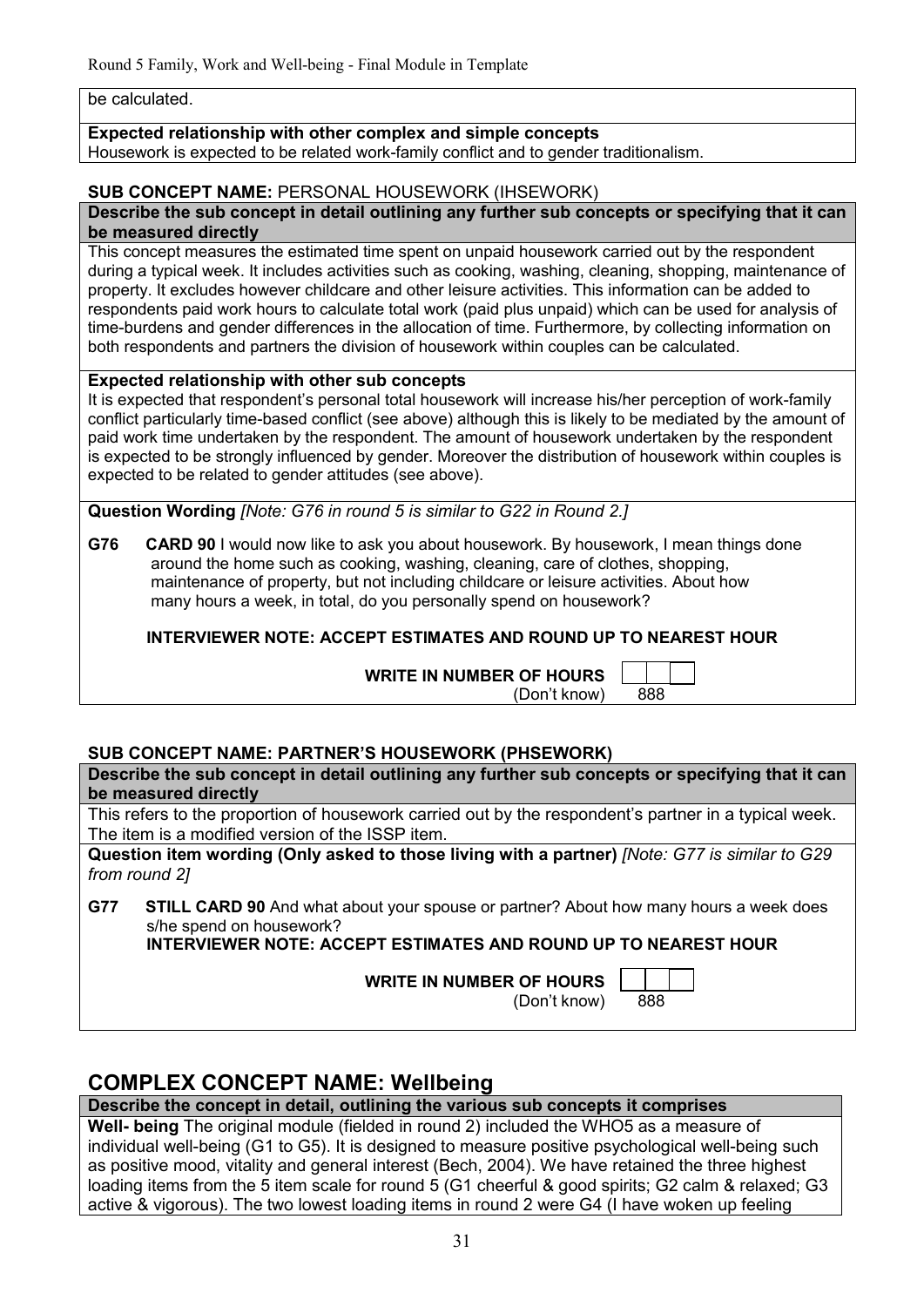be calculated.

**Expected relationship with other complex and simple concepts**
Housework is expected to be related work-family conflict and to gender traditionalism.

**SUB CONCEPT NAME:** PERSONAL HOUSEWORK (IHSEWORK)

**Describe the sub concept in detail outlining any further sub concepts or specifying that it can be measured directly**

This concept measures the estimated time spent on unpaid housework carried out by the respondent during a typical week. It includes activities such as cooking, washing, cleaning, shopping, maintenance of property. It excludes however childcare and other leisure activities. This information can be added to respondents paid work hours to calculate total work (paid plus unpaid) which can be used for analysis of time-burdens and gender differences in the allocation of time. Furthermore, by collecting information on both respondents and partners the division of housework within couples can be calculated.

**Expected relationship with other sub concepts**

It is expected that respondent's personal total housework will increase his/her perception of work-family conflict particularly time-based conflict (see above) although this is likely to be mediated by the amount of paid work time undertaken by the respondent. The amount of housework undertaken by the respondent is expected to be strongly influenced by gender. Moreover the distribution of housework within couples is expected to be related to gender attitudes (see above).

**Question Wording** *[Note: G76 in round 5 is similar to G22 in Round 2.]*

**G76** **CARD 90** I would now like to ask you about housework. By housework, I mean things done around the home such as cooking, washing, cleaning, care of clothes, shopping, maintenance of property, but not including childcare or leisure activities. About how many hours a week, in total, do you personally spend on housework?

**INTERVIEWER NOTE: ACCEPT ESTIMATES AND ROUND UP TO NEAREST HOUR**

**WRITE IN NUMBER OF HOURS** [ | | ]
(Don't know) 888

**SUB CONCEPT NAME: PARTNER'S HOUSEWORK (PHSEWORK)**

**Describe the sub concept in detail outlining any further sub concepts or specifying that it can be measured directly**

This refers to the proportion of housework carried out by the respondent's partner in a typical week. The item is a modified version of the ISSP item.

**Question item wording (Only asked to those living with a partner)** *[Note: G77 is similar to G29 from round 2]*

**G77** **STILL CARD 90** And what about your spouse or partner? About how many hours a week does s/he spend on housework?
**INTERVIEWER NOTE: ACCEPT ESTIMATES AND ROUND UP TO NEAREST HOUR**

**WRITE IN NUMBER OF HOURS** [ | | ]
(Don't know) 888

## COMPLEX CONCEPT NAME: Wellbeing

**Describe the concept in detail, outlining the various sub concepts it comprises**

**Well- being** The original module (fielded in round 2) included the WHO5 as a measure of individual well-being (G1 to G5). It is designed to measure positive psychological well-being such as positive mood, vitality and general interest (Bech, 2004). We have retained the three highest loading items from the 5 item scale for round 5 (G1 cheerful & good spirits; G2 calm & relaxed; G3 active & vigorous). The two lowest loading items in round 2 were G4 (I have woken up feeling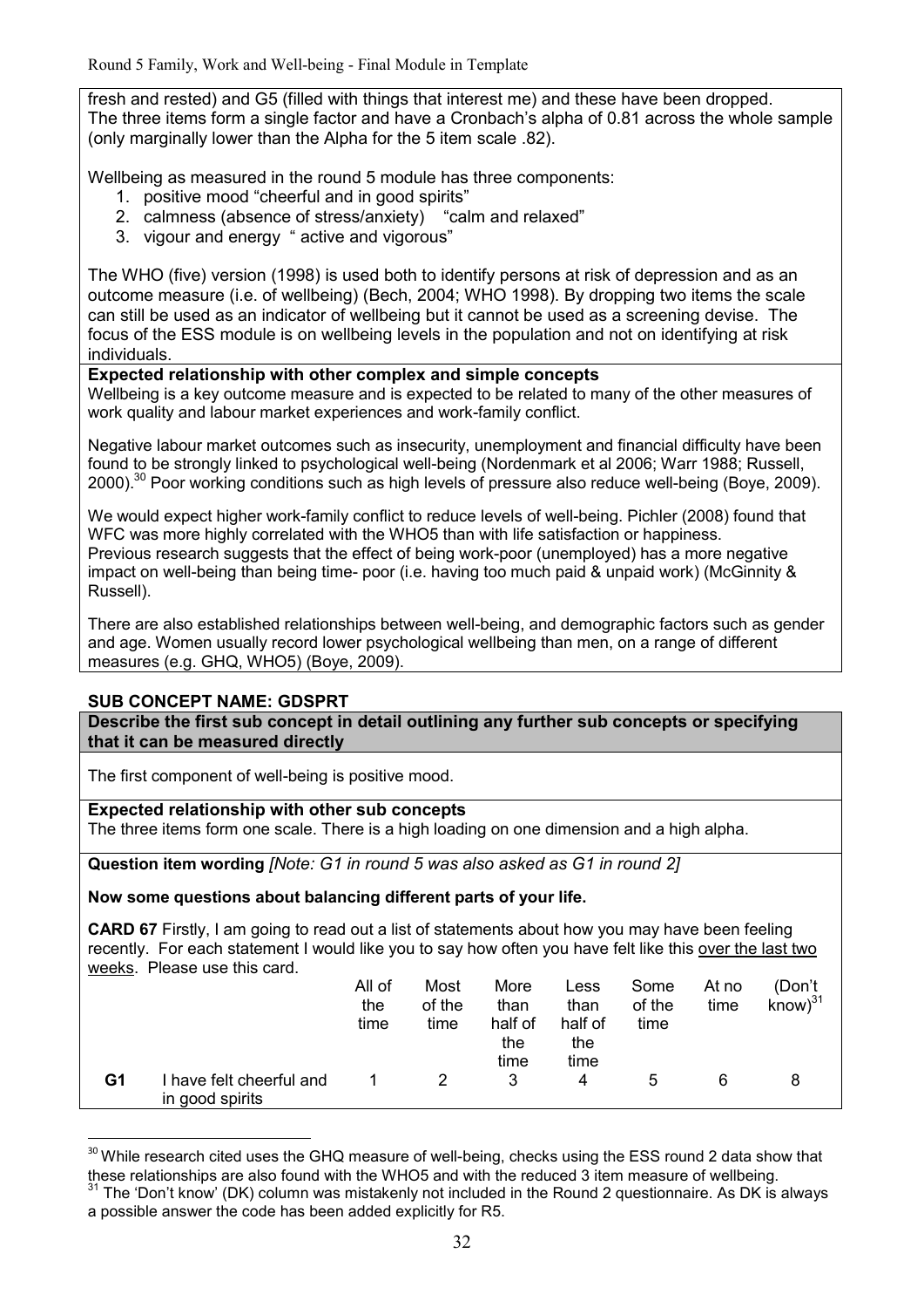fresh and rested) and G5 (filled with things that interest me) and these have been dropped. The three items form a single factor and have a Cronbach's alpha of 0.81 across the whole sample (only marginally lower than the Alpha for the 5 item scale .82).

Wellbeing as measured in the round 5 module has three components:

1. positive mood "cheerful and in good spirits"
2. calmness (absence of stress/anxiety) "calm and relaxed"
3. vigour and energy " active and vigorous"

The WHO (five) version (1998) is used both to identify persons at risk of depression and as an outcome measure (i.e. of wellbeing) (Bech, 2004; WHO 1998). By dropping two items the scale can still be used as an indicator of wellbeing but it cannot be used as a screening devise. The focus of the ESS module is on wellbeing levels in the population and not on identifying at risk individuals.

**Expected relationship with other complex and simple concepts**

Wellbeing is a key outcome measure and is expected to be related to many of the other measures of work quality and labour market experiences and work-family conflict.

Negative labour market outcomes such as insecurity, unemployment and financial difficulty have been found to be strongly linked to psychological well-being (Nordenmark et al 2006; Warr 1988; Russell, 2000).[30] Poor working conditions such as high levels of pressure also reduce well-being (Boye, 2009).

We would expect higher work-family conflict to reduce levels of well-being. Pichler (2008) found that WFC was more highly correlated with the WHO5 than with life satisfaction or happiness. Previous research suggests that the effect of being work-poor (unemployed) has a more negative impact on well-being than being time- poor (i.e. having too much paid & unpaid work) (McGinnity & Russell).

There are also established relationships between well-being, and demographic factors such as gender and age. Women usually record lower psychological wellbeing than men, on a range of different measures (e.g. GHQ, WHO5) (Boye, 2009).

**SUB CONCEPT NAME: GDSPRT**

**Describe the first sub concept in detail outlining any further sub concepts or specifying that it can be measured directly**

The first component of well-being is positive mood.

**Expected relationship with other sub concepts**

The three items form one scale. There is a high loading on one dimension and a high alpha.

**Question item wording** *[Note: G1 in round 5 was also asked as G1 in round 2]*

**Now some questions about balancing different parts of your life.**

**CARD 67** Firstly, I am going to read out a list of statements about how you may have been feeling recently. For each statement I would like you to say how often you have felt like this over the last two weeks. Please use this card.

| | | All of the time | Most of the time | More than half of the time | Less than half of the time | Some of the time | At no time | (Don't know)[31] |
|---|---|---|---|---|---|---|---|---|
| **G1** | I have felt cheerful and in good spirits | 1 | 2 | 3 | 4 | 5 | 6 | 8 |

[30] While research cited uses the GHQ measure of well-being, checks using the ESS round 2 data show that these relationships are also found with the WHO5 and with the reduced 3 item measure of wellbeing.

[31] The 'Don't know' (DK) column was mistakenly not included in the Round 2 questionnaire. As DK is always a possible answer the code has been added explicitly for R5.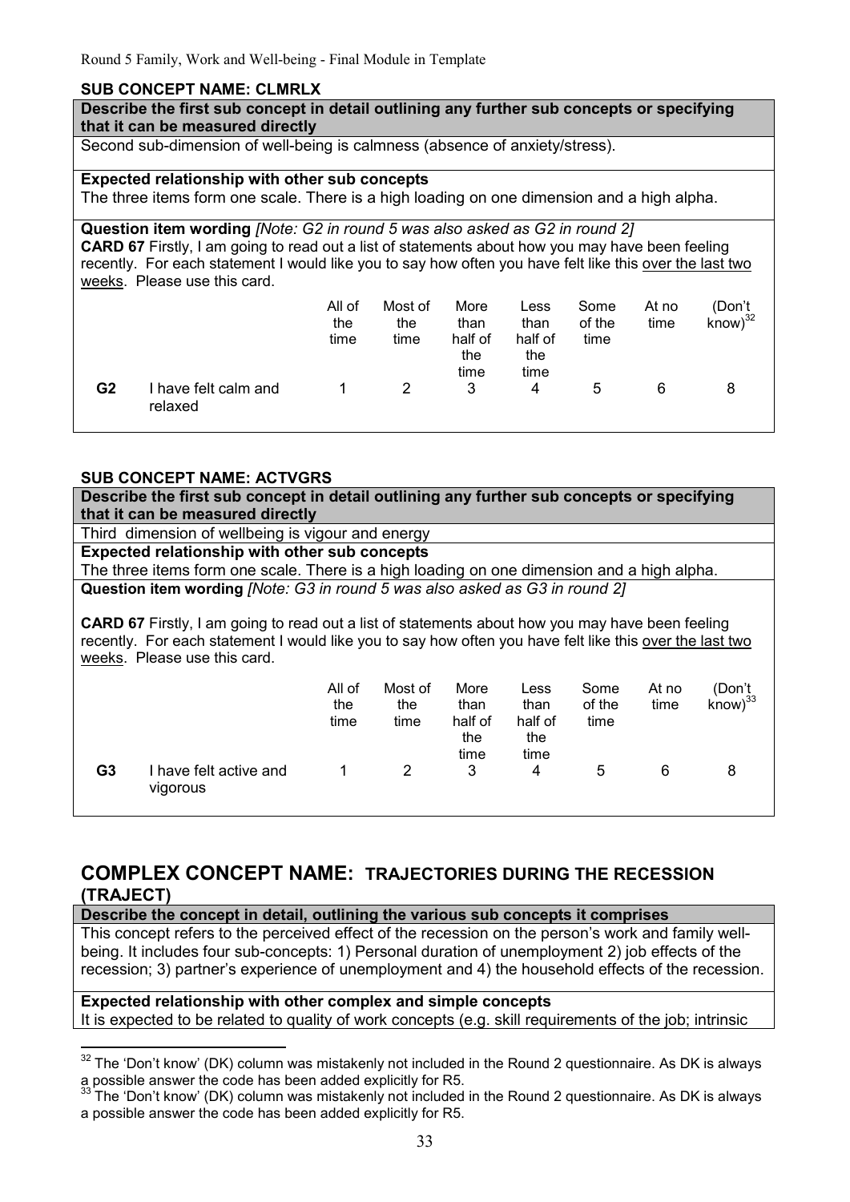### SUB CONCEPT NAME: CLMRLX

**Describe the first sub concept in detail outlining any further sub concepts or specifying that it can be measured directly**

Second sub-dimension of well-being is calmness (absence of anxiety/stress).

**Expected relationship with other sub concepts**

The three items form one scale. There is a high loading on one dimension and a high alpha.

**Question item wording** *[Note: G2 in round 5 was also asked as G2 in round 2]*

**CARD 67** Firstly, I am going to read out a list of statements about how you may have been feeling recently. For each statement I would like you to say how often you have felt like this over the last two weeks. Please use this card.

| | | All of the time | Most of the time | More than half of the time | Less than half of the time | Some of the time | At no time | (Don't know)[32] |
|---|---|---|---|---|---|---|---|---|
| **G2** | I have felt calm and relaxed | 1 | 2 | 3 | 4 | 5 | 6 | 8 |

### SUB CONCEPT NAME: ACTVGRS

**Describe the first sub concept in detail outlining any further sub concepts or specifying that it can be measured directly**

Third dimension of wellbeing is vigour and energy

**Expected relationship with other sub concepts**

The three items form one scale. There is a high loading on one dimension and a high alpha.

**Question item wording** *[Note: G3 in round 5 was also asked as G3 in round 2]*

**CARD 67** Firstly, I am going to read out a list of statements about how you may have been feeling recently. For each statement I would like you to say how often you have felt like this over the last two weeks. Please use this card.

| | | All of the time | Most of the time | More than half of the time | Less than half of the time | Some of the time | At no time | (Don't know)[33] |
|---|---|---|---|---|---|---|---|---|
| **G3** | I have felt active and vigorous | 1 | 2 | 3 | 4 | 5 | 6 | 8 |

## COMPLEX CONCEPT NAME: TRAJECTORIES DURING THE RECESSION (TRAJECT)

**Describe the concept in detail, outlining the various sub concepts it comprises**

This concept refers to the perceived effect of the recession on the person's work and family well-being. It includes four sub-concepts: 1) Personal duration of unemployment 2) job effects of the recession; 3) partner's experience of unemployment and 4) the household effects of the recession.

**Expected relationship with other complex and simple concepts**

It is expected to be related to quality of work concepts (e.g. skill requirements of the job; intrinsic

---

[32] The 'Don't know' (DK) column was mistakenly not included in the Round 2 questionnaire. As DK is always a possible answer the code has been added explicitly for R5.

[33] The 'Don't know' (DK) column was mistakenly not included in the Round 2 questionnaire. As DK is always a possible answer the code has been added explicitly for R5.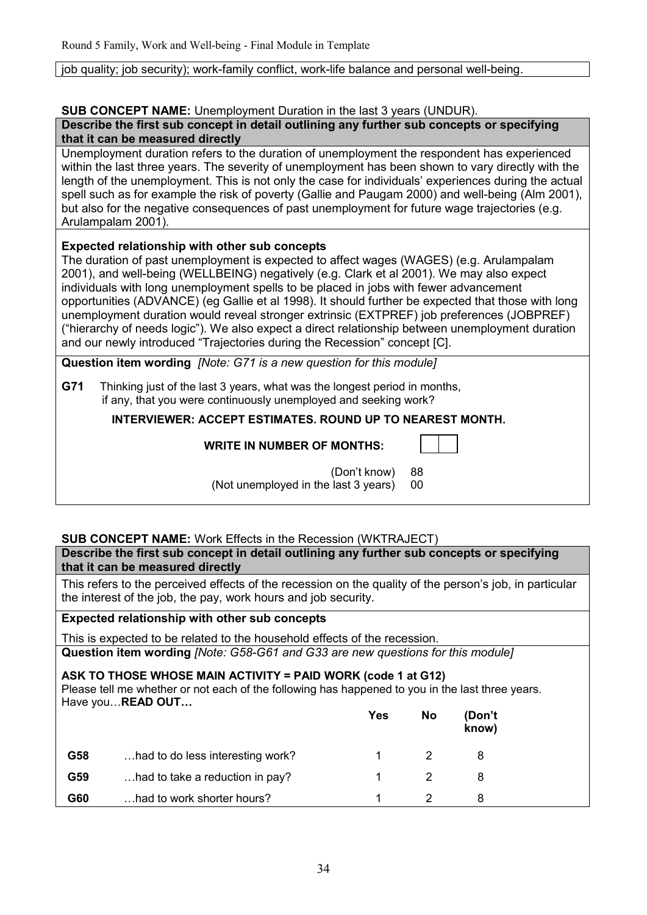job quality; job security); work-family conflict, work-life balance and personal well-being.

**SUB CONCEPT NAME:** Unemployment Duration in the last 3 years (UNDUR).

**Describe the first sub concept in detail outlining any further sub concepts or specifying that it can be measured directly**

Unemployment duration refers to the duration of unemployment the respondent has experienced within the last three years. The severity of unemployment has been shown to vary directly with the length of the unemployment. This is not only the case for individuals' experiences during the actual spell such as for example the risk of poverty (Gallie and Paugam 2000) and well-being (Alm 2001), but also for the negative consequences of past unemployment for future wage trajectories (e.g. Arulampalam 2001).

**Expected relationship with other sub concepts**

The duration of past unemployment is expected to affect wages (WAGES) (e.g. Arulampalam 2001), and well-being (WELLBEING) negatively (e.g. Clark et al 2001). We may also expect individuals with long unemployment spells to be placed in jobs with fewer advancement opportunities (ADVANCE) (eg Gallie et al 1998). It should further be expected that those with long unemployment duration would reveal stronger extrinsic (EXTPREF) job preferences (JOBPREF) ("hierarchy of needs logic"). We also expect a direct relationship between unemployment duration and our newly introduced "Trajectories during the Recession" concept [C].

**Question item wording** *[Note: G71 is a new question for this module]*

**G71** Thinking just of the last 3 years, what was the longest period in months, if any, that you were continuously unemployed and seeking work?

**INTERVIEWER: ACCEPT ESTIMATES. ROUND UP TO NEAREST MONTH.**

**WRITE IN NUMBER OF MONTHS:** [ | ]

(Don't know) 88
(Not unemployed in the last 3 years) 00

**SUB CONCEPT NAME:** Work Effects in the Recession (WKTRAJECT)

**Describe the first sub concept in detail outlining any further sub concepts or specifying that it can be measured directly**

This refers to the perceived effects of the recession on the quality of the person's job, in particular the interest of the job, the pay, work hours and job security.

**Expected relationship with other sub concepts**

This is expected to be related to the household effects of the recession.

**Question item wording** *[Note: G58-G61 and G33 are new questions for this module]*

**ASK TO THOSE WHOSE MAIN ACTIVITY = PAID WORK (code 1 at G12)**
Please tell me whether or not each of the following has happened to you in the last three years. Have you…**READ OUT…**

| | | Yes | No | (Don't know) |
|---|---|---|---|---|
| **G58** | …had to do less interesting work? | 1 | 2 | 8 |
| **G59** | …had to take a reduction in pay? | 1 | 2 | 8 |
| **G60** | …had to work shorter hours? | 1 | 2 | 8 |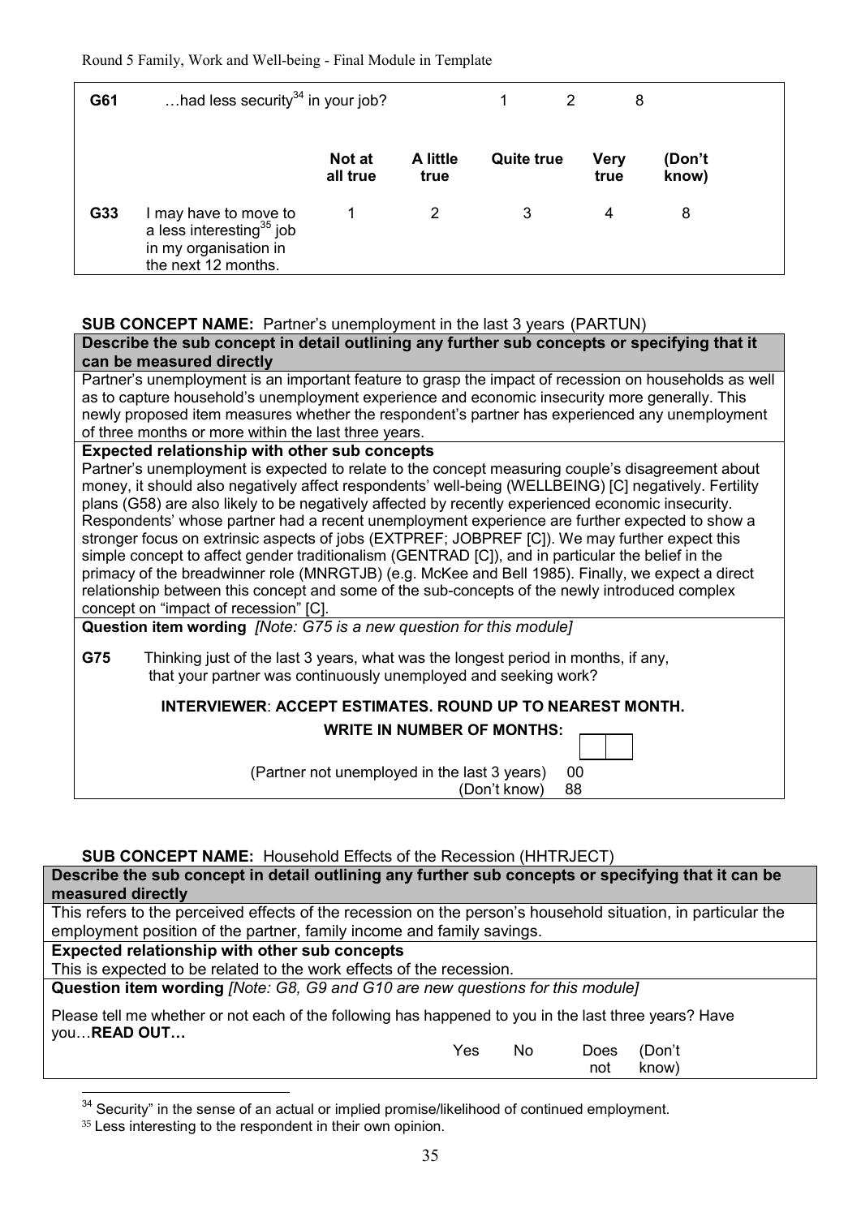| G61 | …had less security[34] in your job? | | | 1 | 2 | 8 |
|---|---|---|---|---|---|---|
| | | **Not at all true** | **A little true** | **Quite true** | **Very true** | **(Don't know)** |
| **G33** | I may have to move to a less interesting[35] job in my organisation in the next 12 months. | 1 | 2 | 3 | 4 | 8 |

**SUB CONCEPT NAME:** Partner's unemployment in the last 3 years (PARTUN)

**Describe the sub concept in detail outlining any further sub concepts or specifying that it can be measured directly**

Partner's unemployment is an important feature to grasp the impact of recession on households as well as to capture household's unemployment experience and economic insecurity more generally. This newly proposed item measures whether the respondent's partner has experienced any unemployment of three months or more within the last three years.

**Expected relationship with other sub concepts**

Partner's unemployment is expected to relate to the concept measuring couple's disagreement about money, it should also negatively affect respondents' well-being (WELLBEING) [C] negatively. Fertility plans (G58) are also likely to be negatively affected by recently experienced economic insecurity. Respondents' whose partner had a recent unemployment experience are further expected to show a stronger focus on extrinsic aspects of jobs (EXTPREF; JOBPREF [C]). We may further expect this simple concept to affect gender traditionalism (GENTRAD [C]), and in particular the belief in the primacy of the breadwinner role (MNRGTJB) (e.g. McKee and Bell 1985). Finally, we expect a direct relationship between this concept and some of the sub-concepts of the newly introduced complex concept on "impact of recession" [C].

**Question item wording** *[Note: G75 is a new question for this module]*

**G75** Thinking just of the last 3 years, what was the longest period in months, if any, that your partner was continuously unemployed and seeking work?

**INTERVIEWER**: **ACCEPT ESTIMATES. ROUND UP TO NEAREST MONTH.**

**WRITE IN NUMBER OF MONTHS:** [ | ]

(Partner not unemployed in the last 3 years) 00
(Don't know) 88

**SUB CONCEPT NAME:** Household Effects of the Recession (HHTRJECT)

**Describe the sub concept in detail outlining any further sub concepts or specifying that it can be measured directly**

This refers to the perceived effects of the recession on the person's household situation, in particular the employment position of the partner, family income and family savings.

**Expected relationship with other sub concepts**

This is expected to be related to the work effects of the recession.

**Question item wording** *[Note: G8, G9 and G10 are new questions for this module]*

Please tell me whether or not each of the following has happened to you in the last three years? Have you…**READ OUT…**

| | Yes | No | Does not | (Don't know) |
|---|---|---|---|---|

[34] Security" in the sense of an actual or implied promise/likelihood of continued employment.

[35] Less interesting to the respondent in their own opinion.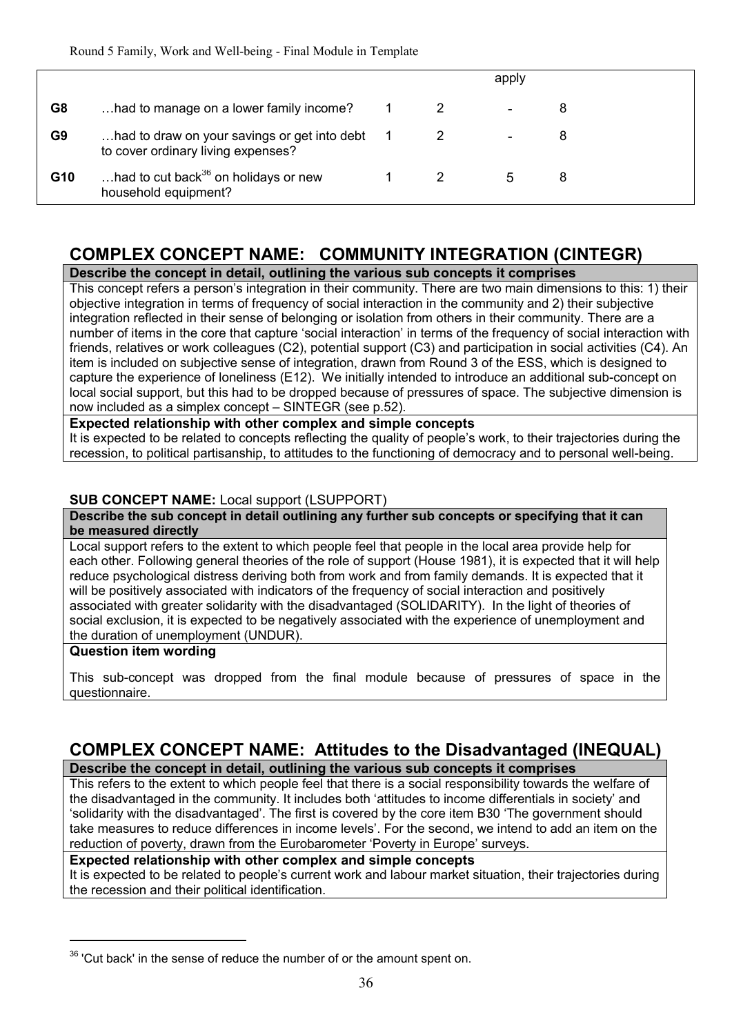| | | | | apply | |
|---|---|---|---|---|---|
| G8 | …had to manage on a lower family income? | 1 | 2 | - | 8 |
| G9 | …had to draw on your savings or get into debt to cover ordinary living expenses? | 1 | 2 | - | 8 |
| G10 | …had to cut back[36] on holidays or new household equipment? | 1 | 2 | 5 | 8 |

## COMPLEX CONCEPT NAME: COMMUNITY INTEGRATION (CINTEGR)

**Describe the concept in detail, outlining the various sub concepts it comprises**

This concept refers a person's integration in their community. There are two main dimensions to this: 1) their objective integration in terms of frequency of social interaction in the community and 2) their subjective integration reflected in their sense of belonging or isolation from others in their community. There are a number of items in the core that capture 'social interaction' in terms of the frequency of social interaction with friends, relatives or work colleagues (C2), potential support (C3) and participation in social activities (C4). An item is included on subjective sense of integration, drawn from Round 3 of the ESS, which is designed to capture the experience of loneliness (E12). We initially intended to introduce an additional sub-concept on local social support, but this had to be dropped because of pressures of space. The subjective dimension is now included as a simplex concept – SINTEGR (see p.52).

**Expected relationship with other complex and simple concepts**

It is expected to be related to concepts reflecting the quality of people's work, to their trajectories during the recession, to political partisanship, to attitudes to the functioning of democracy and to personal well-being.

**SUB CONCEPT NAME:** Local support (LSUPPORT)

**Describe the sub concept in detail outlining any further sub concepts or specifying that it can be measured directly**

Local support refers to the extent to which people feel that people in the local area provide help for each other. Following general theories of the role of support (House 1981), it is expected that it will help reduce psychological distress deriving both from work and from family demands. It is expected that it will be positively associated with indicators of the frequency of social interaction and positively associated with greater solidarity with the disadvantaged (SOLIDARITY). In the light of theories of social exclusion, it is expected to be negatively associated with the experience of unemployment and the duration of unemployment (UNDUR).

**Question item wording**

This sub-concept was dropped from the final module because of pressures of space in the questionnaire.

## COMPLEX CONCEPT NAME: Attitudes to the Disadvantaged (INEQUAL)

**Describe the concept in detail, outlining the various sub concepts it comprises**

This refers to the extent to which people feel that there is a social responsibility towards the welfare of the disadvantaged in the community. It includes both 'attitudes to income differentials in society' and 'solidarity with the disadvantaged'. The first is covered by the core item B30 'The government should take measures to reduce differences in income levels'. For the second, we intend to add an item on the reduction of poverty, drawn from the Eurobarometer 'Poverty in Europe' surveys.

**Expected relationship with other complex and simple concepts**

It is expected to be related to people's current work and labour market situation, their trajectories during the recession and their political identification.

---

[36] 'Cut back' in the sense of reduce the number of or the amount spent on.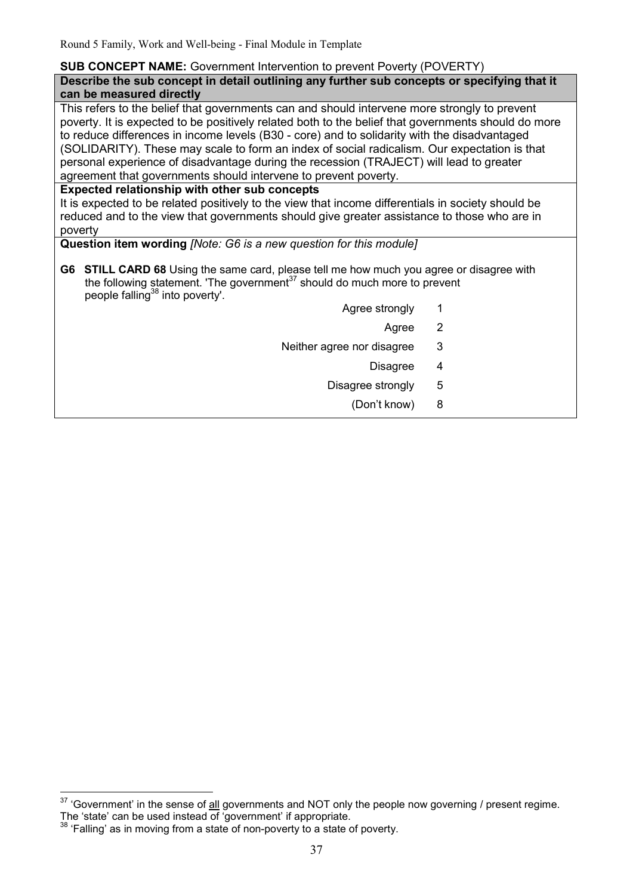**SUB CONCEPT NAME:** Government Intervention to prevent Poverty (POVERTY)

**Describe the sub concept in detail outlining any further sub concepts or specifying that it can be measured directly**

This refers to the belief that governments can and should intervene more strongly to prevent poverty. It is expected to be positively related both to the belief that governments should do more to reduce differences in income levels (B30 - core) and to solidarity with the disadvantaged (SOLIDARITY). These may scale to form an index of social radicalism. Our expectation is that personal experience of disadvantage during the recession (TRAJECT) will lead to greater agreement that governments should intervene to prevent poverty.

**Expected relationship with other sub concepts**

It is expected to be related positively to the view that income differentials in society should be reduced and to the view that governments should give greater assistance to those who are in poverty

**Question item wording** *[Note: G6 is a new question for this module]*

**G6** **STILL CARD 68** Using the same card, please tell me how much you agree or disagree with the following statement. 'The government[37] should do much more to prevent people falling[38] into poverty'.

| | |
|---|---|
| Agree strongly | 1 |
| Agree | 2 |
| Neither agree nor disagree | 3 |
| Disagree | 4 |
| Disagree strongly | 5 |
| (Don't know) | 8 |

---

[37] 'Government' in the sense of <u>all</u> governments and NOT only the people now governing / present regime. The 'state' can be used instead of 'government' if appropriate.

[38] 'Falling' as in moving from a state of non-poverty to a state of poverty.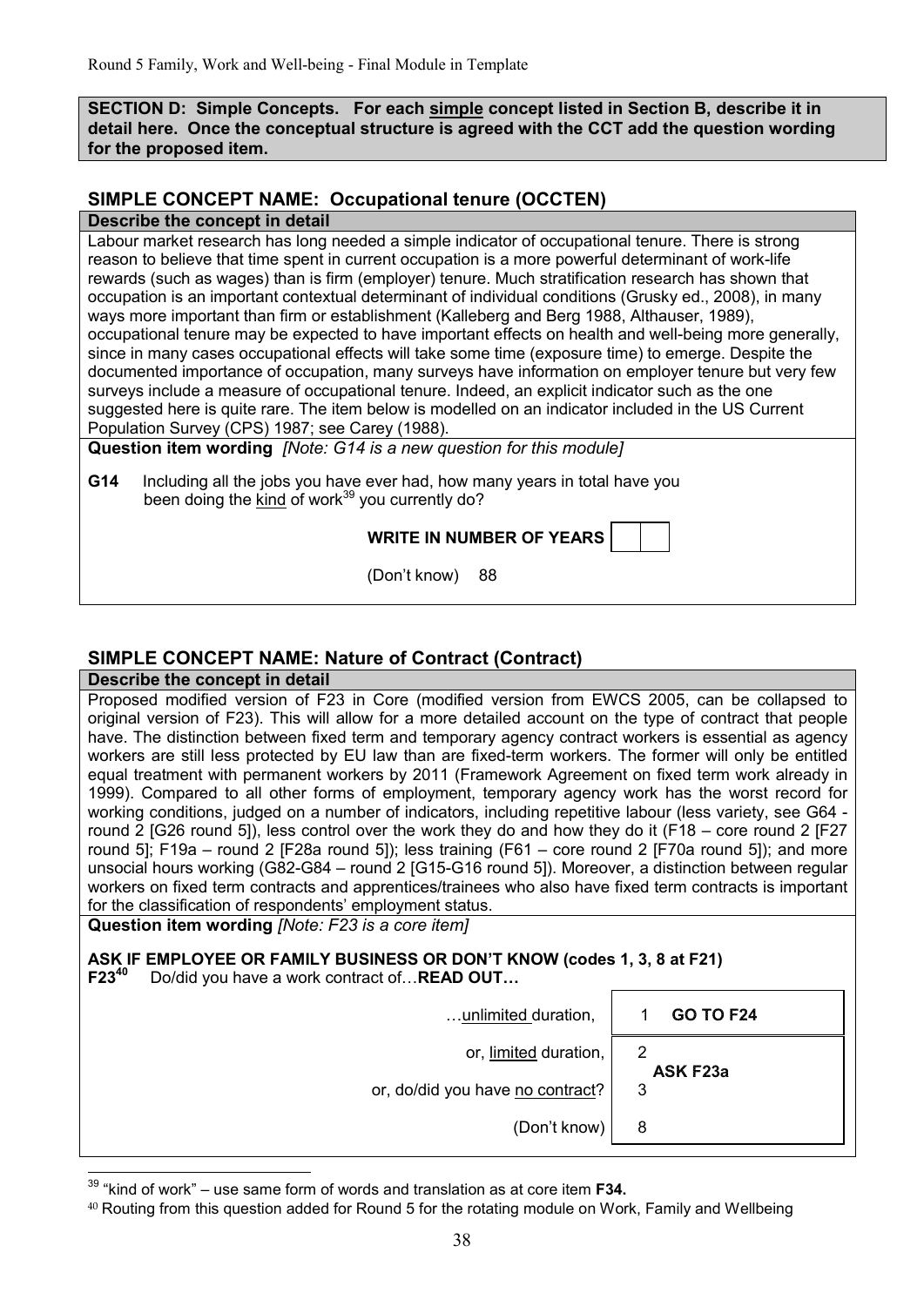**SECTION D: Simple Concepts. For each simple concept listed in Section B, describe it in detail here. Once the conceptual structure is agreed with the CCT add the question wording for the proposed item.**

## SIMPLE CONCEPT NAME: Occupational tenure (OCCTEN)

**Describe the concept in detail**

Labour market research has long needed a simple indicator of occupational tenure. There is strong reason to believe that time spent in current occupation is a more powerful determinant of work-life rewards (such as wages) than is firm (employer) tenure. Much stratification research has shown that occupation is an important contextual determinant of individual conditions (Grusky ed., 2008), in many ways more important than firm or establishment (Kalleberg and Berg 1988, Althauser, 1989), occupational tenure may be expected to have important effects on health and well-being more generally, since in many cases occupational effects will take some time (exposure time) to emerge. Despite the documented importance of occupation, many surveys have information on employer tenure but very few surveys include a measure of occupational tenure. Indeed, an explicit indicator such as the one suggested here is quite rare. The item below is modelled on an indicator included in the US Current Population Survey (CPS) 1987; see Carey (1988).

**Question item wording** *[Note: G14 is a new question for this module]*

**G14** Including all the jobs you have ever had, how many years in total have you been doing the kind of work[39] you currently do?

**WRITE IN NUMBER OF YEARS** | | |

(Don't know) 88

## SIMPLE CONCEPT NAME: Nature of Contract (Contract)

**Describe the concept in detail**

Proposed modified version of F23 in Core (modified version from EWCS 2005, can be collapsed to original version of F23). This will allow for a more detailed account on the type of contract that people have. The distinction between fixed term and temporary agency contract workers is essential as agency workers are still less protected by EU law than are fixed-term workers. The former will only be entitled equal treatment with permanent workers by 2011 (Framework Agreement on fixed term work already in 1999). Compared to all other forms of employment, temporary agency work has the worst record for working conditions, judged on a number of indicators, including repetitive labour (less variety, see G64 - round 2 [G26 round 5]), less control over the work they do and how they do it (F18 – core round 2 [F27 round 5]; F19a – round 2 [F28a round 5]); less training (F61 – core round 2 [F70a round 5]); and more unsocial hours working (G82-G84 – round 2 [G15-G16 round 5]). Moreover, a distinction between regular workers on fixed term contracts and apprentices/trainees who also have fixed term contracts is important for the classification of respondents' employment status.

**Question item wording** *[Note: F23 is a core item]*

**ASK IF EMPLOYEE OR FAMILY BUSINESS OR DON'T KNOW (codes 1, 3, 8 at F21)**

**F23[40]** Do/did you have a work contract of…**READ OUT…**

| | | |
|---|---|---|
| …unlimited duration, | 1 | **GO TO F24** |
| or, limited duration, | 2 | **ASK F23a** |
| or, do/did you have no contract? | 3 | |
| (Don't know) | 8 | |

---

[39] "kind of work" – use same form of words and translation as at core item **F34.**

[40] Routing from this question added for Round 5 for the rotating module on Work, Family and Wellbeing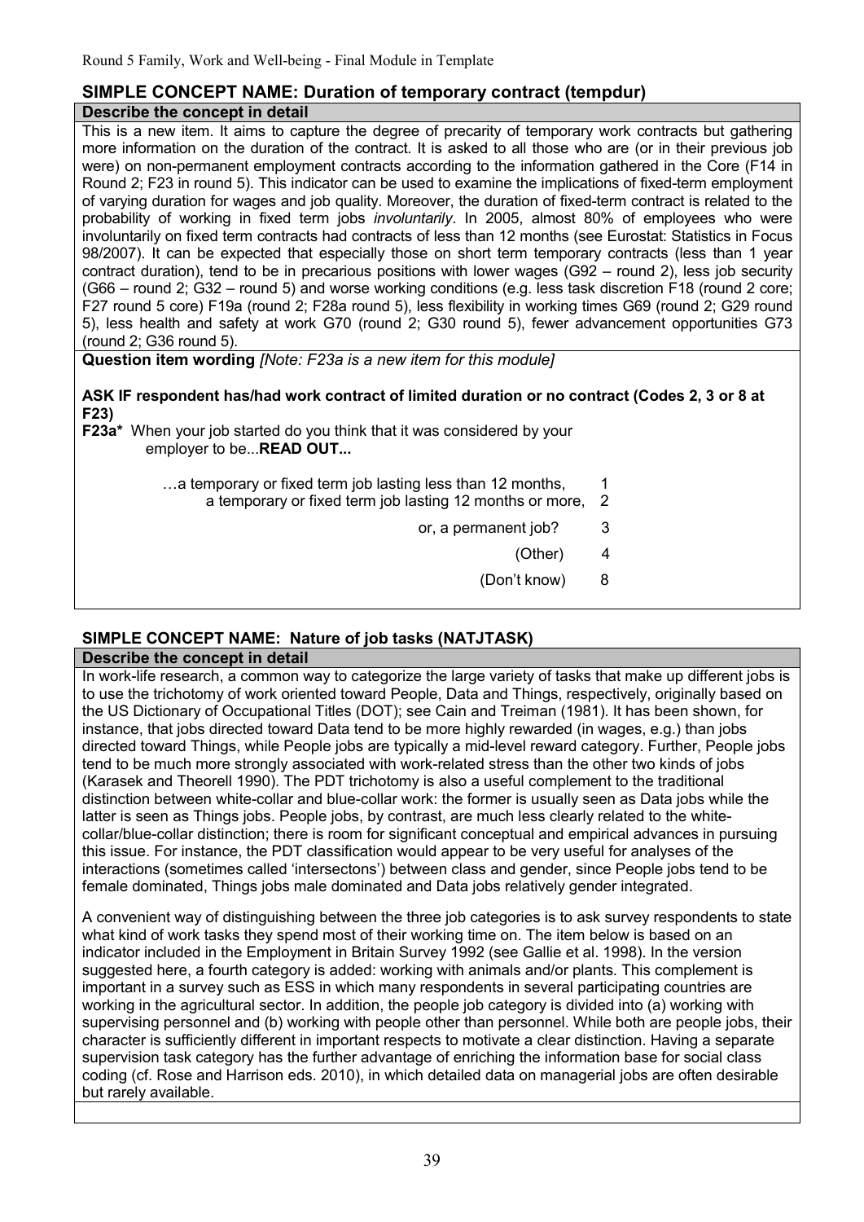## SIMPLE CONCEPT NAME: Duration of temporary contract (tempdur)

**Describe the concept in detail**

This is a new item. It aims to capture the degree of precarity of temporary work contracts but gathering more information on the duration of the contract. It is asked to all those who are (or in their previous job were) on non-permanent employment contracts according to the information gathered in the Core (F14 in Round 2; F23 in round 5). This indicator can be used to examine the implications of fixed-term employment of varying duration for wages and job quality. Moreover, the duration of fixed-term contract is related to the probability of working in fixed term jobs *involuntarily*. In 2005, almost 80% of employees who were involuntarily on fixed term contracts had contracts of less than 12 months (see Eurostat: Statistics in Focus 98/2007). It can be expected that especially those on short term temporary contracts (less than 1 year contract duration), tend to be in precarious positions with lower wages (G92 – round 2), less job security (G66 – round 2; G32 – round 5) and worse working conditions (e.g. less task discretion F18 (round 2 core; F27 round 5 core) F19a (round 2; F28a round 5), less flexibility in working times G69 (round 2; G29 round 5), less health and safety at work G70 (round 2; G30 round 5), fewer advancement opportunities G73 (round 2; G36 round 5).

**Question item wording** *[Note: F23a is a new item for this module]*

**ASK IF respondent has/had work contract of limited duration or no contract (Codes 2, 3 or 8 at F23)**

**F23a*** When your job started do you think that it was considered by your employer to be...**READ OUT...**

| | |
|---|---|
| …a temporary or fixed term job lasting less than 12 months, | 1 |
| a temporary or fixed term job lasting 12 months or more, | 2 |
| or, a permanent job? | 3 |
| (Other) | 4 |
| (Don't know) | 8 |

## SIMPLE CONCEPT NAME: Nature of job tasks (NATJTASK)

**Describe the concept in detail**

In work-life research, a common way to categorize the large variety of tasks that make up different jobs is to use the trichotomy of work oriented toward People, Data and Things, respectively, originally based on the US Dictionary of Occupational Titles (DOT); see Cain and Treiman (1981). It has been shown, for instance, that jobs directed toward Data tend to be more highly rewarded (in wages, e.g.) than jobs directed toward Things, while People jobs are typically a mid-level reward category. Further, People jobs tend to be much more strongly associated with work-related stress than the other two kinds of jobs (Karasek and Theorell 1990). The PDT trichotomy is also a useful complement to the traditional distinction between white-collar and blue-collar work: the former is usually seen as Data jobs while the latter is seen as Things jobs. People jobs, by contrast, are much less clearly related to the white-collar/blue-collar distinction; there is room for significant conceptual and empirical advances in pursuing this issue. For instance, the PDT classification would appear to be very useful for analyses of the interactions (sometimes called 'intersectons') between class and gender, since People jobs tend to be female dominated, Things jobs male dominated and Data jobs relatively gender integrated.

A convenient way of distinguishing between the three job categories is to ask survey respondents to state what kind of work tasks they spend most of their working time on. The item below is based on an indicator included in the Employment in Britain Survey 1992 (see Gallie et al. 1998). In the version suggested here, a fourth category is added: working with animals and/or plants. This complement is important in a survey such as ESS in which many respondents in several participating countries are working in the agricultural sector. In addition, the people job category is divided into (a) working with supervising personnel and (b) working with people other than personnel. While both are people jobs, their character is sufficiently different in important respects to motivate a clear distinction. Having a separate supervision task category has the further advantage of enriching the information base for social class coding (cf. Rose and Harrison eds. 2010), in which detailed data on managerial jobs are often desirable but rarely available.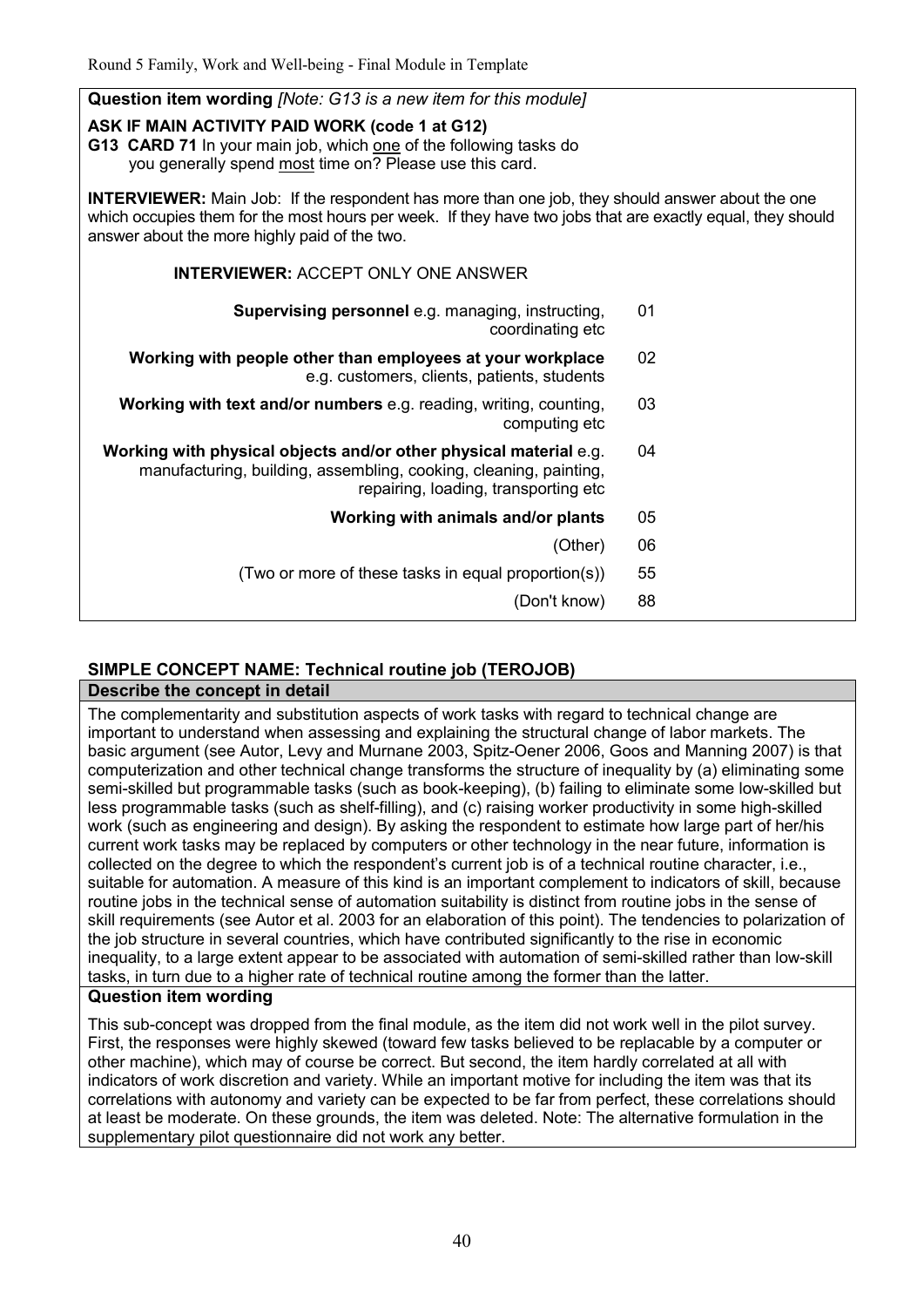**Question item wording** *[Note: G13 is a new item for this module]*

**ASK IF MAIN ACTIVITY PAID WORK (code 1 at G12)**

**G13 CARD 71** In your main job, which one of the following tasks do you generally spend most time on? Please use this card.

**INTERVIEWER:** Main Job: If the respondent has more than one job, they should answer about the one which occupies them for the most hours per week. If they have two jobs that are exactly equal, they should answer about the more highly paid of the two.

**INTERVIEWER:** ACCEPT ONLY ONE ANSWER

| | |
|---|---|
| **Supervising personnel** e.g. managing, instructing, coordinating etc | 01 |
| **Working with people other than employees at your workplace** e.g. customers, clients, patients, students | 02 |
| **Working with text and/or numbers** e.g. reading, writing, counting, computing etc | 03 |
| **Working with physical objects and/or other physical material** e.g. manufacturing, building, assembling, cooking, cleaning, painting, repairing, loading, transporting etc | 04 |
| **Working with animals and/or plants** | 05 |
| (Other) | 06 |
| (Two or more of these tasks in equal proportion(s)) | 55 |
| (Don't know) | 88 |

## SIMPLE CONCEPT NAME: Technical routine job (TEROJOB)

**Describe the concept in detail**

The complementarity and substitution aspects of work tasks with regard to technical change are important to understand when assessing and explaining the structural change of labor markets. The basic argument (see Autor, Levy and Murnane 2003, Spitz-Oener 2006, Goos and Manning 2007) is that computerization and other technical change transforms the structure of inequality by (a) eliminating some semi-skilled but programmable tasks (such as book-keeping), (b) failing to eliminate some low-skilled but less programmable tasks (such as shelf-filling), and (c) raising worker productivity in some high-skilled work (such as engineering and design). By asking the respondent to estimate how large part of her/his current work tasks may be replaced by computers or other technology in the near future, information is collected on the degree to which the respondent's current job is of a technical routine character, i.e., suitable for automation. A measure of this kind is an important complement to indicators of skill, because routine jobs in the technical sense of automation suitability is distinct from routine jobs in the sense of skill requirements (see Autor et al. 2003 for an elaboration of this point). The tendencies to polarization of the job structure in several countries, which have contributed significantly to the rise in economic inequality, to a large extent appear to be associated with automation of semi-skilled rather than low-skill tasks, in turn due to a higher rate of technical routine among the former than the latter.

**Question item wording**

This sub-concept was dropped from the final module, as the item did not work well in the pilot survey. First, the responses were highly skewed (toward few tasks believed to be replacable by a computer or other machine), which may of course be correct. But second, the item hardly correlated at all with indicators of work discretion and variety. While an important motive for including the item was that its correlations with autonomy and variety can be expected to be far from perfect, these correlations should at least be moderate. On these grounds, the item was deleted. Note: The alternative formulation in the supplementary pilot questionnaire did not work any better.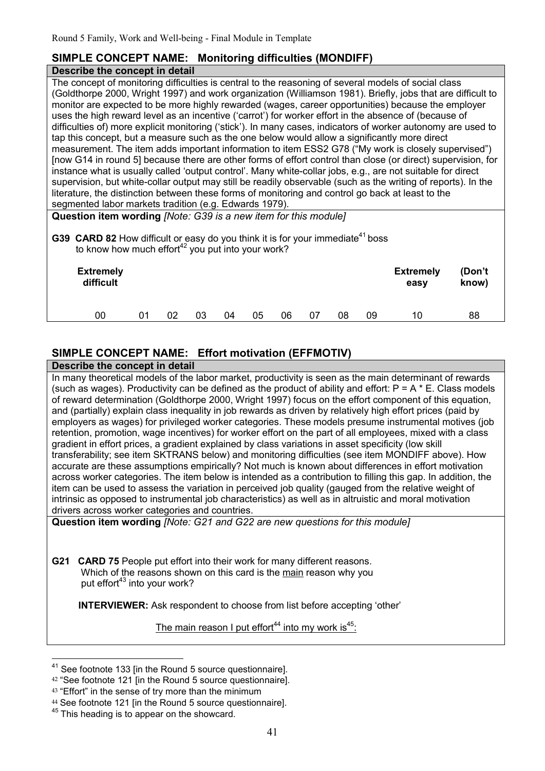## SIMPLE CONCEPT NAME: Monitoring difficulties (MONDIFF)

**Describe the concept in detail**

The concept of monitoring difficulties is central to the reasoning of several models of social class (Goldthorpe 2000, Wright 1997) and work organization (Williamson 1981). Briefly, jobs that are difficult to monitor are expected to be more highly rewarded (wages, career opportunities) because the employer uses the high reward level as an incentive ('carrot') for worker effort in the absence of (because of difficulties of) more explicit monitoring ('stick'). In many cases, indicators of worker autonomy are used to tap this concept, but a measure such as the one below would allow a significantly more direct measurement. The item adds important information to item ESS2 G78 ("My work is closely supervised") [now G14 in round 5] because there are other forms of effort control than close (or direct) supervision, for instance what is usually called 'output control'. Many white-collar jobs, e.g., are not suitable for direct supervision, but white-collar output may still be readily observable (such as the writing of reports). In the literature, the distinction between these forms of monitoring and control go back at least to the segmented labor markets tradition (e.g. Edwards 1979).

**Question item wording** *[Note: G39 is a new item for this module]*

**G39 CARD 82** How difficult or easy do you think it is for your immediate[41] boss to know how much effort[42] you put into your work?

| Extremely difficult | | | | | | | | | | Extremely easy | (Don't know) |
|---|---|---|---|---|---|---|---|---|---|---|---|
| 00 | 01 | 02 | 03 | 04 | 05 | 06 | 07 | 08 | 09 | 10 | 88 |

## SIMPLE CONCEPT NAME: Effort motivation (EFFMOTIV)

**Describe the concept in detail**

In many theoretical models of the labor market, productivity is seen as the main determinant of rewards (such as wages). Productivity can be defined as the product of ability and effort: $P = A * E$. Class models of reward determination (Goldthorpe 2000, Wright 1997) focus on the effort component of this equation, and (partially) explain class inequality in job rewards as driven by relatively high effort prices (paid by employers as wages) for privileged worker categories. These models presume instrumental motives (job retention, promotion, wage incentives) for worker effort on the part of all employees, mixed with a class gradient in effort prices, a gradient explained by class variations in asset specificity (low skill transferability; see item SKTRANS below) and monitoring difficulties (see item MONDIFF above). How accurate are these assumptions empirically? Not much is known about differences in effort motivation across worker categories. The item below is intended as a contribution to filling this gap. In addition, the item can be used to assess the variation in perceived job quality (gauged from the relative weight of intrinsic as opposed to instrumental job characteristics) as well as in altruistic and moral motivation drivers across worker categories and countries.

**Question item wording** *[Note: G21 and G22 are new questions for this module]*

**G21 CARD 75** People put effort into their work for many different reasons. Which of the reasons shown on this card is the <u>main</u> reason why you put effort[43] into your work?

**INTERVIEWER:** Ask respondent to choose from list before accepting 'other'

<u>The main reason I put effort[44] into my work is[45]:</u>

---

[41] See footnote 133 [in the Round 5 source questionnaire].

[42] "See footnote 121 [in the Round 5 source questionnaire].

[43] "Effort" in the sense of try more than the minimum

[44] See footnote 121 [in the Round 5 source questionnaire].

[45] This heading is to appear on the showcard.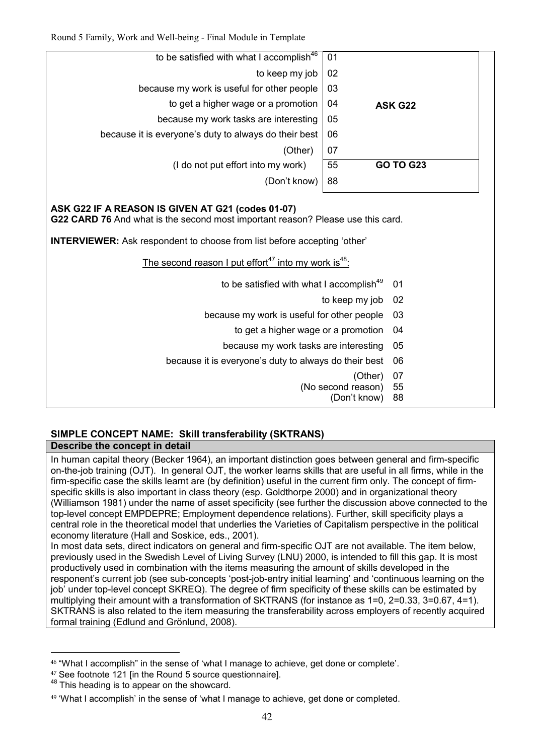| | | |
|---|---|---|
| to be satisfied with what I accomplish[46] | 01 | |
| to keep my job | 02 | |
| because my work is useful for other people | 03 | |
| to get a higher wage or a promotion | 04 | **ASK G22** |
| because my work tasks are interesting | 05 | |
| because it is everyone's duty to always do their best | 06 | |
| (Other) | 07 | |
| (I do not put effort into my work) | 55 | **GO TO G23** |
| (Don't know) | 88 | |

**ASK G22 IF A REASON IS GIVEN AT G21 (codes 01-07)**
**G22 CARD 76** And what is the second most important reason? Please use this card.

**INTERVIEWER:** Ask respondent to choose from list before accepting 'other'

The second reason I put effort[47] into my work is[48]:

| | |
|---|---|
| to be satisfied with what I accomplish[49] | 01 |
| to keep my job | 02 |
| because my work is useful for other people | 03 |
| to get a higher wage or a promotion | 04 |
| because my work tasks are interesting | 05 |
| because it is everyone's duty to always do their best | 06 |
| (Other) | 07 |
| (No second reason) | 55 |
| (Don't know) | 88 |

**SIMPLE CONCEPT NAME: Skill transferability (SKTRANS)**

**Describe the concept in detail**

In human capital theory (Becker 1964), an important distinction goes between general and firm-specific on-the-job training (OJT). In general OJT, the worker learns skills that are useful in all firms, while in the firm-specific case the skills learnt are (by definition) useful in the current firm only. The concept of firm-specific skills is also important in class theory (esp. Goldthorpe 2000) and in organizational theory (Williamson 1981) under the name of asset specificity (see further the discussion above connected to the top-level concept EMPDEPRE; Employment dependence relations). Further, skill specificity plays a central role in the theoretical model that underlies the Varieties of Capitalism perspective in the political economy literature (Hall and Soskice, eds., 2001).
In most data sets, direct indicators on general and firm-specific OJT are not available. The item below, previously used in the Swedish Level of Living Survey (LNU) 2000, is intended to fill this gap. It is most productively used in combination with the items measuring the amount of skills developed in the responent's current job (see sub-concepts 'post-job-entry initial learning' and 'continuous learning on the job' under top-level concept SKREQ). The degree of firm specificity of these skills can be estimated by multiplying their amount with a transformation of SKTRANS (for instance as 1=0, 2=0.33, 3=0.67, 4=1). SKTRANS is also related to the item measuring the transferability across employers of recently acquired formal training (Edlund and Grönlund, 2008).

---

[46] "What I accomplish" in the sense of 'what I manage to achieve, get done or complete'.
[47] See footnote 121 [in the Round 5 source questionnaire].
[48] This heading is to appear on the showcard.
[49] 'What I accomplish' in the sense of 'what I manage to achieve, get done or completed.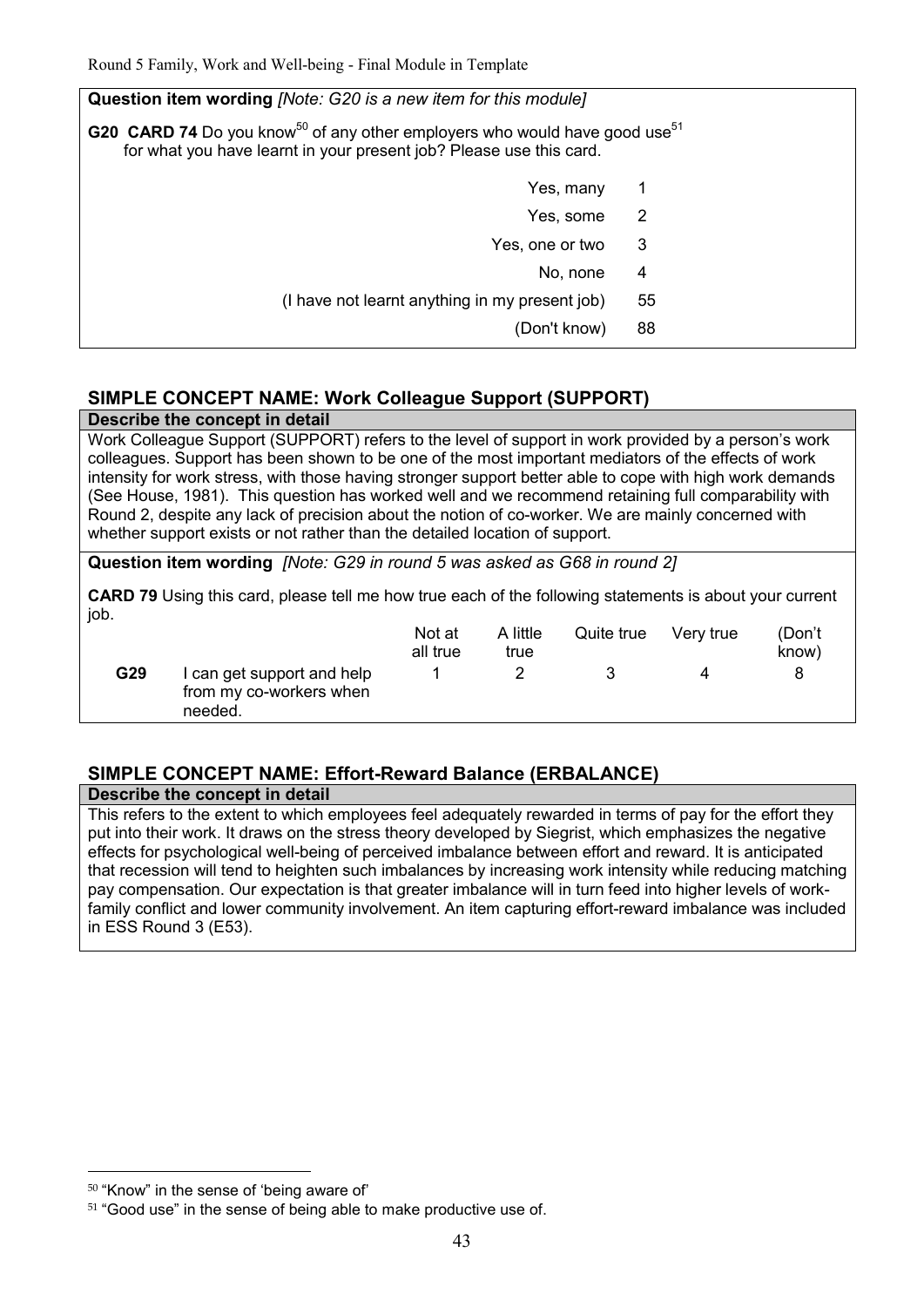**Question item wording** *[Note: G20 is a new item for this module]*

**G20 CARD 74** Do you know[50] of any other employers who would have good use[51] for what you have learnt in your present job? Please use this card.

| | |
|---|---|
| Yes, many | 1 |
| Yes, some | 2 |
| Yes, one or two | 3 |
| No, none | 4 |
| (I have not learnt anything in my present job) | 55 |
| (Don't know) | 88 |

## SIMPLE CONCEPT NAME: Work Colleague Support (SUPPORT)

**Describe the concept in detail**

Work Colleague Support (SUPPORT) refers to the level of support in work provided by a person's work colleagues. Support has been shown to be one of the most important mediators of the effects of work intensity for work stress, with those having stronger support better able to cope with high work demands (See House, 1981). This question has worked well and we recommend retaining full comparability with Round 2, despite any lack of precision about the notion of co-worker. We are mainly concerned with whether support exists or not rather than the detailed location of support.

**Question item wording** *[Note: G29 in round 5 was asked as G68 in round 2]*

**CARD 79** Using this card, please tell me how true each of the following statements is about your current job.

| | | Not at all true | A little true | Quite true | Very true | (Don't know) |
|---|---|---|---|---|---|---|
| **G29** | I can get support and help from my co-workers when needed. | 1 | 2 | 3 | 4 | 8 |

## SIMPLE CONCEPT NAME: Effort-Reward Balance (ERBALANCE)

**Describe the concept in detail**

This refers to the extent to which employees feel adequately rewarded in terms of pay for the effort they put into their work. It draws on the stress theory developed by Siegrist, which emphasizes the negative effects for psychological well-being of perceived imbalance between effort and reward. It is anticipated that recession will tend to heighten such imbalances by increasing work intensity while reducing matching pay compensation. Our expectation is that greater imbalance will in turn feed into higher levels of work-family conflict and lower community involvement. An item capturing effort-reward imbalance was included in ESS Round 3 (E53).

---

[50] "Know" in the sense of 'being aware of'

[51] "Good use" in the sense of being able to make productive use of.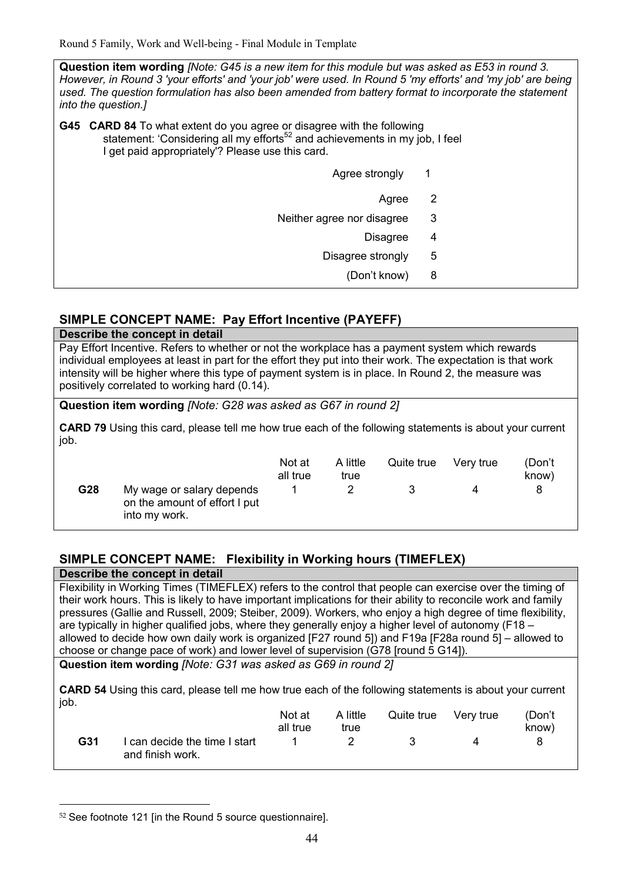**Question item wording** *[Note: G45 is a new item for this module but was asked as E53 in round 3. However, in Round 3 'your efforts' and 'your job' were used. In Round 5 'my efforts' and 'my job' are being used. The question formulation has also been amended from battery format to incorporate the statement into the question.]*

**G45 CARD 84** To what extent do you agree or disagree with the following statement: 'Considering all my efforts[52] and achievements in my job, I feel I get paid appropriately'? Please use this card.

| | |
|---|---|
| Agree strongly | 1 |
| Agree | 2 |
| Neither agree nor disagree | 3 |
| Disagree | 4 |
| Disagree strongly | 5 |
| (Don't know) | 8 |

## SIMPLE CONCEPT NAME: Pay Effort Incentive (PAYEFF)

**Describe the concept in detail**

Pay Effort Incentive. Refers to whether or not the workplace has a payment system which rewards individual employees at least in part for the effort they put into their work. The expectation is that work intensity will be higher where this type of payment system is in place. In Round 2, the measure was positively correlated to working hard (0.14).

**Question item wording** *[Note: G28 was asked as G67 in round 2]*

**CARD 79** Using this card, please tell me how true each of the following statements is about your current job.

| | | Not at all true | A little true | Quite true | Very true | (Don't know) |
|---|---|---|---|---|---|---|
| **G28** | My wage or salary depends on the amount of effort I put into my work. | 1 | 2 | 3 | 4 | 8 |

## SIMPLE CONCEPT NAME: Flexibility in Working hours (TIMEFLEX)

**Describe the concept in detail**

Flexibility in Working Times (TIMEFLEX) refers to the control that people can exercise over the timing of their work hours. This is likely to have important implications for their ability to reconcile work and family pressures (Gallie and Russell, 2009; Steiber, 2009). Workers, who enjoy a high degree of time flexibility, are typically in higher qualified jobs, where they generally enjoy a higher level of autonomy (F18 – allowed to decide how own daily work is organized [F27 round 5]) and F19a [F28a round 5] – allowed to choose or change pace of work) and lower level of supervision (G78 [round 5 G14]).

**Question item wording** *[Note: G31 was asked as G69 in round 2]*

**CARD 54** Using this card, please tell me how true each of the following statements is about your current job.

| | | Not at all true | A little true | Quite true | Very true | (Don't know) |
|---|---|---|---|---|---|---|
| **G31** | I can decide the time I start and finish work. | 1 | 2 | 3 | 4 | 8 |

---

[52] See footnote 121 [in the Round 5 source questionnaire].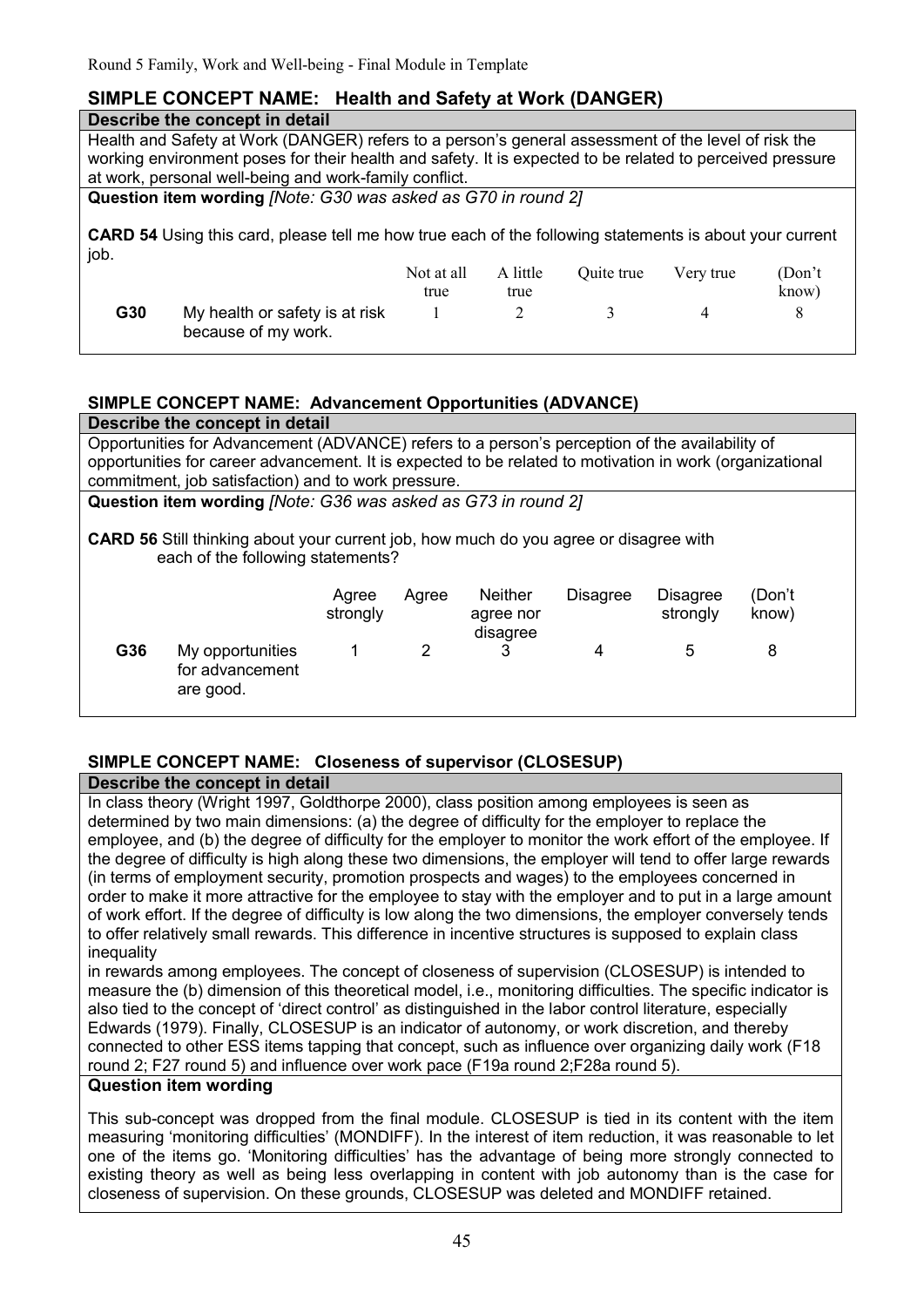## SIMPLE CONCEPT NAME: Health and Safety at Work (DANGER)

**Describe the concept in detail**

Health and Safety at Work (DANGER) refers to a person's general assessment of the level of risk the working environment poses for their health and safety. It is expected to be related to perceived pressure at work, personal well-being and work-family conflict.

**Question item wording** *[Note: G30 was asked as G70 in round 2]*

**CARD 54** Using this card, please tell me how true each of the following statements is about your current job.

| | | Not at all true | A little true | Quite true | Very true | (Don't know) |
|---|---|---|---|---|---|---|
| **G30** | My health or safety is at risk because of my work. | 1 | 2 | 3 | 4 | 8 |

## SIMPLE CONCEPT NAME: Advancement Opportunities (ADVANCE)

**Describe the concept in detail**

Opportunities for Advancement (ADVANCE) refers to a person's perception of the availability of opportunities for career advancement. It is expected to be related to motivation in work (organizational commitment, job satisfaction) and to work pressure.

**Question item wording** *[Note: G36 was asked as G73 in round 2]*

**CARD 56** Still thinking about your current job, how much do you agree or disagree with each of the following statements?

| | | Agree strongly | Agree | Neither agree nor disagree | Disagree | Disagree strongly | (Don't know) |
|---|---|---|---|---|---|---|---|
| **G36** | My opportunities for advancement are good. | 1 | 2 | 3 | 4 | 5 | 8 |

## SIMPLE CONCEPT NAME: Closeness of supervisor (CLOSESUP)

**Describe the concept in detail**

In class theory (Wright 1997, Goldthorpe 2000), class position among employees is seen as determined by two main dimensions: (a) the degree of difficulty for the employer to replace the employee, and (b) the degree of difficulty for the employer to monitor the work effort of the employee. If the degree of difficulty is high along these two dimensions, the employer will tend to offer large rewards (in terms of employment security, promotion prospects and wages) to the employees concerned in order to make it more attractive for the employee to stay with the employer and to put in a large amount of work effort. If the degree of difficulty is low along the two dimensions, the employer conversely tends to offer relatively small rewards. This difference in incentive structures is supposed to explain class inequality
in rewards among employees. The concept of closeness of supervision (CLOSESUP) is intended to measure the (b) dimension of this theoretical model, i.e., monitoring difficulties. The specific indicator is also tied to the concept of 'direct control' as distinguished in the labor control literature, especially Edwards (1979). Finally, CLOSESUP is an indicator of autonomy, or work discretion, and thereby connected to other ESS items tapping that concept, such as influence over organizing daily work (F18 round 2; F27 round 5) and influence over work pace (F19a round 2;F28a round 5).

**Question item wording**

This sub-concept was dropped from the final module. CLOSESUP is tied in its content with the item measuring 'monitoring difficulties' (MONDIFF). In the interest of item reduction, it was reasonable to let one of the items go. 'Monitoring difficulties' has the advantage of being more strongly connected to existing theory as well as being less overlapping in content with job autonomy than is the case for closeness of supervision. On these grounds, CLOSESUP was deleted and MONDIFF retained.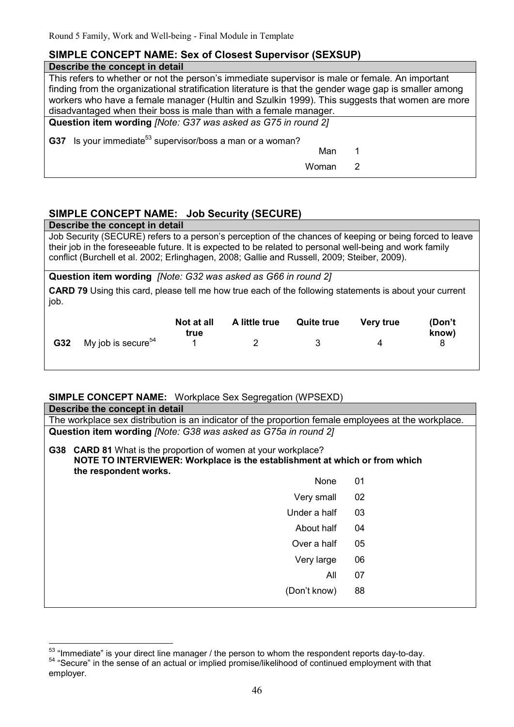## SIMPLE CONCEPT NAME: Sex of Closest Supervisor (SEXSUP)

**Describe the concept in detail**

This refers to whether or not the person's immediate supervisor is male or female. An important finding from the organizational stratification literature is that the gender wage gap is smaller among workers who have a female manager (Hultin and Szulkin 1999). This suggests that women are more disadvantaged when their boss is male than with a female manager.

**Question item wording** *[Note: G37 was asked as G75 in round 2]*

**G37** Is your immediate[53] supervisor/boss a man or a woman?

| | |
|---|---|
| Man | 1 |
| Woman | 2 |

## SIMPLE CONCEPT NAME: Job Security (SECURE)

**Describe the concept in detail**

Job Security (SECURE) refers to a person's perception of the chances of keeping or being forced to leave their job in the foreseeable future. It is expected to be related to personal well-being and work family conflict (Burchell et al. 2002; Erlinghagen, 2008; Gallie and Russell, 2009; Steiber, 2009).

**Question item wording** *[Note: G32 was asked as G66 in round 2]*

**CARD 79** Using this card, please tell me how true each of the following statements is about your current job.

| | | Not at all true | A little true | Quite true | Very true | (Don't know) |
|---|---|---|---|---|---|---|
| **G32** | My job is secure[54] | 1 | 2 | 3 | 4 | 8 |

## SIMPLE CONCEPT NAME: Workplace Sex Segregation (WPSEXD)

**Describe the concept in detail**

The workplace sex distribution is an indicator of the proportion female employees at the workplace.

**Question item wording** *[Note: G38 was asked as G75a in round 2]*

**G38** **CARD 81** What is the proportion of women at your workplace?
**NOTE TO INTERVIEWER: Workplace is the establishment at which or from which the respondent works.**

| | |
|---|---|
| None | 01 |
| Very small | 02 |
| Under a half | 03 |
| About half | 04 |
| Over a half | 05 |
| Very large | 06 |
| All | 07 |
| (Don't know) | 88 |

---

[53] "Immediate" is your direct line manager / the person to whom the respondent reports day-to-day.

[54] "Secure" in the sense of an actual or implied promise/likelihood of continued employment with that employer.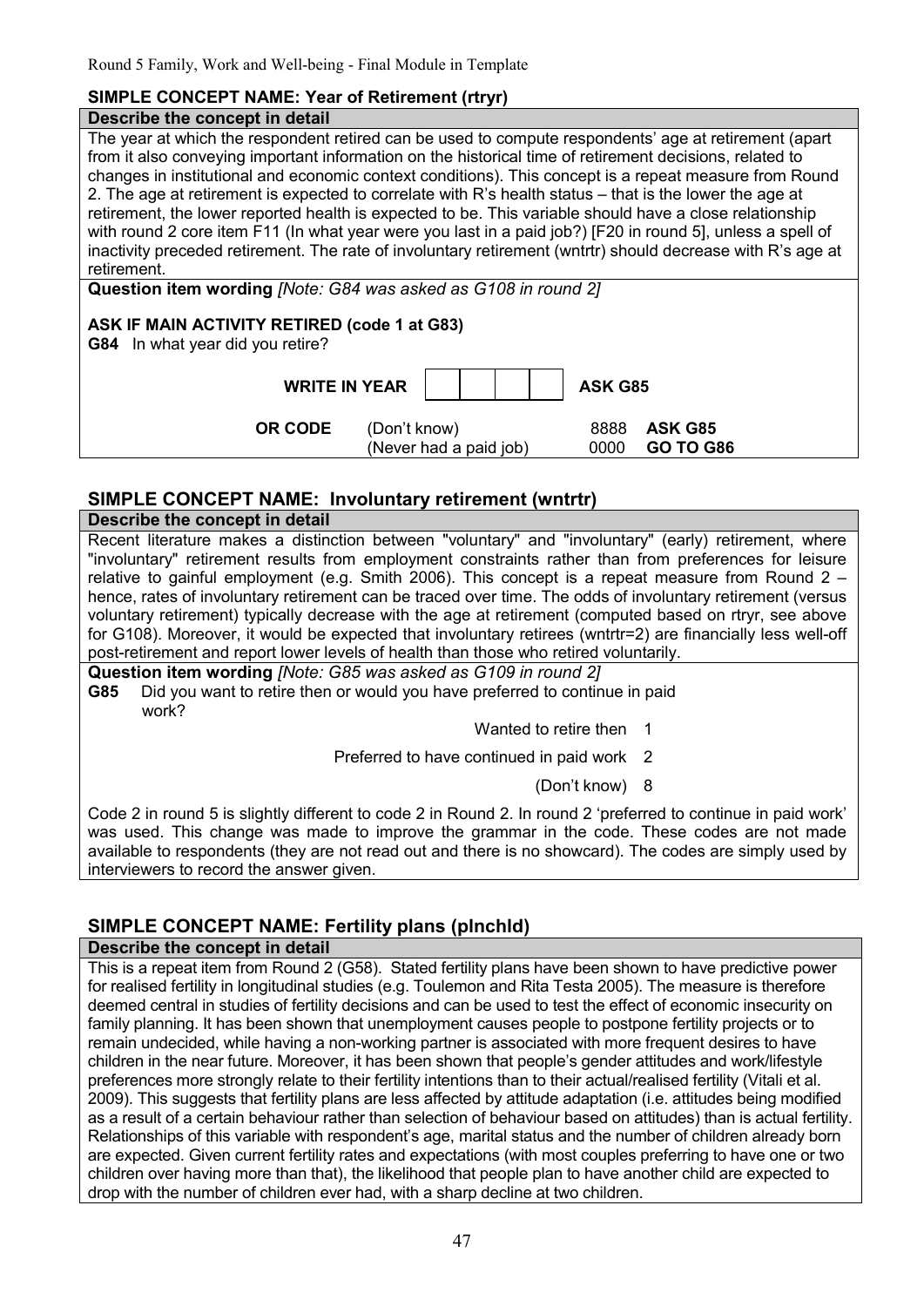## SIMPLE CONCEPT NAME: Year of Retirement (rtryr)

**Describe the concept in detail**

The year at which the respondent retired can be used to compute respondents' age at retirement (apart from it also conveying important information on the historical time of retirement decisions, related to changes in institutional and economic context conditions). This concept is a repeat measure from Round 2. The age at retirement is expected to correlate with R's health status – that is the lower the age at retirement, the lower reported health is expected to be. This variable should have a close relationship with round 2 core item F11 (In what year were you last in a paid job?) [F20 in round 5], unless a spell of inactivity preceded retirement. The rate of involuntary retirement (wntrtr) should decrease with R's age at retirement.

**Question item wording** *[Note: G84 was asked as G108 in round 2]*

**ASK IF MAIN ACTIVITY RETIRED (code 1 at G83)**

**G84** In what year did you retire?

| | | | |
|---|---|---|---|
| **WRITE IN YEAR** | ☐☐☐☐ | | **ASK G85** |
| **OR CODE** | (Don't know) | 8888 | **ASK G85** |
| | (Never had a paid job) | 0000 | **GO TO G86** |

## SIMPLE CONCEPT NAME: Involuntary retirement (wntrtr)

**Describe the concept in detail**

Recent literature makes a distinction between "voluntary" and "involuntary" (early) retirement, where "involuntary" retirement results from employment constraints rather than from preferences for leisure relative to gainful employment (e.g. Smith 2006). This concept is a repeat measure from Round 2 – hence, rates of involuntary retirement can be traced over time. The odds of involuntary retirement (versus voluntary retirement) typically decrease with the age at retirement (computed based on rtryr, see above for G108). Moreover, it would be expected that involuntary retirees (wntrtr=2) are financially less well-off post-retirement and report lower levels of health than those who retired voluntarily.

**Question item wording** *[Note: G85 was asked as G109 in round 2]*

**G85** Did you want to retire then or would you have preferred to continue in paid work?

| | |
|---|---|
| Wanted to retire then | 1 |
| Preferred to have continued in paid work | 2 |
| (Don't know) | 8 |

Code 2 in round 5 is slightly different to code 2 in Round 2. In round 2 'preferred to continue in paid work' was used. This change was made to improve the grammar in the code. These codes are not made available to respondents (they are not read out and there is no showcard). The codes are simply used by interviewers to record the answer given.

## SIMPLE CONCEPT NAME: Fertility plans (plnchld)

**Describe the concept in detail**

This is a repeat item from Round 2 (G58). Stated fertility plans have been shown to have predictive power for realised fertility in longitudinal studies (e.g. Toulemon and Rita Testa 2005). The measure is therefore deemed central in studies of fertility decisions and can be used to test the effect of economic insecurity on family planning. It has been shown that unemployment causes people to postpone fertility projects or to remain undecided, while having a non-working partner is associated with more frequent desires to have children in the near future. Moreover, it has been shown that people's gender attitudes and work/lifestyle preferences more strongly relate to their fertility intentions than to their actual/realised fertility (Vitali et al. 2009). This suggests that fertility plans are less affected by attitude adaptation (i.e. attitudes being modified as a result of a certain behaviour rather than selection of behaviour based on attitudes) than is actual fertility. Relationships of this variable with respondent's age, marital status and the number of children already born are expected. Given current fertility rates and expectations (with most couples preferring to have one or two children over having more than that), the likelihood that people plan to have another child are expected to drop with the number of children ever had, with a sharp decline at two children.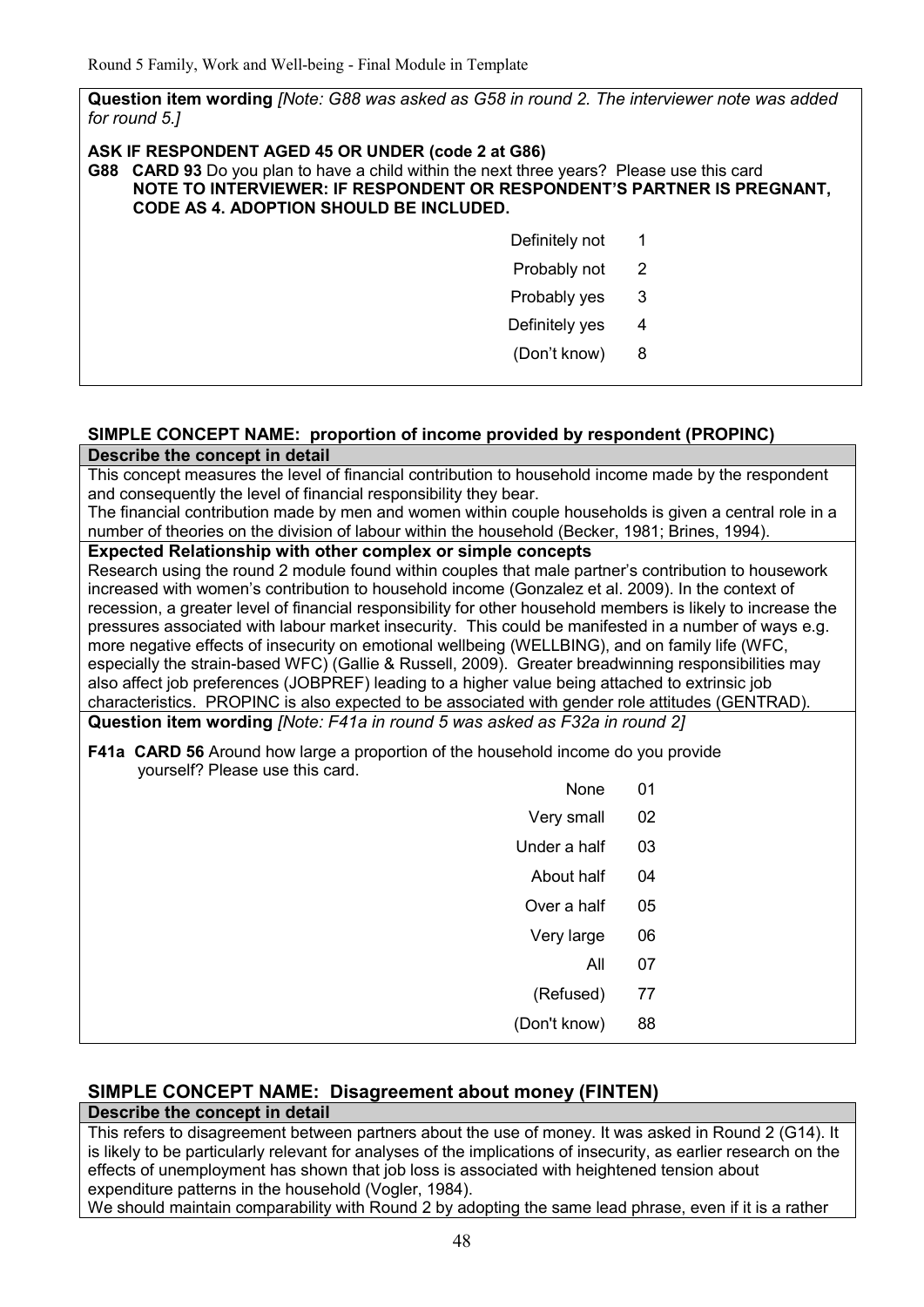**Question item wording** *[Note: G88 was asked as G58 in round 2. The interviewer note was added for round 5.]*

**ASK IF RESPONDENT AGED 45 OR UNDER (code 2 at G86)**

**G88 CARD 93** Do you plan to have a child within the next three years? Please use this card
**NOTE TO INTERVIEWER: IF RESPONDENT OR RESPONDENT'S PARTNER IS PREGNANT, CODE AS 4. ADOPTION SHOULD BE INCLUDED.**

| | |
|---|---|
| Definitely not | 1 |
| Probably not | 2 |
| Probably yes | 3 |
| Definitely yes | 4 |
| (Don't know) | 8 |

### SIMPLE CONCEPT NAME: proportion of income provided by respondent (PROPINC)

**Describe the concept in detail**

This concept measures the level of financial contribution to household income made by the respondent and consequently the level of financial responsibility they bear.

The financial contribution made by men and women within couple households is given a central role in a number of theories on the division of labour within the household (Becker, 1981; Brines, 1994).

**Expected Relationship with other complex or simple concepts**

Research using the round 2 module found within couples that male partner's contribution to housework increased with women's contribution to household income (Gonzalez et al. 2009). In the context of recession, a greater level of financial responsibility for other household members is likely to increase the pressures associated with labour market insecurity. This could be manifested in a number of ways e.g. more negative effects of insecurity on emotional wellbeing (WELLBING), and on family life (WFC, especially the strain-based WFC) (Gallie & Russell, 2009). Greater breadwinning responsibilities may also affect job preferences (JOBPREF) leading to a higher value being attached to extrinsic job characteristics. PROPINC is also expected to be associated with gender role attitudes (GENTRAD).

**Question item wording** *[Note: F41a in round 5 was asked as F32a in round 2]*

**F41a CARD 56** Around how large a proportion of the household income do you provide yourself? Please use this card.

| | |
|---|---|
| None | 01 |
| Very small | 02 |
| Under a half | 03 |
| About half | 04 |
| Over a half | 05 |
| Very large | 06 |
| All | 07 |
| (Refused) | 77 |
| (Don't know) | 88 |

### SIMPLE CONCEPT NAME: Disagreement about money (FINTEN)

**Describe the concept in detail**

This refers to disagreement between partners about the use of money. It was asked in Round 2 (G14). It is likely to be particularly relevant for analyses of the implications of insecurity, as earlier research on the effects of unemployment has shown that job loss is associated with heightened tension about expenditure patterns in the household (Vogler, 1984).

We should maintain comparability with Round 2 by adopting the same lead phrase, even if it is a rather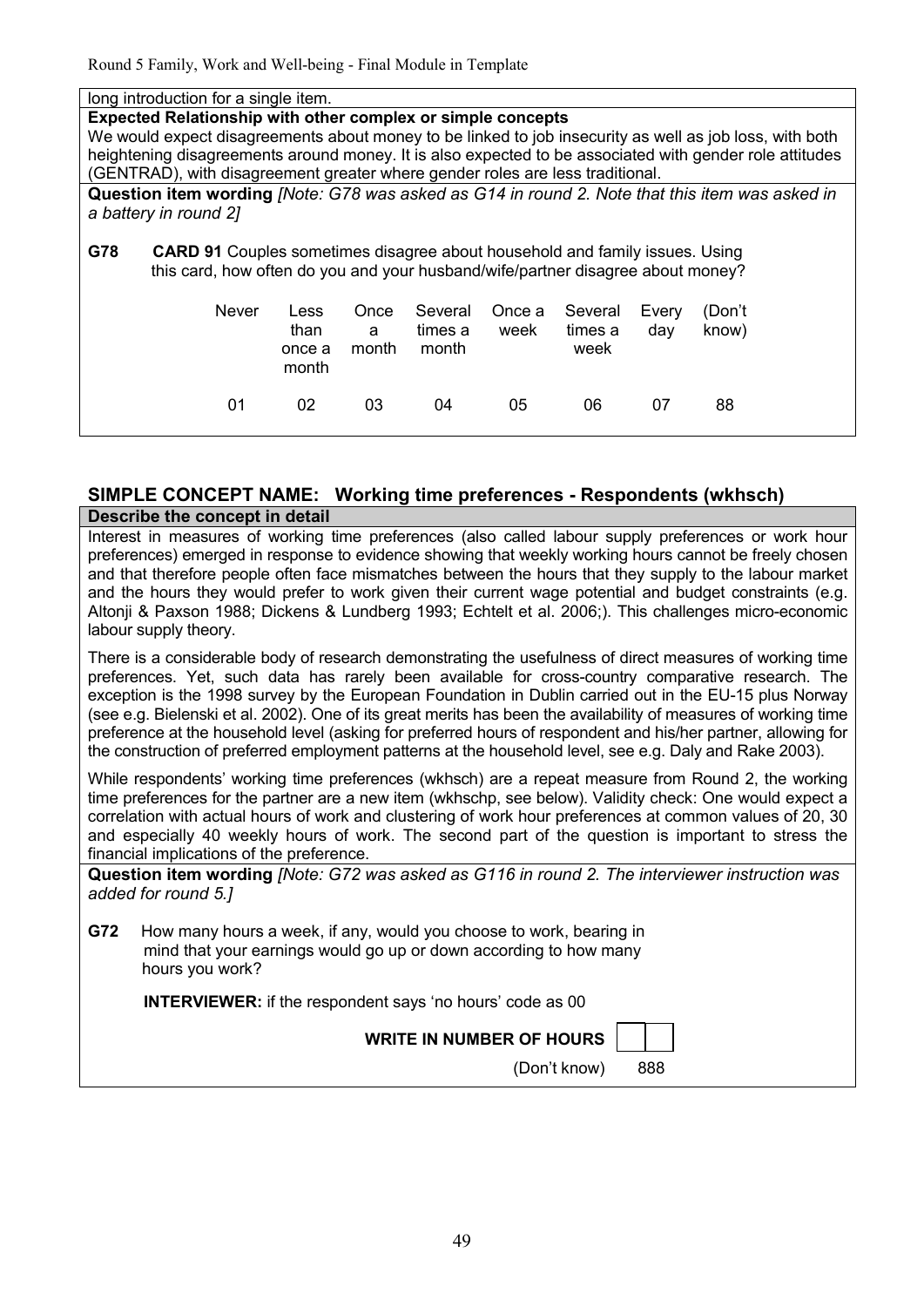long introduction for a single item.

**Expected Relationship with other complex or simple concepts**

We would expect disagreements about money to be linked to job insecurity as well as job loss, with both heightening disagreements around money. It is also expected to be associated with gender role attitudes (GENTRAD), with disagreement greater where gender roles are less traditional.

**Question item wording** *[Note: G78 was asked as G14 in round 2. Note that this item was asked in a battery in round 2]*

**G78** **CARD 91** Couples sometimes disagree about household and family issues. Using this card, how often do you and your husband/wife/partner disagree about money?

| Never | Less than once a month | Once a month | Several times a month | Once a week | Several times a week | Every day | (Don't know) |
|---|---|---|---|---|---|---|---|
| 01 | 02 | 03 | 04 | 05 | 06 | 07 | 88 |

## SIMPLE CONCEPT NAME: Working time preferences - Respondents (wkhsch)

**Describe the concept in detail**

Interest in measures of working time preferences (also called labour supply preferences or work hour preferences) emerged in response to evidence showing that weekly working hours cannot be freely chosen and that therefore people often face mismatches between the hours that they supply to the labour market and the hours they would prefer to work given their current wage potential and budget constraints (e.g. Altonji & Paxson 1988; Dickens & Lundberg 1993; Echtelt et al. 2006;). This challenges micro-economic labour supply theory.

There is a considerable body of research demonstrating the usefulness of direct measures of working time preferences. Yet, such data has rarely been available for cross-country comparative research. The exception is the 1998 survey by the European Foundation in Dublin carried out in the EU-15 plus Norway (see e.g. Bielenski et al. 2002). One of its great merits has been the availability of measures of working time preference at the household level (asking for preferred hours of respondent and his/her partner, allowing for the construction of preferred employment patterns at the household level, see e.g. Daly and Rake 2003).

While respondents' working time preferences (wkhsch) are a repeat measure from Round 2, the working time preferences for the partner are a new item (wkhschp, see below). Validity check: One would expect a correlation with actual hours of work and clustering of work hour preferences at common values of 20, 30 and especially 40 weekly hours of work. The second part of the question is important to stress the financial implications of the preference.

**Question item wording** *[Note: G72 was asked as G116 in round 2. The interviewer instruction was added for round 5.]*

**G72** How many hours a week, if any, would you choose to work, bearing in mind that your earnings would go up or down according to how many hours you work?

**INTERVIEWER:** if the respondent says 'no hours' code as 00

**WRITE IN NUMBER OF HOURS** [ | ]

(Don't know) 888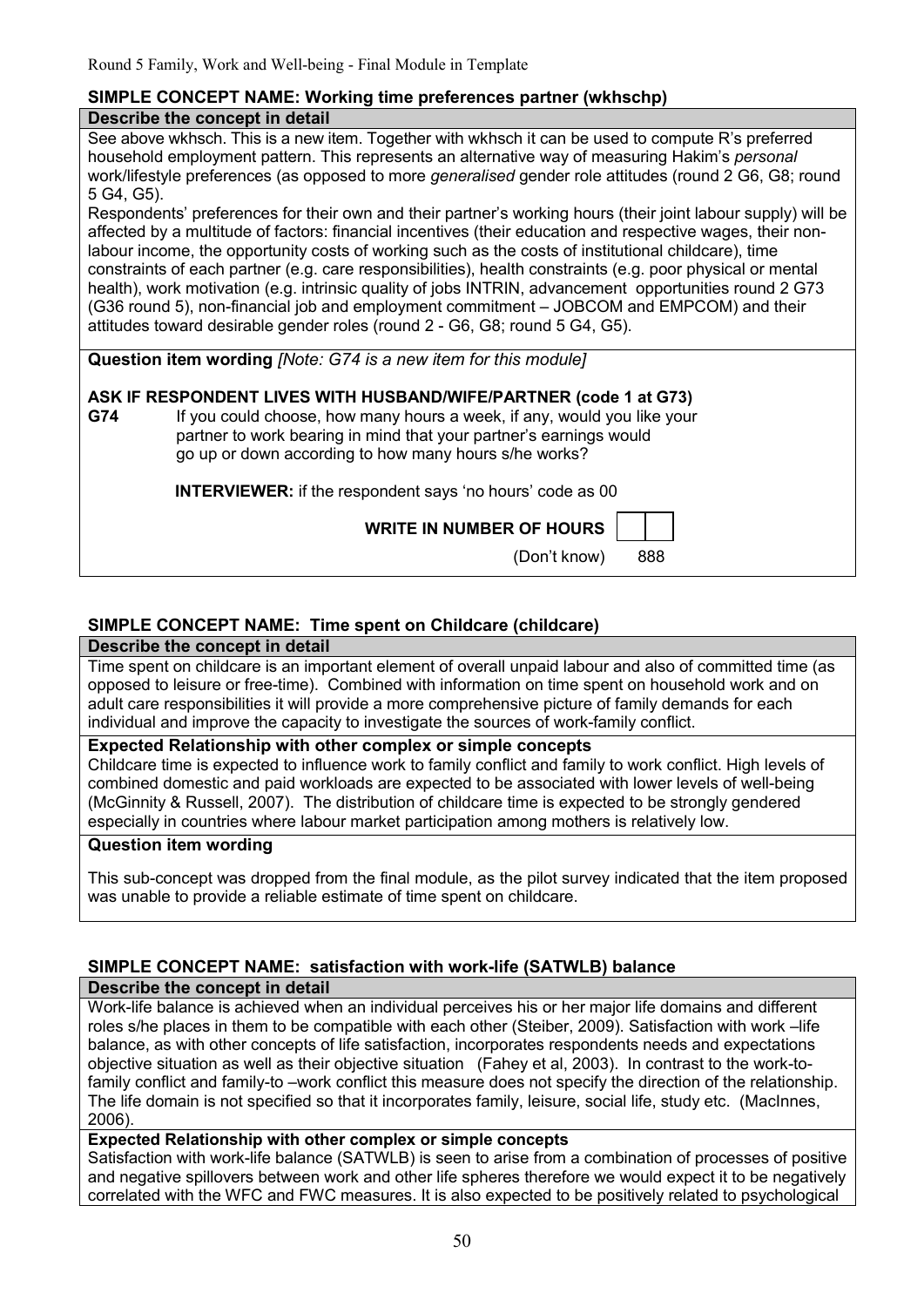### SIMPLE CONCEPT NAME: Working time preferences partner (wkhschp)

**Describe the concept in detail**

See above wkhsch. This is a new item. Together with wkhsch it can be used to compute R's preferred household employment pattern. This represents an alternative way of measuring Hakim's *personal* work/lifestyle preferences (as opposed to more *generalised* gender role attitudes (round 2 G6, G8; round 5 G4, G5).

Respondents' preferences for their own and their partner's working hours (their joint labour supply) will be affected by a multitude of factors: financial incentives (their education and respective wages, their non-labour income, the opportunity costs of working such as the costs of institutional childcare), time constraints of each partner (e.g. care responsibilities), health constraints (e.g. poor physical or mental health), work motivation (e.g. intrinsic quality of jobs INTRIN, advancement opportunities round 2 G73 (G36 round 5), non-financial job and employment commitment – JOBCOM and EMPCOM) and their attitudes toward desirable gender roles (round 2 - G6, G8; round 5 G4, G5).

**Question item wording** *[Note: G74 is a new item for this module]*

**ASK IF RESPONDENT LIVES WITH HUSBAND/WIFE/PARTNER (code 1 at G73)**

**G74** If you could choose, how many hours a week, if any, would you like your partner to work bearing in mind that your partner's earnings would go up or down according to how many hours s/he works?

**INTERVIEWER:** if the respondent says 'no hours' code as 00

**WRITE IN NUMBER OF HOURS** [ ][ ]

(Don't know) 888

### SIMPLE CONCEPT NAME: Time spent on Childcare (childcare)

**Describe the concept in detail**

Time spent on childcare is an important element of overall unpaid labour and also of committed time (as opposed to leisure or free-time). Combined with information on time spent on household work and on adult care responsibilities it will provide a more comprehensive picture of family demands for each individual and improve the capacity to investigate the sources of work-family conflict.

**Expected Relationship with other complex or simple concepts**

Childcare time is expected to influence work to family conflict and family to work conflict. High levels of combined domestic and paid workloads are expected to be associated with lower levels of well-being (McGinnity & Russell, 2007). The distribution of childcare time is expected to be strongly gendered especially in countries where labour market participation among mothers is relatively low.

**Question item wording**

This sub-concept was dropped from the final module, as the pilot survey indicated that the item proposed was unable to provide a reliable estimate of time spent on childcare.

### SIMPLE CONCEPT NAME: satisfaction with work-life (SATWLB) balance

**Describe the concept in detail**

Work-life balance is achieved when an individual perceives his or her major life domains and different roles s/he places in them to be compatible with each other (Steiber, 2009). Satisfaction with work –life balance, as with other concepts of life satisfaction, incorporates respondents needs and expectations objective situation as well as their objective situation (Fahey et al, 2003). In contrast to the work-to-family conflict and family-to –work conflict this measure does not specify the direction of the relationship. The life domain is not specified so that it incorporates family, leisure, social life, study etc. (MacInnes, 2006).

**Expected Relationship with other complex or simple concepts**

Satisfaction with work-life balance (SATWLB) is seen to arise from a combination of processes of positive and negative spillovers between work and other life spheres therefore we would expect it to be negatively correlated with the WFC and FWC measures. It is also expected to be positively related to psychological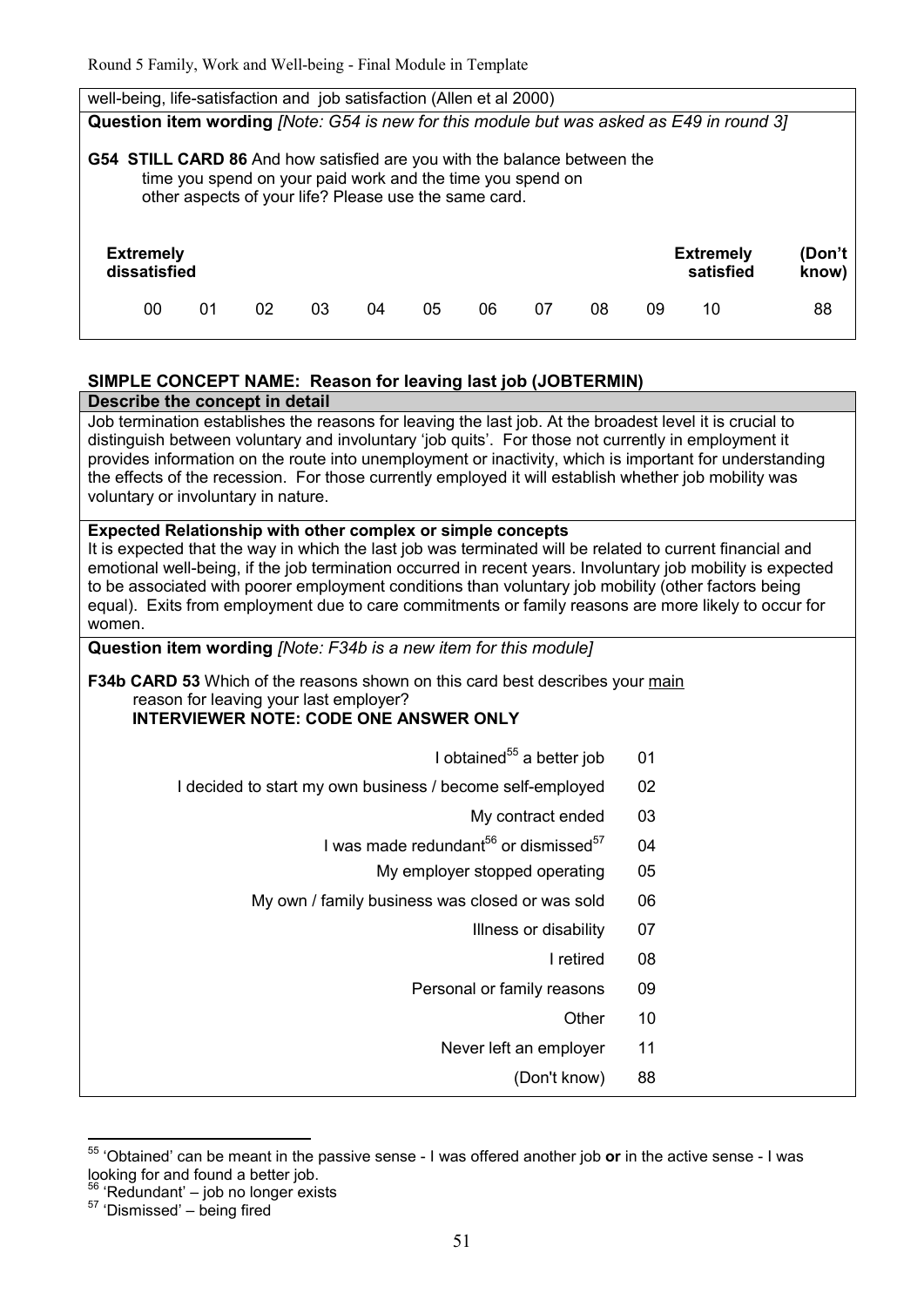well-being, life-satisfaction and job satisfaction (Allen et al 2000)

**Question item wording** *[Note: G54 is new for this module but was asked as E49 in round 3]*

**G54 STILL CARD 86** And how satisfied are you with the balance between the time you spend on your paid work and the time you spend on other aspects of your life? Please use the same card.

| Extremely dissatisfied | | | | | | | | | | Extremely satisfied | (Don't know) |
|---|---|---|---|---|---|---|---|---|---|---|---|
| 00 | 01 | 02 | 03 | 04 | 05 | 06 | 07 | 08 | 09 | 10 | 88 |

### SIMPLE CONCEPT NAME: Reason for leaving last job (JOBTERMIN)

**Describe the concept in detail**

Job termination establishes the reasons for leaving the last job. At the broadest level it is crucial to distinguish between voluntary and involuntary 'job quits'. For those not currently in employment it provides information on the route into unemployment or inactivity, which is important for understanding the effects of the recession. For those currently employed it will establish whether job mobility was voluntary or involuntary in nature.

**Expected Relationship with other complex or simple concepts**

It is expected that the way in which the last job was terminated will be related to current financial and emotional well-being, if the job termination occurred in recent years. Involuntary job mobility is expected to be associated with poorer employment conditions than voluntary job mobility (other factors being equal). Exits from employment due to care commitments or family reasons are more likely to occur for women.

**Question item wording** *[Note: F34b is a new item for this module]*

**F34b CARD 53** Which of the reasons shown on this card best describes your <u>main</u> reason for leaving your last employer?
**INTERVIEWER NOTE: CODE ONE ANSWER ONLY**

| | |
|---|---|
| I obtained[55] a better job | 01 |
| I decided to start my own business / become self-employed | 02 |
| My contract ended | 03 |
| I was made redundant[56] or dismissed[57] | 04 |
| My employer stopped operating | 05 |
| My own / family business was closed or was sold | 06 |
| Illness or disability | 07 |
| I retired | 08 |
| Personal or family reasons | 09 |
| Other | 10 |
| Never left an employer | 11 |
| (Don't know) | 88 |

[55] 'Obtained' can be meant in the passive sense - I was offered another job **or** in the active sense - I was looking for and found a better job.
[56] 'Redundant' – job no longer exists
[57] 'Dismissed' – being fired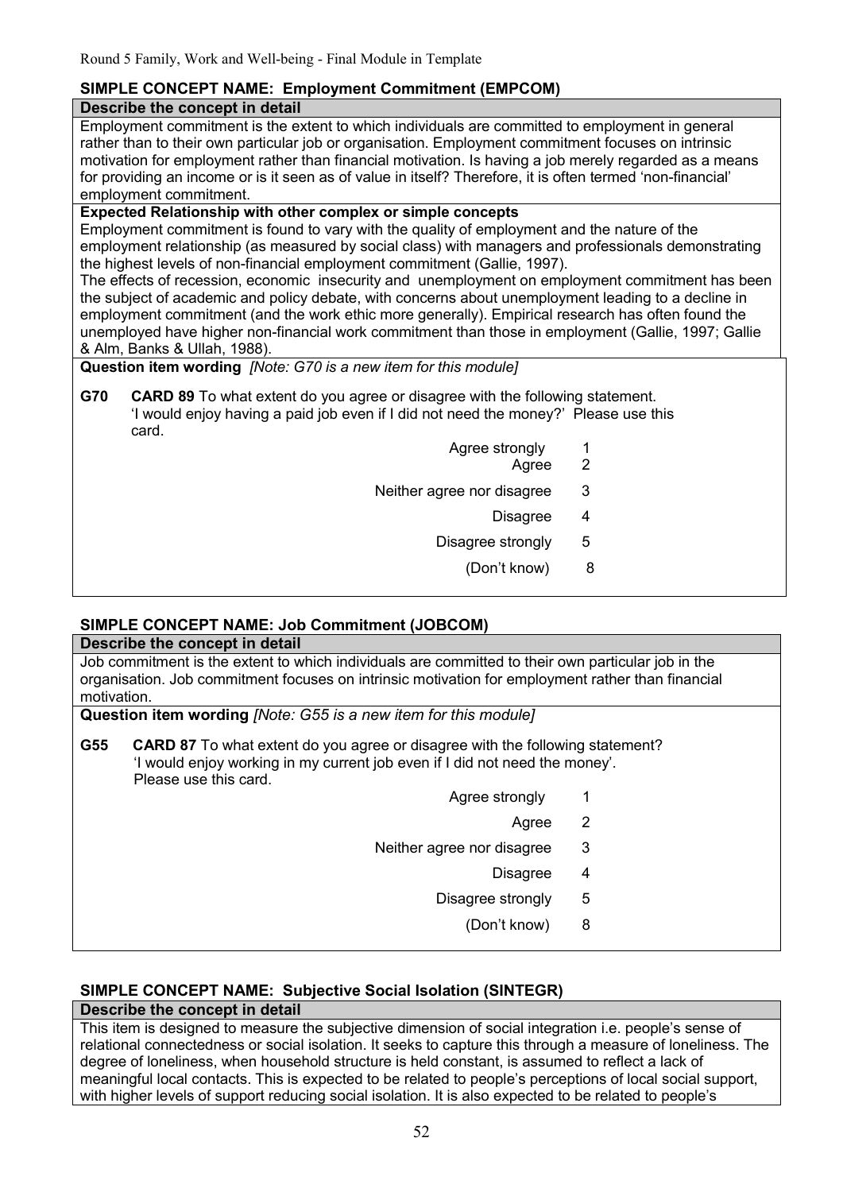### SIMPLE CONCEPT NAME: Employment Commitment (EMPCOM)

**Describe the concept in detail**

Employment commitment is the extent to which individuals are committed to employment in general rather than to their own particular job or organisation. Employment commitment focuses on intrinsic motivation for employment rather than financial motivation. Is having a job merely regarded as a means for providing an income or is it seen as of value in itself? Therefore, it is often termed 'non-financial' employment commitment.

**Expected Relationship with other complex or simple concepts**

Employment commitment is found to vary with the quality of employment and the nature of the employment relationship (as measured by social class) with managers and professionals demonstrating the highest levels of non-financial employment commitment (Gallie, 1997).

The effects of recession, economic insecurity and unemployment on employment commitment has been the subject of academic and policy debate, with concerns about unemployment leading to a decline in employment commitment (and the work ethic more generally). Empirical research has often found the unemployed have higher non-financial work commitment than those in employment (Gallie, 1997; Gallie & Alm, Banks & Ullah, 1988).

**Question item wording** *[Note: G70 is a new item for this module]*

**G70** **CARD 89** To what extent do you agree or disagree with the following statement. 'I would enjoy having a paid job even if I did not need the money?' Please use this card.

| | |
|---|---|
| Agree strongly | 1 |
| Agree | 2 |
| Neither agree nor disagree | 3 |
| Disagree | 4 |
| Disagree strongly | 5 |
| (Don't know) | 8 |

### SIMPLE CONCEPT NAME: Job Commitment (JOBCOM)

**Describe the concept in detail**

Job commitment is the extent to which individuals are committed to their own particular job in the organisation. Job commitment focuses on intrinsic motivation for employment rather than financial motivation.

**Question item wording** *[Note: G55 is a new item for this module]*

**G55** **CARD 87** To what extent do you agree or disagree with the following statement? 'I would enjoy working in my current job even if I did not need the money'. Please use this card.

| | |
|---|---|
| Agree strongly | 1 |
| Agree | 2 |
| Neither agree nor disagree | 3 |
| Disagree | 4 |
| Disagree strongly | 5 |
| (Don't know) | 8 |

### SIMPLE CONCEPT NAME: Subjective Social Isolation (SINTEGR)

**Describe the concept in detail**

This item is designed to measure the subjective dimension of social integration i.e. people's sense of relational connectedness or social isolation. It seeks to capture this through a measure of loneliness. The degree of loneliness, when household structure is held constant, is assumed to reflect a lack of meaningful local contacts. This is expected to be related to people's perceptions of local social support, with higher levels of support reducing social isolation. It is also expected to be related to people's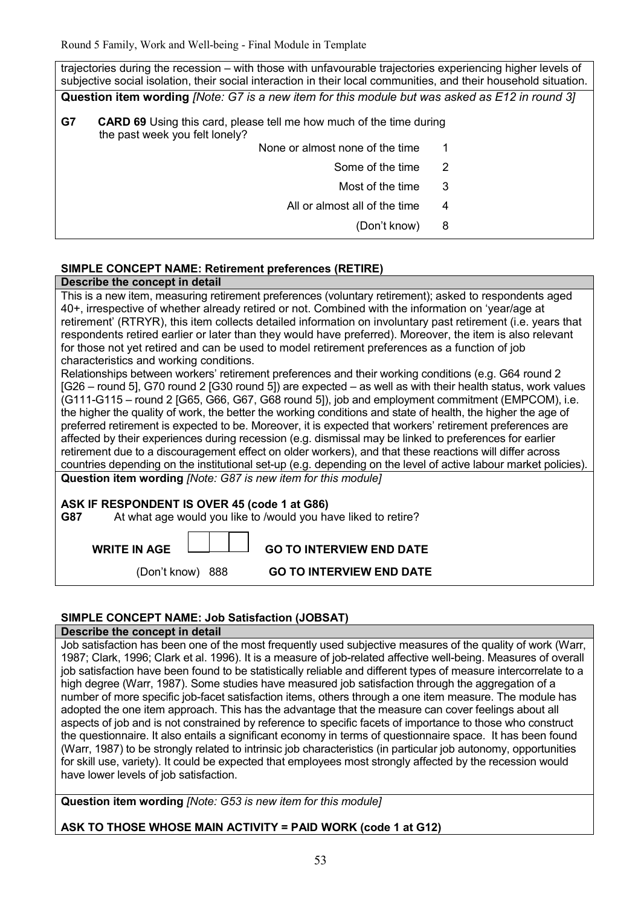trajectories during the recession – with those with unfavourable trajectories experiencing higher levels of subjective social isolation, their social interaction in their local communities, and their household situation.

**Question item wording** *[Note: G7 is a new item for this module but was asked as E12 in round 3]*

**G7** **CARD 69** Using this card, please tell me how much of the time during the past week you felt lonely?

| | |
|---|---|
| None or almost none of the time | 1 |
| Some of the time | 2 |
| Most of the time | 3 |
| All or almost all of the time | 4 |
| (Don't know) | 8 |

### SIMPLE CONCEPT NAME: Retirement preferences (RETIRE)

**Describe the concept in detail**

This is a new item, measuring retirement preferences (voluntary retirement); asked to respondents aged 40+, irrespective of whether already retired or not. Combined with the information on 'year/age at retirement' (RTRYR), this item collects detailed information on involuntary past retirement (i.e. years that respondents retired earlier or later than they would have preferred). Moreover, the item is also relevant for those not yet retired and can be used to model retirement preferences as a function of job characteristics and working conditions.

Relationships between workers' retirement preferences and their working conditions (e.g. G64 round 2 [G26 – round 5], G70 round 2 [G30 round 5]) are expected – as well as with their health status, work values (G111-G115 – round 2 [G65, G66, G67, G68 round 5]), job and employment commitment (EMPCOM), i.e. the higher the quality of work, the better the working conditions and state of health, the higher the age of preferred retirement is expected to be. Moreover, it is expected that workers' retirement preferences are affected by their experiences during recession (e.g. dismissal may be linked to preferences for earlier retirement due to a discouragement effect on older workers), and that these reactions will differ across countries depending on the institutional set-up (e.g. depending on the level of active labour market policies).

**Question item wording** *[Note: G87 is new item for this module]*

**ASK IF RESPONDENT IS OVER 45 (code 1 at G86)**

**G87** At what age would you like to /would you have liked to retire?

| | | |
|---|---|---|
| **WRITE IN AGE** | ☐☐☐ | **GO TO INTERVIEW END DATE** |
| (Don't know) | 888 | **GO TO INTERVIEW END DATE** |

### SIMPLE CONCEPT NAME: Job Satisfaction (JOBSAT)

**Describe the concept in detail**

Job satisfaction has been one of the most frequently used subjective measures of the quality of work (Warr, 1987; Clark, 1996; Clark et al. 1996). It is a measure of job-related affective well-being. Measures of overall job satisfaction have been found to be statistically reliable and different types of measure intercorrelate to a high degree (Warr, 1987). Some studies have measured job satisfaction through the aggregation of a number of more specific job-facet satisfaction items, others through a one item measure. The module has adopted the one item approach. This has the advantage that the measure can cover feelings about all aspects of job and is not constrained by reference to specific facets of importance to those who construct the questionnaire. It also entails a significant economy in terms of questionnaire space. It has been found (Warr, 1987) to be strongly related to intrinsic job characteristics (in particular job autonomy, opportunities for skill use, variety). It could be expected that employees most strongly affected by the recession would have lower levels of job satisfaction.

**Question item wording** *[Note: G53 is new item for this module]*

**ASK TO THOSE WHOSE MAIN ACTIVITY = PAID WORK (code 1 at G12)**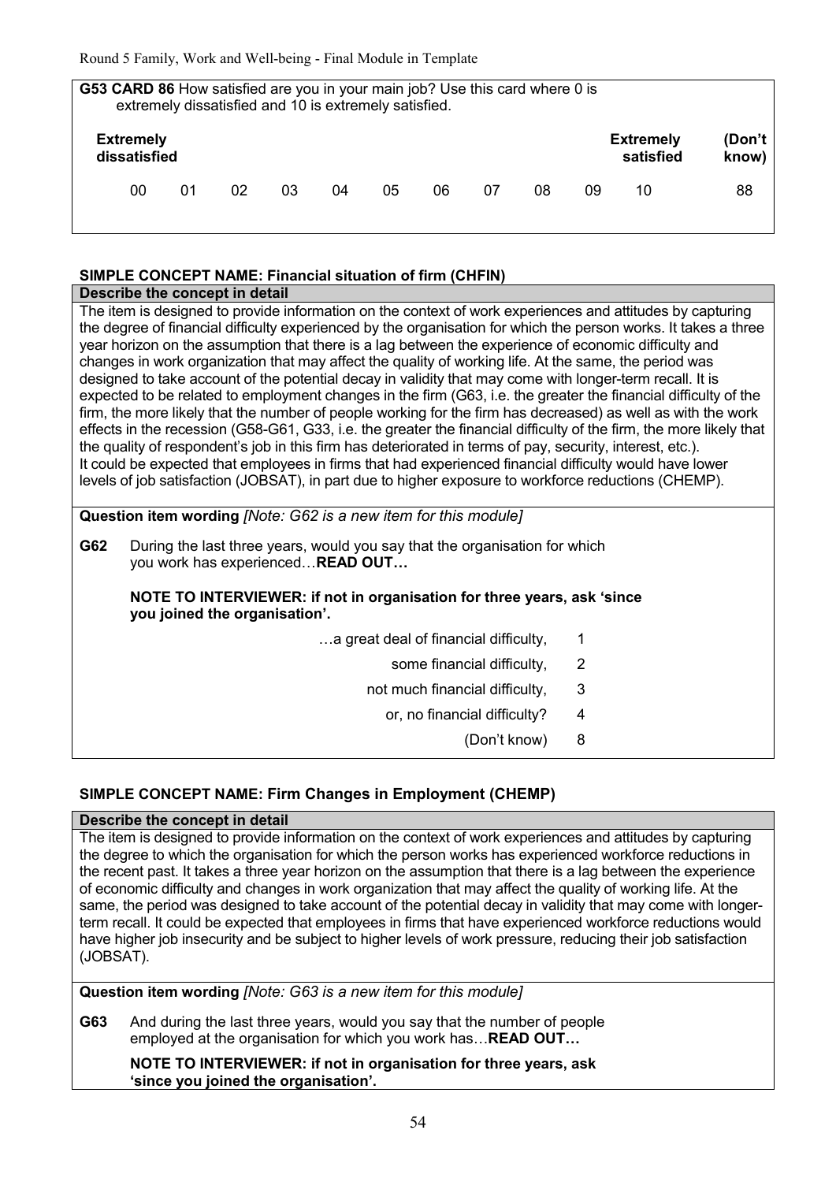**G53 CARD 86** How satisfied are you in your main job? Use this card where 0 is extremely dissatisfied and 10 is extremely satisfied.

| Extremely dissatisfied | | | | | | | | | | Extremely satisfied | (Don't know) |
|---|---|---|---|---|---|---|---|---|---|---|---|
| 00 | 01 | 02 | 03 | 04 | 05 | 06 | 07 | 08 | 09 | 10 | 88 |

### SIMPLE CONCEPT NAME: Financial situation of firm (CHFIN)

**Describe the concept in detail**

The item is designed to provide information on the context of work experiences and attitudes by capturing the degree of financial difficulty experienced by the organisation for which the person works. It takes a three year horizon on the assumption that there is a lag between the experience of economic difficulty and changes in work organization that may affect the quality of working life. At the same, the period was designed to take account of the potential decay in validity that may come with longer-term recall. It is expected to be related to employment changes in the firm (G63, i.e. the greater the financial difficulty of the firm, the more likely that the number of people working for the firm has decreased) as well as with the work effects in the recession (G58-G61, G33, i.e. the greater the financial difficulty of the firm, the more likely that the quality of respondent's job in this firm has deteriorated in terms of pay, security, interest, etc.).
It could be expected that employees in firms that had experienced financial difficulty would have lower levels of job satisfaction (JOBSAT), in part due to higher exposure to workforce reductions (CHEMP).

**Question item wording** *[Note: G62 is a new item for this module]*

**G62** During the last three years, would you say that the organisation for which you work has experienced…**READ OUT…**

**NOTE TO INTERVIEWER: if not in organisation for three years, ask 'since you joined the organisation'.**

| | |
|---|---|
| …a great deal of financial difficulty, | 1 |
| some financial difficulty, | 2 |
| not much financial difficulty, | 3 |
| or, no financial difficulty? | 4 |
| (Don't know) | 8 |

### SIMPLE CONCEPT NAME: Firm Changes in Employment (CHEMP)

**Describe the concept in detail**

The item is designed to provide information on the context of work experiences and attitudes by capturing the degree to which the organisation for which the person works has experienced workforce reductions in the recent past. It takes a three year horizon on the assumption that there is a lag between the experience of economic difficulty and changes in work organization that may affect the quality of working life. At the same, the period was designed to take account of the potential decay in validity that may come with longer-term recall. It could be expected that employees in firms that have experienced workforce reductions would have higher job insecurity and be subject to higher levels of work pressure, reducing their job satisfaction (JOBSAT).

**Question item wording** *[Note: G63 is a new item for this module]*

**G63** And during the last three years, would you say that the number of people employed at the organisation for which you work has…**READ OUT…**

**NOTE TO INTERVIEWER: if not in organisation for three years, ask 'since you joined the organisation'.**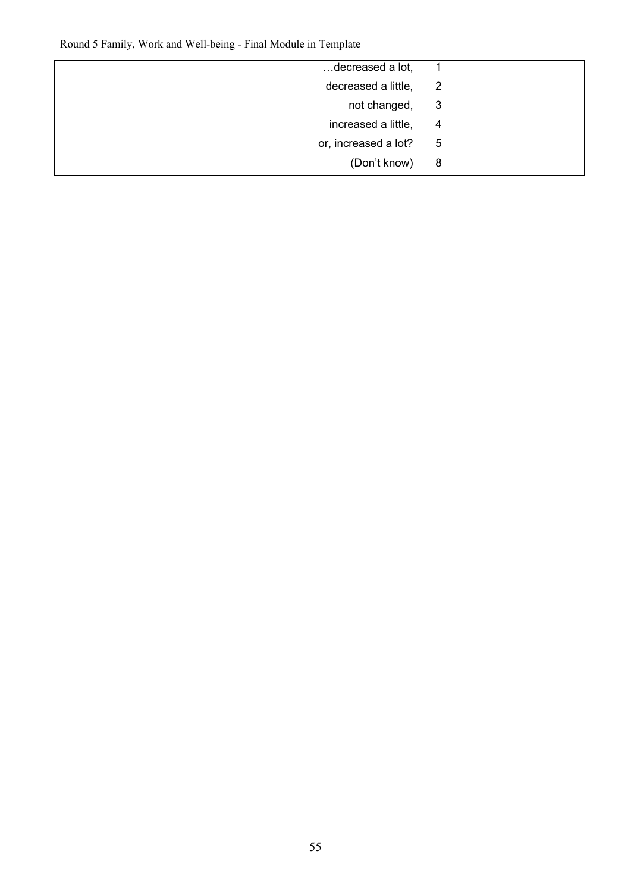| | |
|---|---|
| …decreased a lot, | 1 |
| decreased a little, | 2 |
| not changed, | 3 |
| increased a little, | 4 |
| or, increased a lot? | 5 |
| (Don't know) | 8 |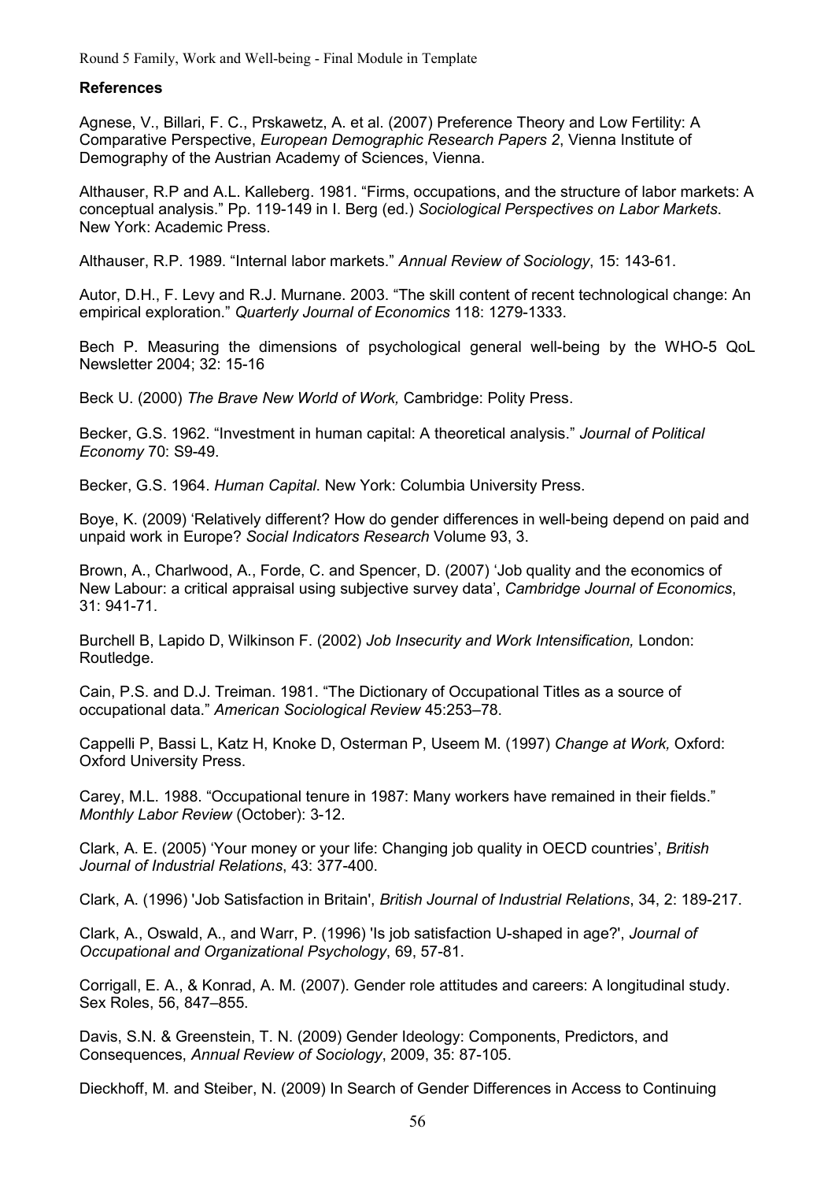## References

Agnese, V., Billari, F. C., Prskawetz, A. et al. (2007) Preference Theory and Low Fertility: A Comparative Perspective, *European Demographic Research Papers 2*, Vienna Institute of Demography of the Austrian Academy of Sciences, Vienna.

Althauser, R.P and A.L. Kalleberg. 1981. "Firms, occupations, and the structure of labor markets: A conceptual analysis." Pp. 119-149 in I. Berg (ed.) *Sociological Perspectives on Labor Markets*. New York: Academic Press.

Althauser, R.P. 1989. "Internal labor markets." *Annual Review of Sociology*, 15: 143-61.

Autor, D.H., F. Levy and R.J. Murnane. 2003. "The skill content of recent technological change: An empirical exploration." *Quarterly Journal of Economics* 118: 1279-1333.

Bech P. Measuring the dimensions of psychological general well-being by the WHO-5 QoL Newsletter 2004; 32: 15-16

Beck U. (2000) *The Brave New World of Work,* Cambridge: Polity Press.

Becker, G.S. 1962. "Investment in human capital: A theoretical analysis." *Journal of Political Economy* 70: S9-49.

Becker, G.S. 1964. *Human Capital*. New York: Columbia University Press.

Boye, K. (2009) 'Relatively different? How do gender differences in well-being depend on paid and unpaid work in Europe? *Social Indicators Research* Volume 93, 3.

Brown, A., Charlwood, A., Forde, C. and Spencer, D. (2007) 'Job quality and the economics of New Labour: a critical appraisal using subjective survey data', *Cambridge Journal of Economics*, 31: 941-71.

Burchell B, Lapido D, Wilkinson F. (2002) *Job Insecurity and Work Intensification,* London: Routledge.

Cain, P.S. and D.J. Treiman. 1981. "The Dictionary of Occupational Titles as a source of occupational data." *American Sociological Review* 45:253–78.

Cappelli P, Bassi L, Katz H, Knoke D, Osterman P, Useem M. (1997) *Change at Work,* Oxford: Oxford University Press.

Carey, M.L. 1988. "Occupational tenure in 1987: Many workers have remained in their fields." *Monthly Labor Review* (October): 3-12.

Clark, A. E. (2005) 'Your money or your life: Changing job quality in OECD countries', *British Journal of Industrial Relations*, 43: 377-400.

Clark, A. (1996) 'Job Satisfaction in Britain', *British Journal of Industrial Relations*, 34, 2: 189-217.

Clark, A., Oswald, A., and Warr, P. (1996) 'Is job satisfaction U-shaped in age?', *Journal of Occupational and Organizational Psychology*, 69, 57-81.

Corrigall, E. A., & Konrad, A. M. (2007). Gender role attitudes and careers: A longitudinal study. Sex Roles, 56, 847–855.

Davis, S.N. & Greenstein, T. N. (2009) Gender Ideology: Components, Predictors, and Consequences, *Annual Review of Sociology*, 2009, 35: 87-105.

Dieckhoff, M. and Steiber, N. (2009) In Search of Gender Differences in Access to Continuing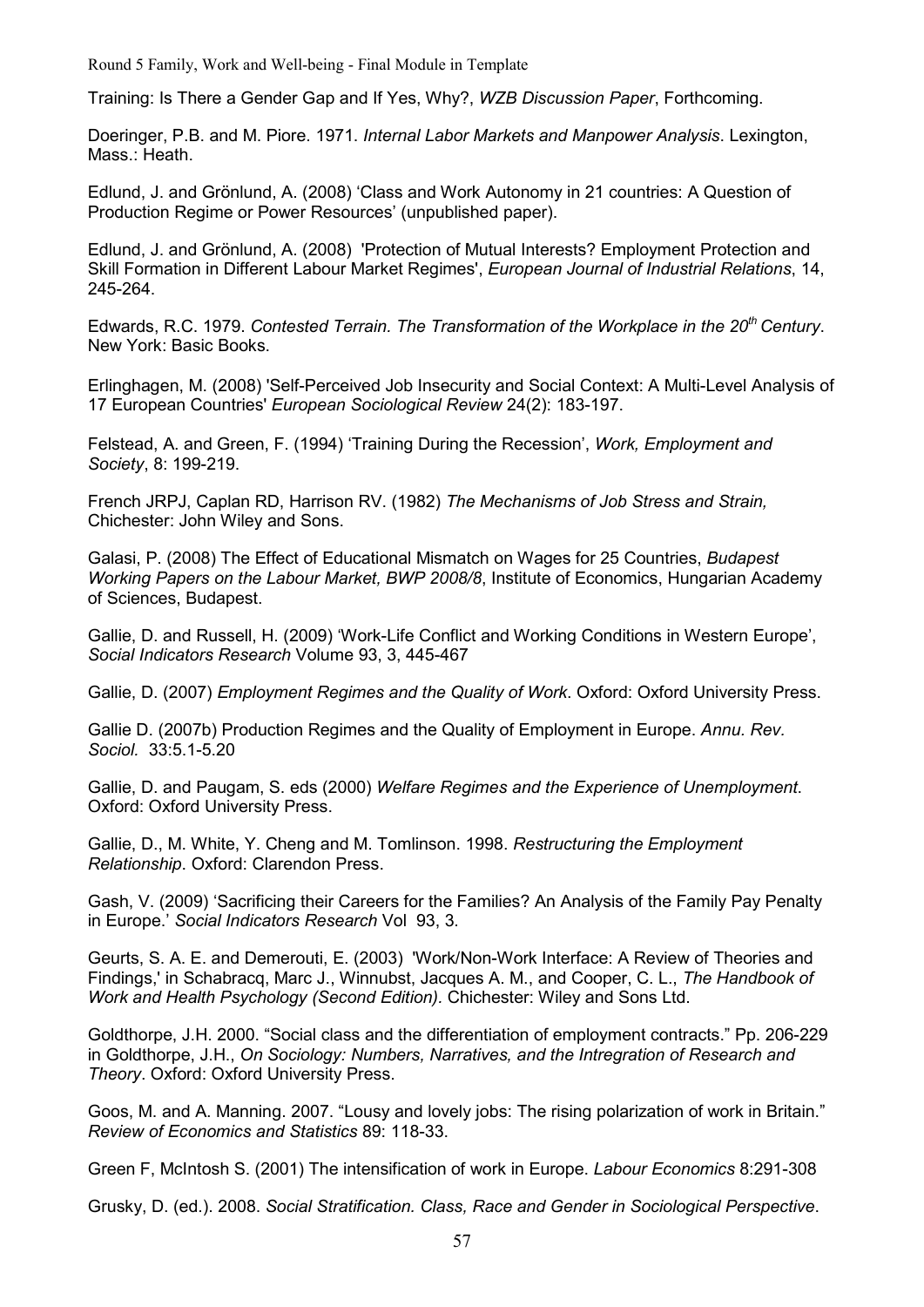Training: Is There a Gender Gap and If Yes, Why?, *WZB Discussion Paper*, Forthcoming.

Doeringer, P.B. and M. Piore. 1971. *Internal Labor Markets and Manpower Analysis*. Lexington, Mass.: Heath.

Edlund, J. and Grönlund, A. (2008) 'Class and Work Autonomy in 21 countries: A Question of Production Regime or Power Resources' (unpublished paper).

Edlund, J. and Grönlund, A. (2008) 'Protection of Mutual Interests? Employment Protection and Skill Formation in Different Labour Market Regimes', *European Journal of Industrial Relations*, 14, 245-264.

Edwards, R.C. 1979. *Contested Terrain. The Transformation of the Workplace in the 20th Century*. New York: Basic Books.

Erlinghagen, M. (2008) 'Self-Perceived Job Insecurity and Social Context: A Multi-Level Analysis of 17 European Countries' *European Sociological Review* 24(2): 183-197.

Felstead, A. and Green, F. (1994) 'Training During the Recession', *Work, Employment and Society*, 8: 199-219.

French JRPJ, Caplan RD, Harrison RV. (1982) *The Mechanisms of Job Stress and Strain,* Chichester: John Wiley and Sons.

Galasi, P. (2008) The Effect of Educational Mismatch on Wages for 25 Countries, *Budapest Working Papers on the Labour Market, BWP 2008/8*, Institute of Economics, Hungarian Academy of Sciences, Budapest.

Gallie, D. and Russell, H. (2009) 'Work-Life Conflict and Working Conditions in Western Europe', *Social Indicators Research* Volume 93, 3, 445-467

Gallie, D. (2007) *Employment Regimes and the Quality of Work*. Oxford: Oxford University Press.

Gallie D. (2007b) Production Regimes and the Quality of Employment in Europe. *Annu. Rev. Sociol.* 33:5.1-5.20

Gallie, D. and Paugam, S. eds (2000) *Welfare Regimes and the Experience of Unemployment*. Oxford: Oxford University Press.

Gallie, D., M. White, Y. Cheng and M. Tomlinson. 1998. *Restructuring the Employment Relationship*. Oxford: Clarendon Press.

Gash, V. (2009) 'Sacrificing their Careers for the Families? An Analysis of the Family Pay Penalty in Europe.' *Social Indicators Research* Vol 93, 3.

Geurts, S. A. E. and Demerouti, E. (2003) 'Work/Non-Work Interface: A Review of Theories and Findings,' in Schabracq, Marc J., Winnubst, Jacques A. M., and Cooper, C. L., *The Handbook of Work and Health Psychology (Second Edition).* Chichester: Wiley and Sons Ltd.

Goldthorpe, J.H. 2000. "Social class and the differentiation of employment contracts." Pp. 206-229 in Goldthorpe, J.H., *On Sociology: Numbers, Narratives, and the Intregration of Research and Theory*. Oxford: Oxford University Press.

Goos, M. and A. Manning. 2007. "Lousy and lovely jobs: The rising polarization of work in Britain." *Review of Economics and Statistics* 89: 118-33.

Green F, McIntosh S. (2001) The intensification of work in Europe. *Labour Economics* 8:291-308

Grusky, D. (ed.). 2008. *Social Stratification. Class, Race and Gender in Sociological Perspective*.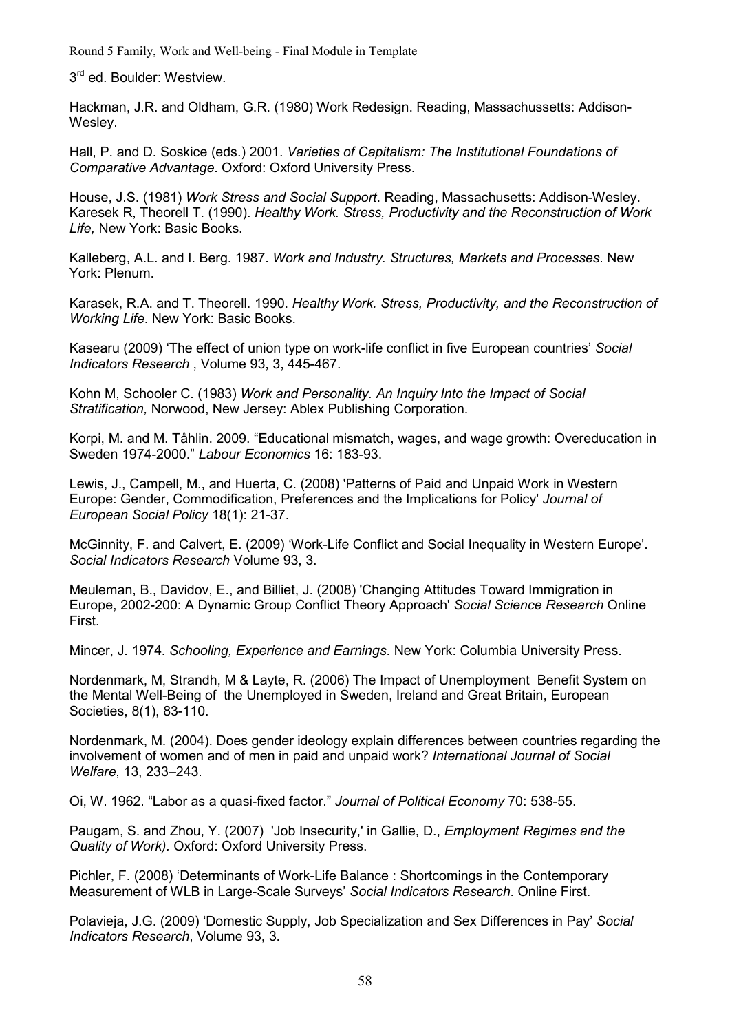3rd ed. Boulder: Westview.

Hackman, J.R. and Oldham, G.R. (1980) Work Redesign. Reading, Massachussetts: Addison-Wesley.

Hall, P. and D. Soskice (eds.) 2001. *Varieties of Capitalism: The Institutional Foundations of Comparative Advantage*. Oxford: Oxford University Press.

House, J.S. (1981) *Work Stress and Social Support*. Reading, Massachusetts: Addison-Wesley. Karesek R, Theorell T. (1990). *Healthy Work. Stress, Productivity and the Reconstruction of Work Life,* New York: Basic Books.

Kalleberg, A.L. and I. Berg. 1987. *Work and Industry. Structures, Markets and Processes*. New York: Plenum.

Karasek, R.A. and T. Theorell. 1990. *Healthy Work. Stress, Productivity, and the Reconstruction of Working Life*. New York: Basic Books.

Kasearu (2009) 'The effect of union type on work-life conflict in five European countries' *Social Indicators Research* , Volume 93, 3, 445-467.

Kohn M, Schooler C. (1983) *Work and Personality. An Inquiry Into the Impact of Social Stratification,* Norwood, New Jersey: Ablex Publishing Corporation.

Korpi, M. and M. Tåhlin. 2009. "Educational mismatch, wages, and wage growth: Overeducation in Sweden 1974-2000." *Labour Economics* 16: 183-93.

Lewis, J., Campell, M., and Huerta, C. (2008) 'Patterns of Paid and Unpaid Work in Western Europe: Gender, Commodification, Preferences and the Implications for Policy' *Journal of European Social Policy* 18(1): 21-37.

McGinnity, F. and Calvert, E. (2009) 'Work-Life Conflict and Social Inequality in Western Europe'. *Social Indicators Research* Volume 93, 3.

Meuleman, B., Davidov, E., and Billiet, J. (2008) 'Changing Attitudes Toward Immigration in Europe, 2002-200: A Dynamic Group Conflict Theory Approach' *Social Science Research* Online First.

Mincer, J. 1974. *Schooling, Experience and Earnings*. New York: Columbia University Press.

Nordenmark, M, Strandh, M & Layte, R. (2006) The Impact of Unemployment Benefit System on the Mental Well-Being of the Unemployed in Sweden, Ireland and Great Britain, European Societies, 8(1), 83-110.

Nordenmark, M. (2004). Does gender ideology explain differences between countries regarding the involvement of women and of men in paid and unpaid work? *International Journal of Social Welfare*, 13, 233–243.

Oi, W. 1962. "Labor as a quasi-fixed factor." *Journal of Political Economy* 70: 538-55.

Paugam, S. and Zhou, Y. (2007) 'Job Insecurity,' in Gallie, D., *Employment Regimes and the Quality of Work)*. Oxford: Oxford University Press.

Pichler, F. (2008) 'Determinants of Work-Life Balance : Shortcomings in the Contemporary Measurement of WLB in Large-Scale Surveys' *Social Indicators Research*. Online First.

Polavieja, J.G. (2009) 'Domestic Supply, Job Specialization and Sex Differences in Pay' *Social Indicators Research*, Volume 93, 3.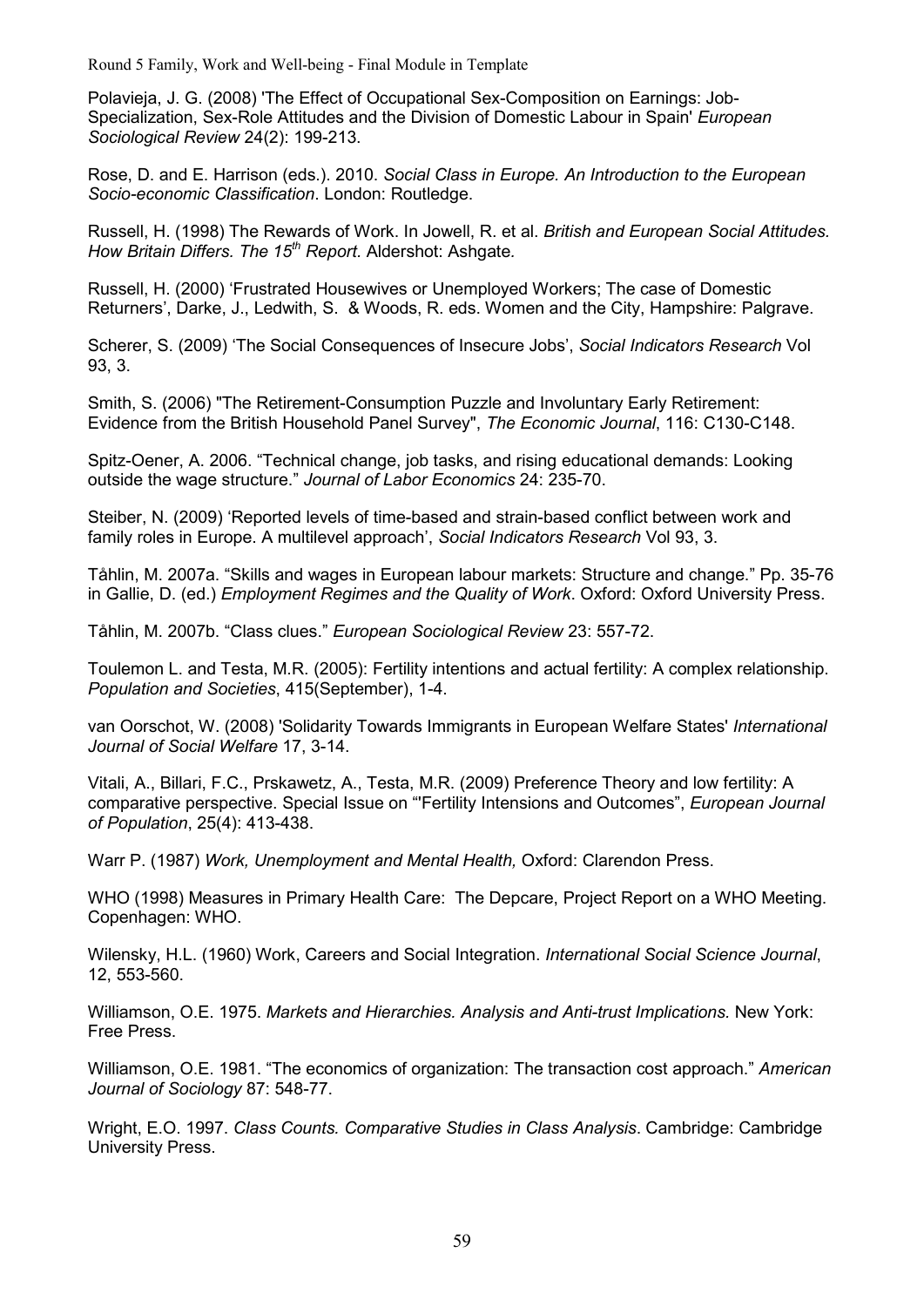Polavieja, J. G. (2008) 'The Effect of Occupational Sex-Composition on Earnings: Job-Specialization, Sex-Role Attitudes and the Division of Domestic Labour in Spain' *European Sociological Review* 24(2): 199-213.

Rose, D. and E. Harrison (eds.). 2010. *Social Class in Europe. An Introduction to the European Socio-economic Classification*. London: Routledge.

Russell, H. (1998) The Rewards of Work. In Jowell, R. et al. *British and European Social Attitudes. How Britain Differs. The 15th Report.* Aldershot: Ashgate.

Russell, H. (2000) 'Frustrated Housewives or Unemployed Workers; The case of Domestic Returners', Darke, J., Ledwith, S. & Woods, R. eds. Women and the City, Hampshire: Palgrave.

Scherer, S. (2009) 'The Social Consequences of Insecure Jobs', *Social Indicators Research* Vol 93, 3.

Smith, S. (2006) "The Retirement-Consumption Puzzle and Involuntary Early Retirement: Evidence from the British Household Panel Survey", *The Economic Journal*, 116: C130-C148.

Spitz-Oener, A. 2006. "Technical change, job tasks, and rising educational demands: Looking outside the wage structure." *Journal of Labor Economics* 24: 235-70.

Steiber, N. (2009) 'Reported levels of time-based and strain-based conflict between work and family roles in Europe. A multilevel approach', *Social Indicators Research* Vol 93, 3.

Tåhlin, M. 2007a. "Skills and wages in European labour markets: Structure and change." Pp. 35-76 in Gallie, D. (ed.) *Employment Regimes and the Quality of Work*. Oxford: Oxford University Press.

Tåhlin, M. 2007b. "Class clues." *European Sociological Review* 23: 557-72.

Toulemon L. and Testa, M.R. (2005): Fertility intentions and actual fertility: A complex relationship. *Population and Societies*, 415(September), 1-4.

van Oorschot, W. (2008) 'Solidarity Towards Immigrants in European Welfare States' *International Journal of Social Welfare* 17, 3-14.

Vitali, A., Billari, F.C., Prskawetz, A., Testa, M.R. (2009) Preference Theory and low fertility: A comparative perspective. Special Issue on "'Fertility Intensions and Outcomes", *European Journal of Population*, 25(4): 413-438.

Warr P. (1987) *Work, Unemployment and Mental Health,* Oxford: Clarendon Press.

WHO (1998) Measures in Primary Health Care: The Depcare, Project Report on a WHO Meeting. Copenhagen: WHO.

Wilensky, H.L. (1960) Work, Careers and Social Integration. *International Social Science Journal*, 12, 553-560.

Williamson, O.E. 1975. *Markets and Hierarchies. Analysis and Anti-trust Implications.* New York: Free Press.

Williamson, O.E. 1981. "The economics of organization: The transaction cost approach." *American Journal of Sociology* 87: 548-77.

Wright, E.O. 1997. *Class Counts. Comparative Studies in Class Analysis*. Cambridge: Cambridge University Press.